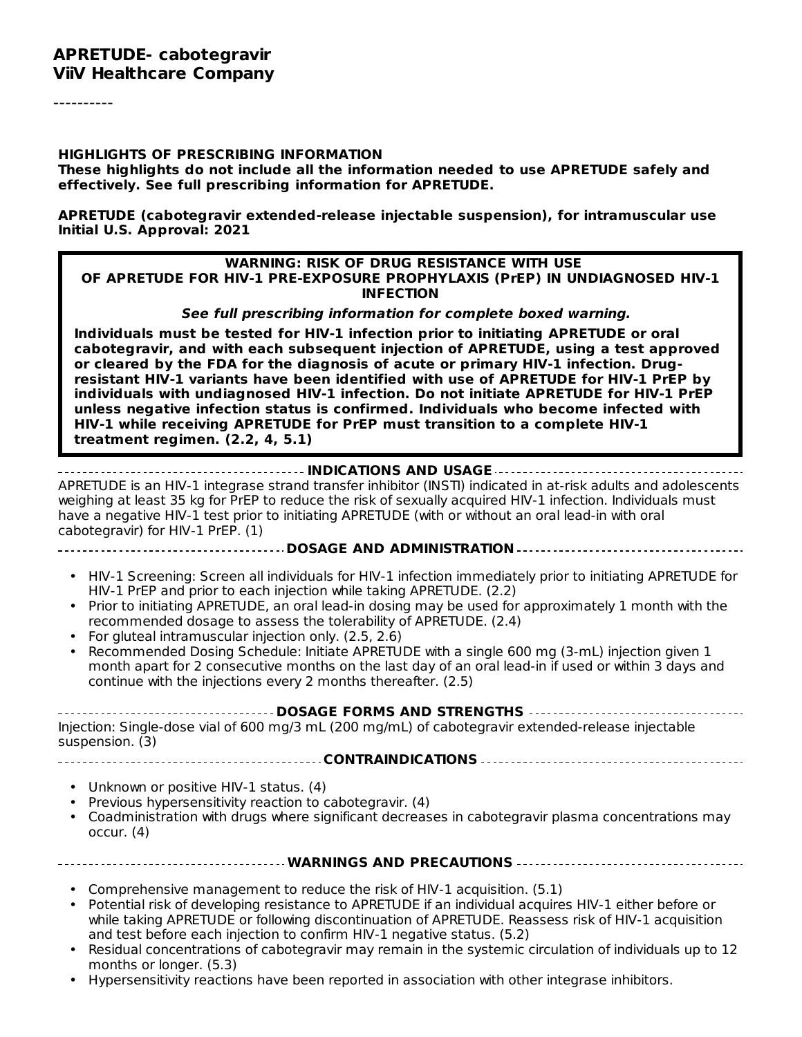# APRETUDE- cabotegravir
## ViiV Healthcare Company

----------

**HIGHLIGHTS OF PRESCRIBING INFORMATION**
**These highlights do not include all the information needed to use APRETUDE safely and effectively. See full prescribing information for APRETUDE.**

**APRETUDE (cabotegravir extended-release injectable suspension), for intramuscular use**
**Initial U.S. Approval: 2021**

**WARNING: RISK OF DRUG RESISTANCE WITH USE OF APRETUDE FOR HIV-1 PRE-EXPOSURE PROPHYLAXIS (PrEP) IN UNDIAGNOSED HIV-1 INFECTION**

***See full prescribing information for complete boxed warning.***

**Individuals must be tested for HIV-1 infection prior to initiating APRETUDE or oral cabotegravir, and with each subsequent injection of APRETUDE, using a test approved or cleared by the FDA for the diagnosis of acute or primary HIV-1 infection. Drug-resistant HIV-1 variants have been identified with use of APRETUDE for HIV-1 PrEP by individuals with undiagnosed HIV-1 infection. Do not initiate APRETUDE for HIV-1 PrEP unless negative infection status is confirmed. Individuals who become infected with HIV-1 while receiving APRETUDE for PrEP must transition to a complete HIV-1 treatment regimen. (2.2, 4, 5.1)**

### INDICATIONS AND USAGE

APRETUDE is an HIV-1 integrase strand transfer inhibitor (INSTI) indicated in at-risk adults and adolescents weighing at least 35 kg for PrEP to reduce the risk of sexually acquired HIV-1 infection. Individuals must have a negative HIV-1 test prior to initiating APRETUDE (with or without an oral lead-in with oral cabotegravir) for HIV-1 PrEP. (1)

### DOSAGE AND ADMINISTRATION

- HIV-1 Screening: Screen all individuals for HIV-1 infection immediately prior to initiating APRETUDE for HIV-1 PrEP and prior to each injection while taking APRETUDE. (2.2)
- Prior to initiating APRETUDE, an oral lead-in dosing may be used for approximately 1 month with the recommended dosage to assess the tolerability of APRETUDE. (2.4)
- For gluteal intramuscular injection only. (2.5, 2.6)
- Recommended Dosing Schedule: Initiate APRETUDE with a single 600 mg (3-mL) injection given 1 month apart for 2 consecutive months on the last day of an oral lead-in if used or within 3 days and continue with the injections every 2 months thereafter. (2.5)

### DOSAGE FORMS AND STRENGTHS

Injection: Single-dose vial of 600 mg/3 mL (200 mg/mL) of cabotegravir extended-release injectable suspension. (3)

### CONTRAINDICATIONS

- Unknown or positive HIV-1 status. (4)
- Previous hypersensitivity reaction to cabotegravir. (4)
- Coadministration with drugs where significant decreases in cabotegravir plasma concentrations may occur. (4)

### WARNINGS AND PRECAUTIONS

- Comprehensive management to reduce the risk of HIV-1 acquisition. (5.1)
- Potential risk of developing resistance to APRETUDE if an individual acquires HIV-1 either before or while taking APRETUDE or following discontinuation of APRETUDE. Reassess risk of HIV-1 acquisition and test before each injection to confirm HIV-1 negative status. (5.2)
- Residual concentrations of cabotegravir may remain in the systemic circulation of individuals up to 12 months or longer. (5.3)
- Hypersensitivity reactions have been reported in association with other integrase inhibitors.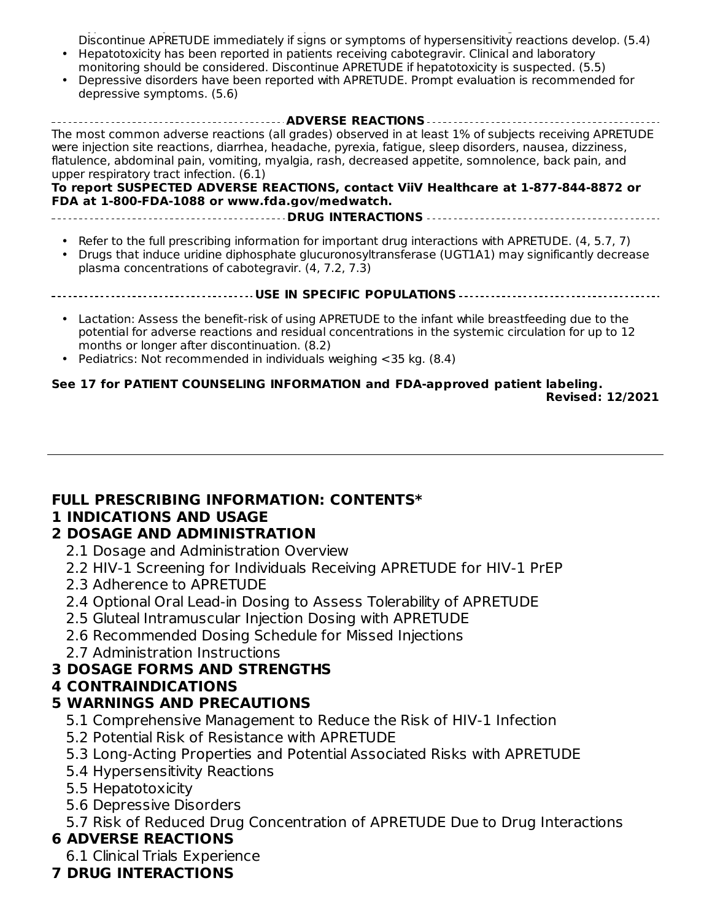Discontinue APRETUDE immediately if signs or symptoms of hypersensitivity reactions develop. (5.4)

- Hepatotoxicity has been reported in patients receiving cabotegravir. Clinical and laboratory monitoring should be considered. Discontinue APRETUDE if hepatotoxicity is suspected. (5.5)
- Depressive disorders have been reported with APRETUDE. Prompt evaluation is recommended for depressive symptoms. (5.6)

**ADVERSE REACTIONS**

The most common adverse reactions (all grades) observed in at least 1% of subjects receiving APRETUDE were injection site reactions, diarrhea, headache, pyrexia, fatigue, sleep disorders, nausea, dizziness, flatulence, abdominal pain, vomiting, myalgia, rash, decreased appetite, somnolence, back pain, and upper respiratory tract infection. (6.1)

**To report SUSPECTED ADVERSE REACTIONS, contact ViiV Healthcare at 1-877-844-8872 or FDA at 1-800-FDA-1088 or www.fda.gov/medwatch.**

**DRUG INTERACTIONS**

- Refer to the full prescribing information for important drug interactions with APRETUDE. (4, 5.7, 7)
- Drugs that induce uridine diphosphate glucuronosyltransferase (UGT1A1) may significantly decrease plasma concentrations of cabotegravir. (4, 7.2, 7.3)

**USE IN SPECIFIC POPULATIONS**

- Lactation: Assess the benefit-risk of using APRETUDE to the infant while breastfeeding due to the potential for adverse reactions and residual concentrations in the systemic circulation for up to 12 months or longer after discontinuation. (8.2)
- Pediatrics: Not recommended in individuals weighing <35 kg. (8.4)

**See 17 for PATIENT COUNSELING INFORMATION and FDA-approved patient labeling.**

**Revised: 12/2021**

---

## FULL PRESCRIBING INFORMATION: CONTENTS*

**1 INDICATIONS AND USAGE**

**2 DOSAGE AND ADMINISTRATION**

- 2.1 Dosage and Administration Overview
- 2.2 HIV-1 Screening for Individuals Receiving APRETUDE for HIV-1 PrEP
- 2.3 Adherence to APRETUDE
- 2.4 Optional Oral Lead-in Dosing to Assess Tolerability of APRETUDE
- 2.5 Gluteal Intramuscular Injection Dosing with APRETUDE
- 2.6 Recommended Dosing Schedule for Missed Injections
- 2.7 Administration Instructions

**3 DOSAGE FORMS AND STRENGTHS**

**4 CONTRAINDICATIONS**

**5 WARNINGS AND PRECAUTIONS**

- 5.1 Comprehensive Management to Reduce the Risk of HIV-1 Infection
- 5.2 Potential Risk of Resistance with APRETUDE
- 5.3 Long-Acting Properties and Potential Associated Risks with APRETUDE
- 5.4 Hypersensitivity Reactions
- 5.5 Hepatotoxicity
- 5.6 Depressive Disorders
- 5.7 Risk of Reduced Drug Concentration of APRETUDE Due to Drug Interactions

**6 ADVERSE REACTIONS**

- 6.1 Clinical Trials Experience

**7 DRUG INTERACTIONS**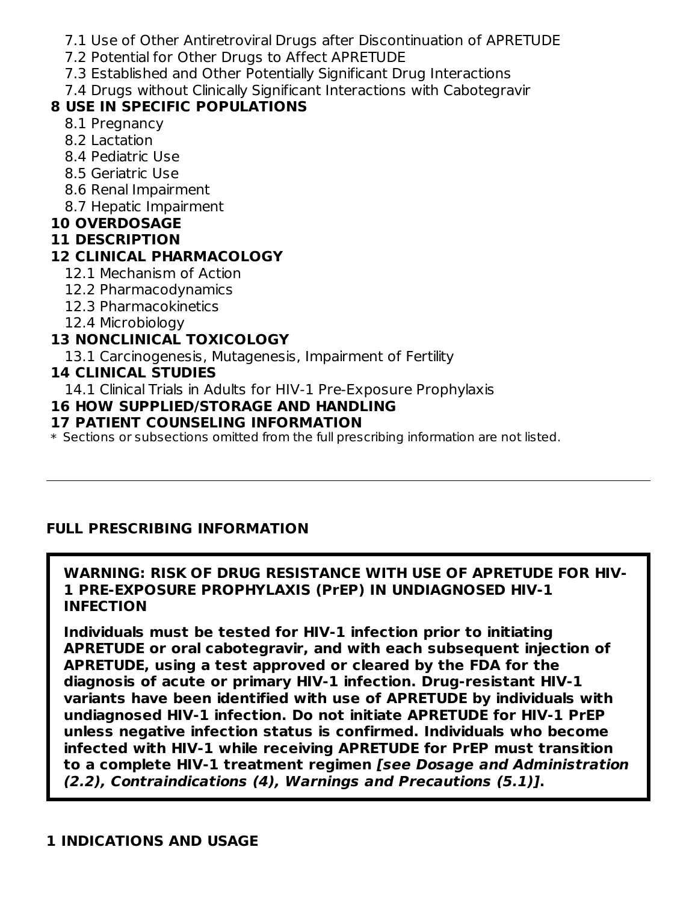7.1 Use of Other Antiretroviral Drugs after Discontinuation of APRETUDE
7.2 Potential for Other Drugs to Affect APRETUDE
7.3 Established and Other Potentially Significant Drug Interactions
7.4 Drugs without Clinically Significant Interactions with Cabotegravir

**8 USE IN SPECIFIC POPULATIONS**

8.1 Pregnancy
8.2 Lactation
8.4 Pediatric Use
8.5 Geriatric Use
8.6 Renal Impairment
8.7 Hepatic Impairment

**10 OVERDOSAGE**

**11 DESCRIPTION**

**12 CLINICAL PHARMACOLOGY**

12.1 Mechanism of Action
12.2 Pharmacodynamics
12.3 Pharmacokinetics
12.4 Microbiology

**13 NONCLINICAL TOXICOLOGY**

13.1 Carcinogenesis, Mutagenesis, Impairment of Fertility

**14 CLINICAL STUDIES**

14.1 Clinical Trials in Adults for HIV-1 Pre-Exposure Prophylaxis

**16 HOW SUPPLIED/STORAGE AND HANDLING**

**17 PATIENT COUNSELING INFORMATION**

\* Sections or subsections omitted from the full prescribing information are not listed.

---

## FULL PRESCRIBING INFORMATION

**WARNING: RISK OF DRUG RESISTANCE WITH USE OF APRETUDE FOR HIV-1 PRE-EXPOSURE PROPHYLAXIS (PrEP) IN UNDIAGNOSED HIV-1 INFECTION**

**Individuals must be tested for HIV-1 infection prior to initiating APRETUDE or oral cabotegravir, and with each subsequent injection of APRETUDE, using a test approved or cleared by the FDA for the diagnosis of acute or primary HIV-1 infection. Drug-resistant HIV-1 variants have been identified with use of APRETUDE by individuals with undiagnosed HIV-1 infection. Do not initiate APRETUDE for HIV-1 PrEP unless negative infection status is confirmed. Individuals who become infected with HIV-1 while receiving APRETUDE for PrEP must transition to a complete HIV-1 treatment regimen *[see Dosage and Administration (2.2), Contraindications (4), Warnings and Precautions (5.1)]*.**

## 1 INDICATIONS AND USAGE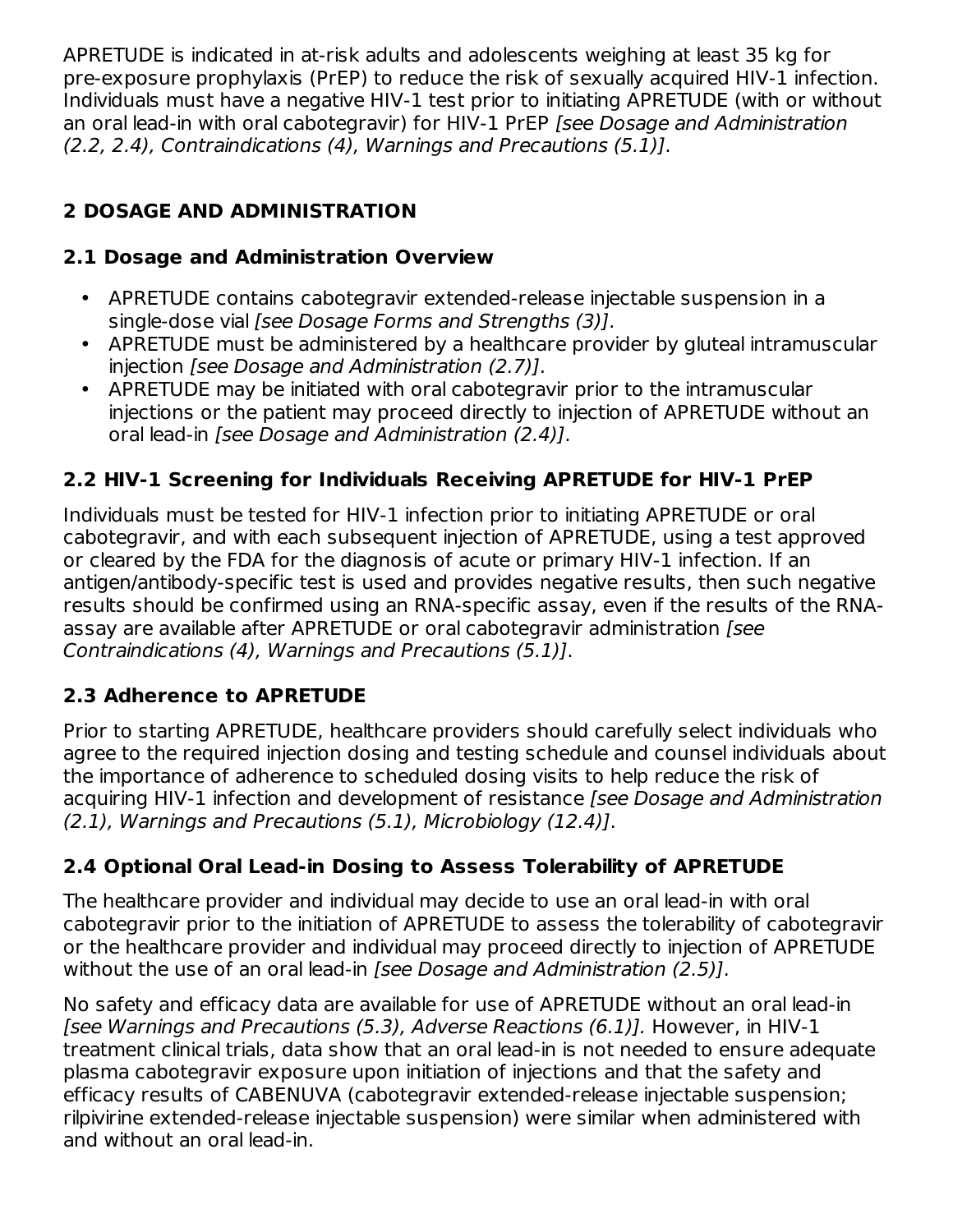APRETUDE is indicated in at-risk adults and adolescents weighing at least 35 kg for pre-exposure prophylaxis (PrEP) to reduce the risk of sexually acquired HIV-1 infection. Individuals must have a negative HIV-1 test prior to initiating APRETUDE (with or without an oral lead-in with oral cabotegravir) for HIV-1 PrEP *[see Dosage and Administration (2.2, 2.4), Contraindications (4), Warnings and Precautions (5.1)]*.

## 2 DOSAGE AND ADMINISTRATION

### 2.1 Dosage and Administration Overview

- APRETUDE contains cabotegravir extended-release injectable suspension in a single-dose vial *[see Dosage Forms and Strengths (3)]*.
- APRETUDE must be administered by a healthcare provider by gluteal intramuscular injection *[see Dosage and Administration (2.7)]*.
- APRETUDE may be initiated with oral cabotegravir prior to the intramuscular injections or the patient may proceed directly to injection of APRETUDE without an oral lead-in *[see Dosage and Administration (2.4)]*.

### 2.2 HIV-1 Screening for Individuals Receiving APRETUDE for HIV-1 PrEP

Individuals must be tested for HIV-1 infection prior to initiating APRETUDE or oral cabotegravir, and with each subsequent injection of APRETUDE, using a test approved or cleared by the FDA for the diagnosis of acute or primary HIV-1 infection. If an antigen/antibody-specific test is used and provides negative results, then such negative results should be confirmed using an RNA-specific assay, even if the results of the RNA-assay are available after APRETUDE or oral cabotegravir administration *[see Contraindications (4), Warnings and Precautions (5.1)]*.

### 2.3 Adherence to APRETUDE

Prior to starting APRETUDE, healthcare providers should carefully select individuals who agree to the required injection dosing and testing schedule and counsel individuals about the importance of adherence to scheduled dosing visits to help reduce the risk of acquiring HIV-1 infection and development of resistance *[see Dosage and Administration (2.1), Warnings and Precautions (5.1), Microbiology (12.4)]*.

### 2.4 Optional Oral Lead-in Dosing to Assess Tolerability of APRETUDE

The healthcare provider and individual may decide to use an oral lead-in with oral cabotegravir prior to the initiation of APRETUDE to assess the tolerability of cabotegravir or the healthcare provider and individual may proceed directly to injection of APRETUDE without the use of an oral lead-in *[see Dosage and Administration (2.5)]*.

No safety and efficacy data are available for use of APRETUDE without an oral lead-in *[see Warnings and Precautions (5.3), Adverse Reactions (6.1)]*. However, in HIV-1 treatment clinical trials, data show that an oral lead-in is not needed to ensure adequate plasma cabotegravir exposure upon initiation of injections and that the safety and efficacy results of CABENUVA (cabotegravir extended-release injectable suspension; rilpivirine extended-release injectable suspension) were similar when administered with and without an oral lead-in.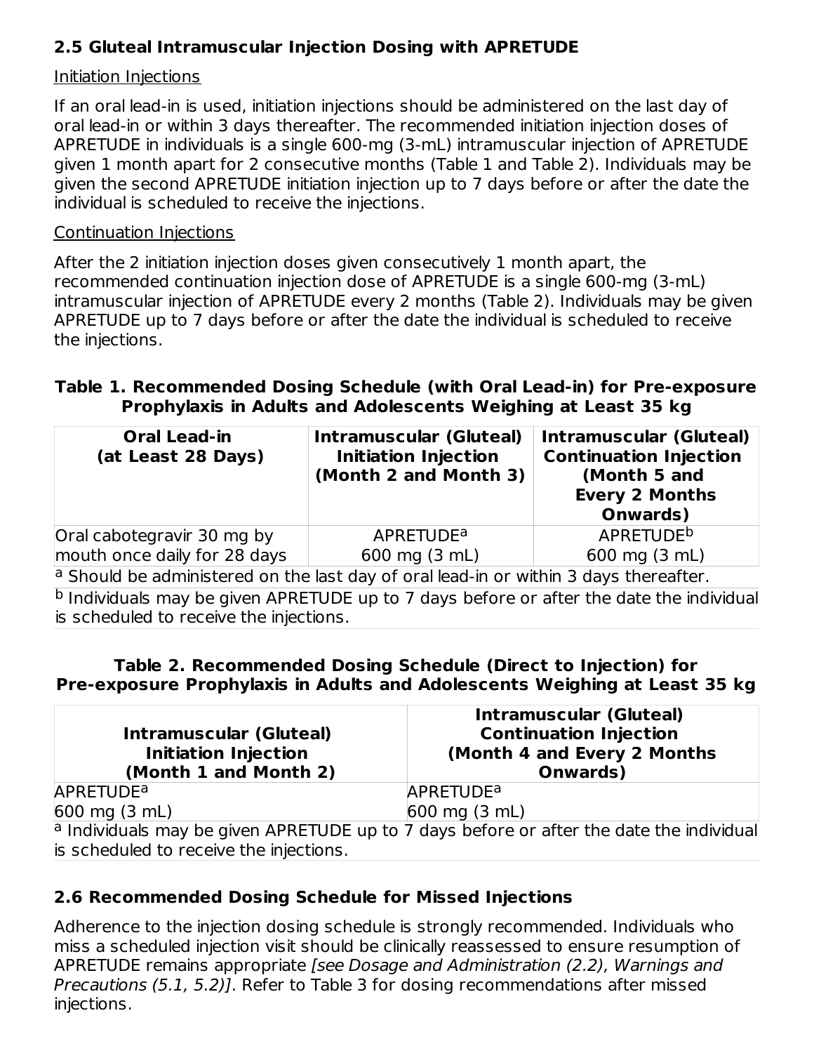### 2.5 Gluteal Intramuscular Injection Dosing with APRETUDE

Initiation Injections

If an oral lead-in is used, initiation injections should be administered on the last day of oral lead-in or within 3 days thereafter. The recommended initiation injection doses of APRETUDE in individuals is a single 600-mg (3-mL) intramuscular injection of APRETUDE given 1 month apart for 2 consecutive months (Table 1 and Table 2). Individuals may be given the second APRETUDE initiation injection up to 7 days before or after the date the individual is scheduled to receive the injections.

Continuation Injections

After the 2 initiation injection doses given consecutively 1 month apart, the recommended continuation injection dose of APRETUDE is a single 600-mg (3-mL) intramuscular injection of APRETUDE every 2 months (Table 2). Individuals may be given APRETUDE up to 7 days before or after the date the individual is scheduled to receive the injections.

**Table 1. Recommended Dosing Schedule (with Oral Lead-in) for Pre-exposure Prophylaxis in Adults and Adolescents Weighing at Least 35 kg**

| Oral Lead-in (at Least 28 Days) | Intramuscular (Gluteal) Initiation Injection (Month 2 and Month 3) | Intramuscular (Gluteal) Continuation Injection (Month 5 and Every 2 Months Onwards) |
|---|---|---|
| Oral cabotegravir 30 mg by mouth once daily for 28 days | APRETUDE[a] 600 mg (3 mL) | APRETUDE[b] 600 mg (3 mL) |

[a] Should be administered on the last day of oral lead-in or within 3 days thereafter.

[b] Individuals may be given APRETUDE up to 7 days before or after the date the individual is scheduled to receive the injections.

**Table 2. Recommended Dosing Schedule (Direct to Injection) for Pre-exposure Prophylaxis in Adults and Adolescents Weighing at Least 35 kg**

| Intramuscular (Gluteal) Initiation Injection (Month 1 and Month 2) | Intramuscular (Gluteal) Continuation Injection (Month 4 and Every 2 Months Onwards) |
|---|---|
| APRETUDE[a] 600 mg (3 mL) | APRETUDE[a] 600 mg (3 mL) |

[a] Individuals may be given APRETUDE up to 7 days before or after the date the individual is scheduled to receive the injections.

### 2.6 Recommended Dosing Schedule for Missed Injections

Adherence to the injection dosing schedule is strongly recommended. Individuals who miss a scheduled injection visit should be clinically reassessed to ensure resumption of APRETUDE remains appropriate *[see Dosage and Administration (2.2), Warnings and Precautions (5.1, 5.2)]*. Refer to Table 3 for dosing recommendations after missed injections.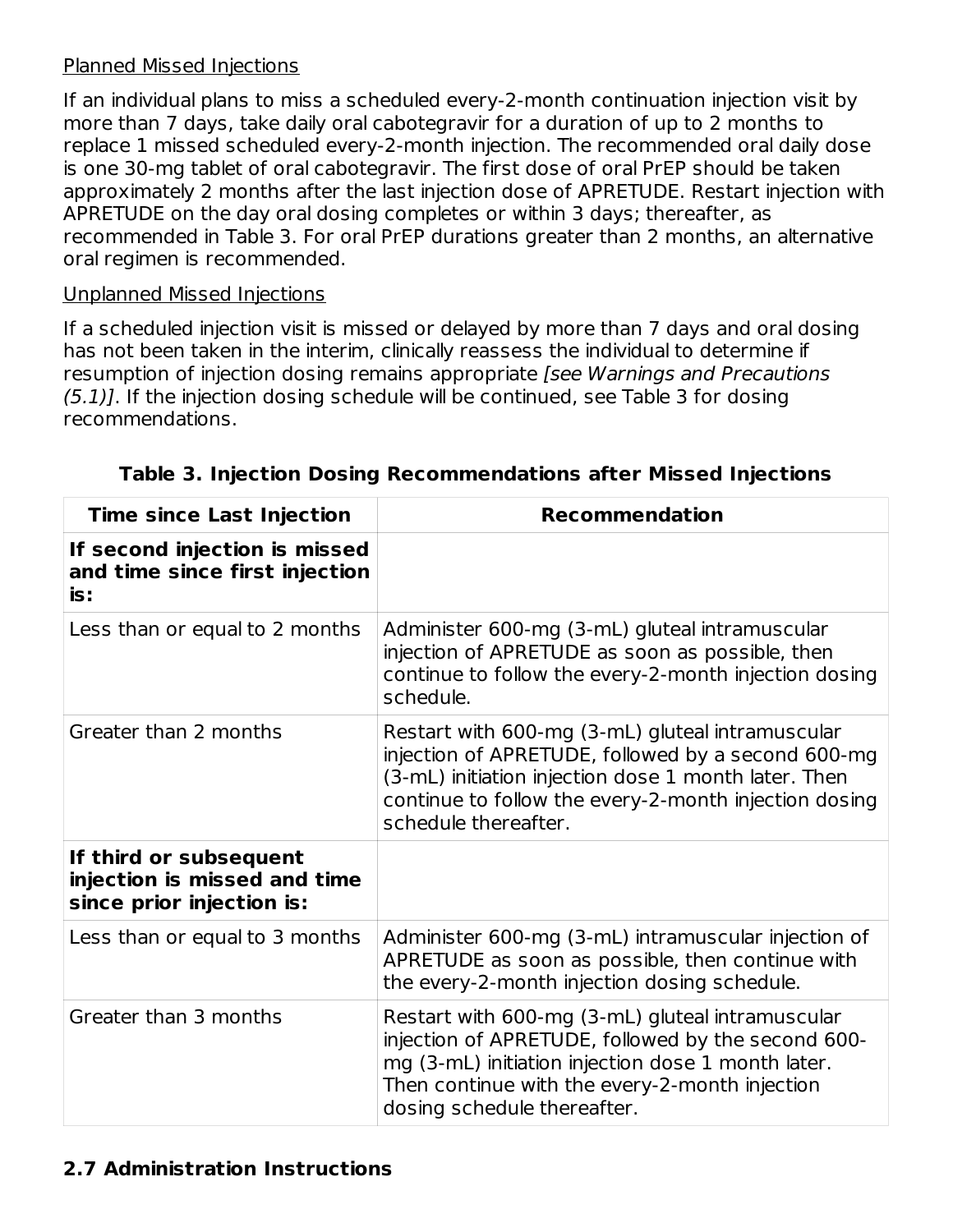Planned Missed Injections

If an individual plans to miss a scheduled every-2-month continuation injection visit by more than 7 days, take daily oral cabotegravir for a duration of up to 2 months to replace 1 missed scheduled every-2-month injection. The recommended oral daily dose is one 30-mg tablet of oral cabotegravir. The first dose of oral PrEP should be taken approximately 2 months after the last injection dose of APRETUDE. Restart injection with APRETUDE on the day oral dosing completes or within 3 days; thereafter, as recommended in Table 3. For oral PrEP durations greater than 2 months, an alternative oral regimen is recommended.

Unplanned Missed Injections

If a scheduled injection visit is missed or delayed by more than 7 days and oral dosing has not been taken in the interim, clinically reassess the individual to determine if resumption of injection dosing remains appropriate *[see Warnings and Precautions (5.1)]*. If the injection dosing schedule will be continued, see Table 3 for dosing recommendations.

**Table 3. Injection Dosing Recommendations after Missed Injections**

| Time since Last Injection | Recommendation |
|---|---|
| **If second injection is missed and time since first injection is:** | |
| Less than or equal to 2 months | Administer 600-mg (3-mL) gluteal intramuscular injection of APRETUDE as soon as possible, then continue to follow the every-2-month injection dosing schedule. |
| Greater than 2 months | Restart with 600-mg (3-mL) gluteal intramuscular injection of APRETUDE, followed by a second 600-mg (3-mL) initiation injection dose 1 month later. Then continue to follow the every-2-month injection dosing schedule thereafter. |
| **If third or subsequent injection is missed and time since prior injection is:** | |
| Less than or equal to 3 months | Administer 600-mg (3-mL) intramuscular injection of APRETUDE as soon as possible, then continue with the every-2-month injection dosing schedule. |
| Greater than 3 months | Restart with 600-mg (3-mL) gluteal intramuscular injection of APRETUDE, followed by the second 600-mg (3-mL) initiation injection dose 1 month later. Then continue with the every-2-month injection dosing schedule thereafter. |

## 2.7 Administration Instructions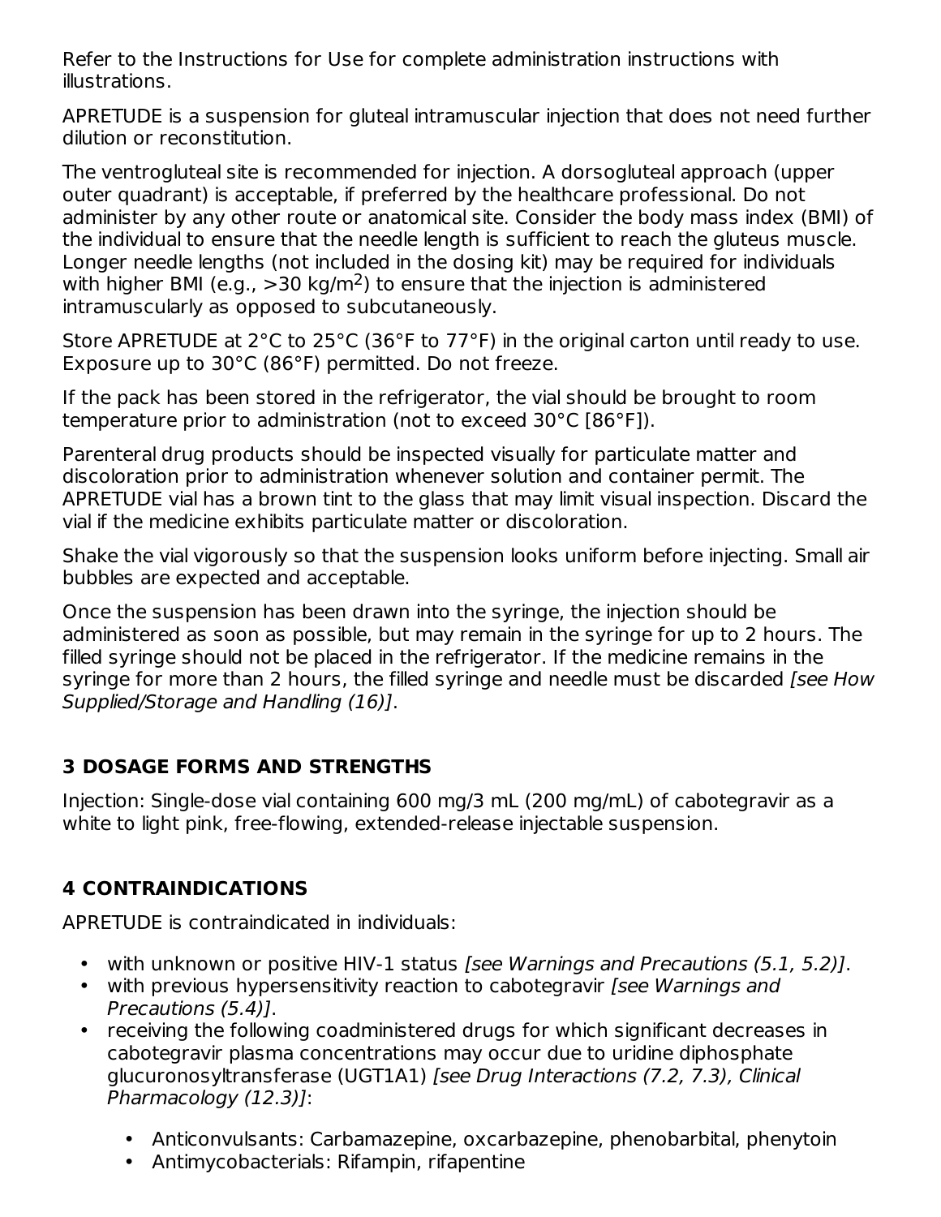Refer to the Instructions for Use for complete administration instructions with illustrations.

APRETUDE is a suspension for gluteal intramuscular injection that does not need further dilution or reconstitution.

The ventrogluteal site is recommended for injection. A dorsogluteal approach (upper outer quadrant) is acceptable, if preferred by the healthcare professional. Do not administer by any other route or anatomical site. Consider the body mass index (BMI) of the individual to ensure that the needle length is sufficient to reach the gluteus muscle. Longer needle lengths (not included in the dosing kit) may be required for individuals with higher BMI (e.g., >30 kg/$m^2$) to ensure that the injection is administered intramuscularly as opposed to subcutaneously.

Store APRETUDE at 2°C to 25°C (36°F to 77°F) in the original carton until ready to use. Exposure up to 30°C (86°F) permitted. Do not freeze.

If the pack has been stored in the refrigerator, the vial should be brought to room temperature prior to administration (not to exceed 30°C [86°F]).

Parenteral drug products should be inspected visually for particulate matter and discoloration prior to administration whenever solution and container permit. The APRETUDE vial has a brown tint to the glass that may limit visual inspection. Discard the vial if the medicine exhibits particulate matter or discoloration.

Shake the vial vigorously so that the suspension looks uniform before injecting. Small air bubbles are expected and acceptable.

Once the suspension has been drawn into the syringe, the injection should be administered as soon as possible, but may remain in the syringe for up to 2 hours. The filled syringe should not be placed in the refrigerator. If the medicine remains in the syringe for more than 2 hours, the filled syringe and needle must be discarded *[see How Supplied/Storage and Handling (16)]*.

## 3 DOSAGE FORMS AND STRENGTHS

Injection: Single-dose vial containing 600 mg/3 mL (200 mg/mL) of cabotegravir as a white to light pink, free-flowing, extended-release injectable suspension.

## 4 CONTRAINDICATIONS

APRETUDE is contraindicated in individuals:

- with unknown or positive HIV-1 status *[see Warnings and Precautions (5.1, 5.2)]*.
- with previous hypersensitivity reaction to cabotegravir *[see Warnings and Precautions (5.4)]*.
- receiving the following coadministered drugs for which significant decreases in cabotegravir plasma concentrations may occur due to uridine diphosphate glucuronosyltransferase (UGT1A1) *[see Drug Interactions (7.2, 7.3), Clinical Pharmacology (12.3)]*:
  - Anticonvulsants: Carbamazepine, oxcarbazepine, phenobarbital, phenytoin
  - Antimycobacterials: Rifampin, rifapentine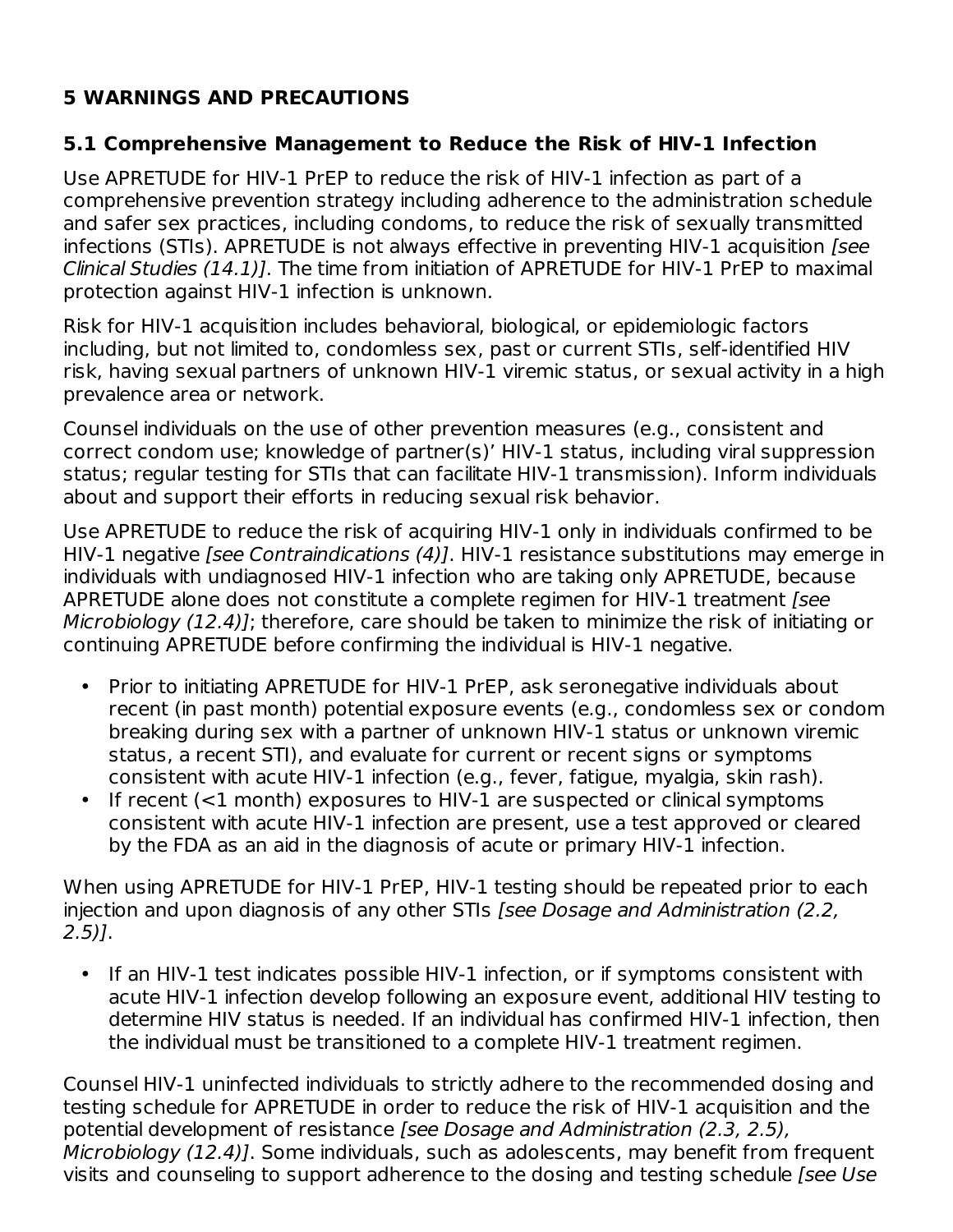## 5 WARNINGS AND PRECAUTIONS

### 5.1 Comprehensive Management to Reduce the Risk of HIV-1 Infection

Use APRETUDE for HIV-1 PrEP to reduce the risk of HIV-1 infection as part of a comprehensive prevention strategy including adherence to the administration schedule and safer sex practices, including condoms, to reduce the risk of sexually transmitted infections (STIs). APRETUDE is not always effective in preventing HIV-1 acquisition *[see Clinical Studies (14.1)]*. The time from initiation of APRETUDE for HIV-1 PrEP to maximal protection against HIV-1 infection is unknown.

Risk for HIV-1 acquisition includes behavioral, biological, or epidemiologic factors including, but not limited to, condomless sex, past or current STIs, self-identified HIV risk, having sexual partners of unknown HIV-1 viremic status, or sexual activity in a high prevalence area or network.

Counsel individuals on the use of other prevention measures (e.g., consistent and correct condom use; knowledge of partner(s)' HIV-1 status, including viral suppression status; regular testing for STIs that can facilitate HIV-1 transmission). Inform individuals about and support their efforts in reducing sexual risk behavior.

Use APRETUDE to reduce the risk of acquiring HIV-1 only in individuals confirmed to be HIV-1 negative *[see Contraindications (4)]*. HIV-1 resistance substitutions may emerge in individuals with undiagnosed HIV-1 infection who are taking only APRETUDE, because APRETUDE alone does not constitute a complete regimen for HIV-1 treatment *[see Microbiology (12.4)]*; therefore, care should be taken to minimize the risk of initiating or continuing APRETUDE before confirming the individual is HIV-1 negative.

- Prior to initiating APRETUDE for HIV-1 PrEP, ask seronegative individuals about recent (in past month) potential exposure events (e.g., condomless sex or condom breaking during sex with a partner of unknown HIV-1 status or unknown viremic status, a recent STI), and evaluate for current or recent signs or symptoms consistent with acute HIV-1 infection (e.g., fever, fatigue, myalgia, skin rash).
- If recent (<1 month) exposures to HIV-1 are suspected or clinical symptoms consistent with acute HIV-1 infection are present, use a test approved or cleared by the FDA as an aid in the diagnosis of acute or primary HIV-1 infection.

When using APRETUDE for HIV-1 PrEP, HIV-1 testing should be repeated prior to each injection and upon diagnosis of any other STIs *[see Dosage and Administration (2.2, 2.5)]*.

- If an HIV-1 test indicates possible HIV-1 infection, or if symptoms consistent with acute HIV-1 infection develop following an exposure event, additional HIV testing to determine HIV status is needed. If an individual has confirmed HIV-1 infection, then the individual must be transitioned to a complete HIV-1 treatment regimen.

Counsel HIV-1 uninfected individuals to strictly adhere to the recommended dosing and testing schedule for APRETUDE in order to reduce the risk of HIV-1 acquisition and the potential development of resistance *[see Dosage and Administration (2.3, 2.5), Microbiology (12.4)]*. Some individuals, such as adolescents, may benefit from frequent visits and counseling to support adherence to the dosing and testing schedule *[see Use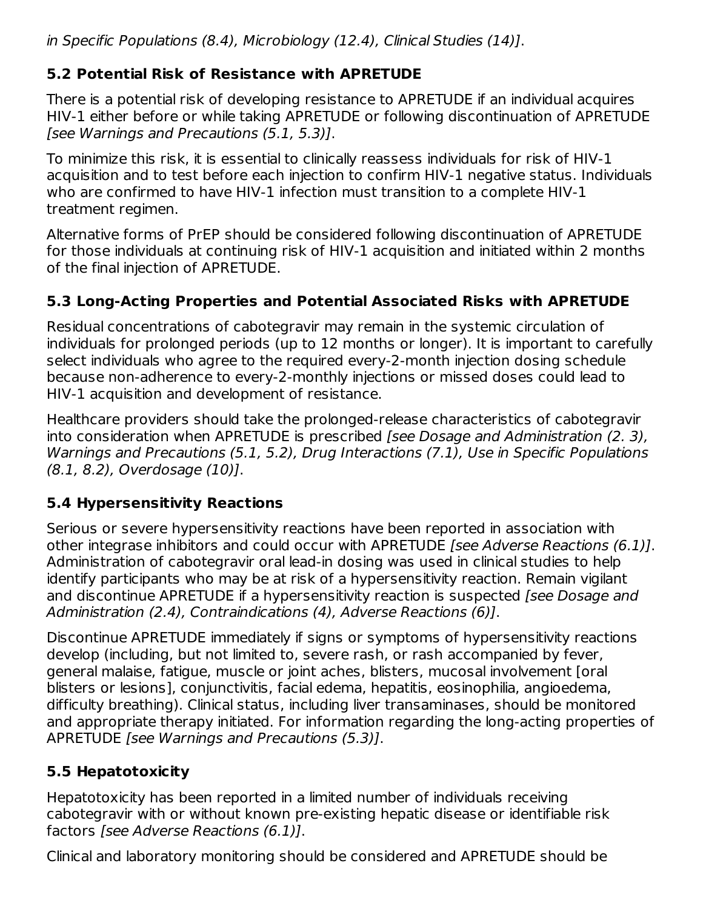*in Specific Populations (8.4), Microbiology (12.4), Clinical Studies (14)]*.

### 5.2 Potential Risk of Resistance with APRETUDE

There is a potential risk of developing resistance to APRETUDE if an individual acquires HIV-1 either before or while taking APRETUDE or following discontinuation of APRETUDE *[see Warnings and Precautions (5.1, 5.3)]*.

To minimize this risk, it is essential to clinically reassess individuals for risk of HIV-1 acquisition and to test before each injection to confirm HIV-1 negative status. Individuals who are confirmed to have HIV-1 infection must transition to a complete HIV-1 treatment regimen.

Alternative forms of PrEP should be considered following discontinuation of APRETUDE for those individuals at continuing risk of HIV-1 acquisition and initiated within 2 months of the final injection of APRETUDE.

### 5.3 Long-Acting Properties and Potential Associated Risks with APRETUDE

Residual concentrations of cabotegravir may remain in the systemic circulation of individuals for prolonged periods (up to 12 months or longer). It is important to carefully select individuals who agree to the required every-2-month injection dosing schedule because non-adherence to every-2-monthly injections or missed doses could lead to HIV-1 acquisition and development of resistance.

Healthcare providers should take the prolonged-release characteristics of cabotegravir into consideration when APRETUDE is prescribed *[see Dosage and Administration (2. 3), Warnings and Precautions (5.1, 5.2), Drug Interactions (7.1), Use in Specific Populations (8.1, 8.2), Overdosage (10)]*.

### 5.4 Hypersensitivity Reactions

Serious or severe hypersensitivity reactions have been reported in association with other integrase inhibitors and could occur with APRETUDE *[see Adverse Reactions (6.1)]*. Administration of cabotegravir oral lead-in dosing was used in clinical studies to help identify participants who may be at risk of a hypersensitivity reaction. Remain vigilant and discontinue APRETUDE if a hypersensitivity reaction is suspected *[see Dosage and Administration (2.4), Contraindications (4), Adverse Reactions (6)]*.

Discontinue APRETUDE immediately if signs or symptoms of hypersensitivity reactions develop (including, but not limited to, severe rash, or rash accompanied by fever, general malaise, fatigue, muscle or joint aches, blisters, mucosal involvement [oral blisters or lesions], conjunctivitis, facial edema, hepatitis, eosinophilia, angioedema, difficulty breathing). Clinical status, including liver transaminases, should be monitored and appropriate therapy initiated. For information regarding the long-acting properties of APRETUDE *[see Warnings and Precautions (5.3)]*.

### 5.5 Hepatotoxicity

Hepatotoxicity has been reported in a limited number of individuals receiving cabotegravir with or without known pre-existing hepatic disease or identifiable risk factors *[see Adverse Reactions (6.1)]*.

Clinical and laboratory monitoring should be considered and APRETUDE should be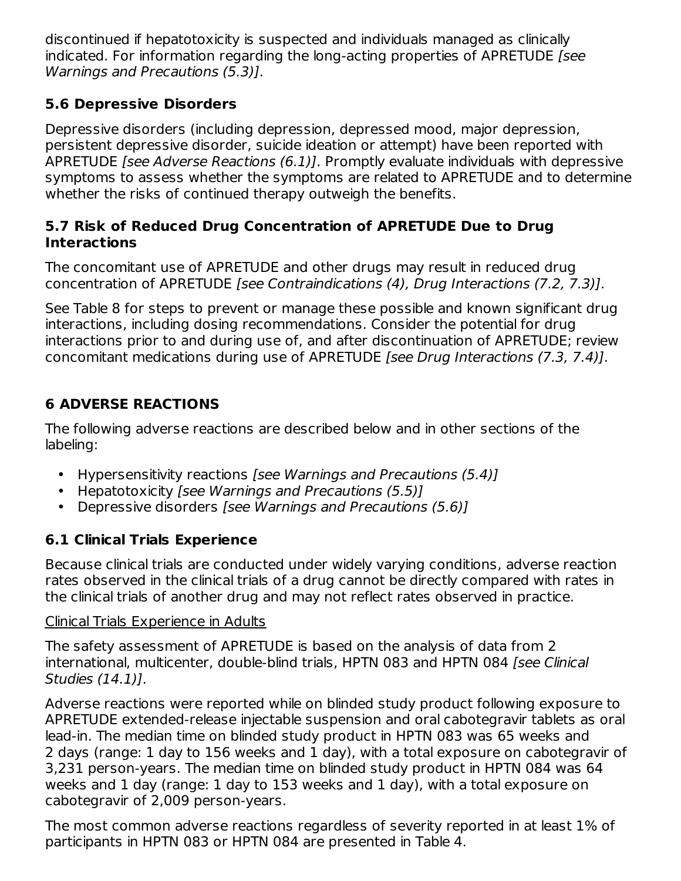discontinued if hepatotoxicity is suspected and individuals managed as clinically indicated. For information regarding the long-acting properties of APRETUDE *[see Warnings and Precautions (5.3)]*.

### 5.6 Depressive Disorders

Depressive disorders (including depression, depressed mood, major depression, persistent depressive disorder, suicide ideation or attempt) have been reported with APRETUDE *[see Adverse Reactions (6.1)]*. Promptly evaluate individuals with depressive symptoms to assess whether the symptoms are related to APRETUDE and to determine whether the risks of continued therapy outweigh the benefits.

### 5.7 Risk of Reduced Drug Concentration of APRETUDE Due to Drug Interactions

The concomitant use of APRETUDE and other drugs may result in reduced drug concentration of APRETUDE *[see Contraindications (4), Drug Interactions (7.2, 7.3)]*.

See Table 8 for steps to prevent or manage these possible and known significant drug interactions, including dosing recommendations. Consider the potential for drug interactions prior to and during use of, and after discontinuation of APRETUDE; review concomitant medications during use of APRETUDE *[see Drug Interactions (7.3, 7.4)]*.

## 6 ADVERSE REACTIONS

The following adverse reactions are described below and in other sections of the labeling:

- Hypersensitivity reactions *[see Warnings and Precautions (5.4)]*
- Hepatotoxicity *[see Warnings and Precautions (5.5)]*
- Depressive disorders *[see Warnings and Precautions (5.6)]*

### 6.1 Clinical Trials Experience

Because clinical trials are conducted under widely varying conditions, adverse reaction rates observed in the clinical trials of a drug cannot be directly compared with rates in the clinical trials of another drug and may not reflect rates observed in practice.

Clinical Trials Experience in Adults

The safety assessment of APRETUDE is based on the analysis of data from 2 international, multicenter, double-blind trials, HPTN 083 and HPTN 084 *[see Clinical Studies (14.1)]*.

Adverse reactions were reported while on blinded study product following exposure to APRETUDE extended-release injectable suspension and oral cabotegravir tablets as oral lead-in. The median time on blinded study product in HPTN 083 was 65 weeks and 2 days (range: 1 day to 156 weeks and 1 day), with a total exposure on cabotegravir of 3,231 person-years. The median time on blinded study product in HPTN 084 was 64 weeks and 1 day (range: 1 day to 153 weeks and 1 day), with a total exposure on cabotegravir of 2,009 person-years.

The most common adverse reactions regardless of severity reported in at least 1% of participants in HPTN 083 or HPTN 084 are presented in Table 4.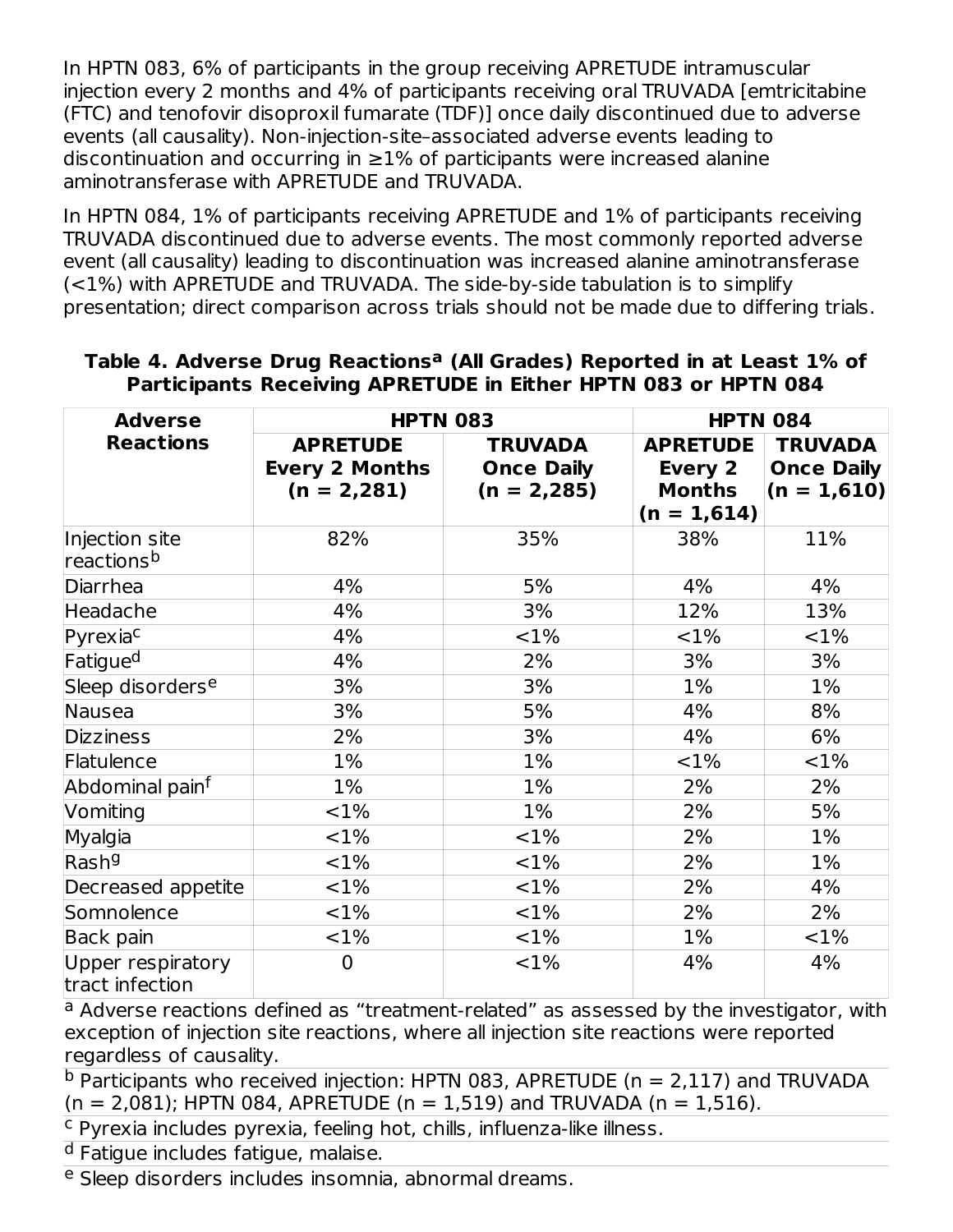In HPTN 083, 6% of participants in the group receiving APRETUDE intramuscular injection every 2 months and 4% of participants receiving oral TRUVADA [emtricitabine (FTC) and tenofovir disoproxil fumarate (TDF)] once daily discontinued due to adverse events (all causality). Non-injection-site–associated adverse events leading to discontinuation and occurring in ≥1% of participants were increased alanine aminotransferase with APRETUDE and TRUVADA.

In HPTN 084, 1% of participants receiving APRETUDE and 1% of participants receiving TRUVADA discontinued due to adverse events. The most commonly reported adverse event (all causality) leading to discontinuation was increased alanine aminotransferase (<1%) with APRETUDE and TRUVADA. The side-by-side tabulation is to simplify presentation; direct comparison across trials should not be made due to differing trials.

**Table 4. Adverse Drug Reactions[a] (All Grades) Reported in at Least 1% of Participants Receiving APRETUDE in Either HPTN 083 or HPTN 084**

| Adverse Reactions | HPTN 083 | | HPTN 084 | |
|---|---|---|---|---|
| | APRETUDE Every 2 Months (n = 2,281) | TRUVADA Once Daily (n = 2,285) | APRETUDE Every 2 Months (n = 1,614) | TRUVADA Once Daily (n = 1,610) |
| Injection site reactions[b] | 82% | 35% | 38% | 11% |
| Diarrhea | 4% | 5% | 4% | 4% |
| Headache | 4% | 3% | 12% | 13% |
| Pyrexia[c] | 4% | <1% | <1% | <1% |
| Fatigue[d] | 4% | 2% | 3% | 3% |
| Sleep disorders[e] | 3% | 3% | 1% | 1% |
| Nausea | 3% | 5% | 4% | 8% |
| Dizziness | 2% | 3% | 4% | 6% |
| Flatulence | 1% | 1% | <1% | <1% |
| Abdominal pain[f] | 1% | 1% | 2% | 2% |
| Vomiting | <1% | 1% | 2% | 5% |
| Myalgia | <1% | <1% | 2% | 1% |
| Rash[g] | <1% | <1% | 2% | 1% |
| Decreased appetite | <1% | <1% | 2% | 4% |
| Somnolence | <1% | <1% | 2% | 2% |
| Back pain | <1% | <1% | 1% | <1% |
| Upper respiratory tract infection | 0 | <1% | 4% | 4% |

[a] Adverse reactions defined as "treatment-related" as assessed by the investigator, with exception of injection site reactions, where all injection site reactions were reported regardless of causality.

[b] Participants who received injection: HPTN 083, APRETUDE (n = 2,117) and TRUVADA (n = 2,081); HPTN 084, APRETUDE (n = 1,519) and TRUVADA (n = 1,516).

[c] Pyrexia includes pyrexia, feeling hot, chills, influenza-like illness.

[d] Fatigue includes fatigue, malaise.

[e] Sleep disorders includes insomnia, abnormal dreams.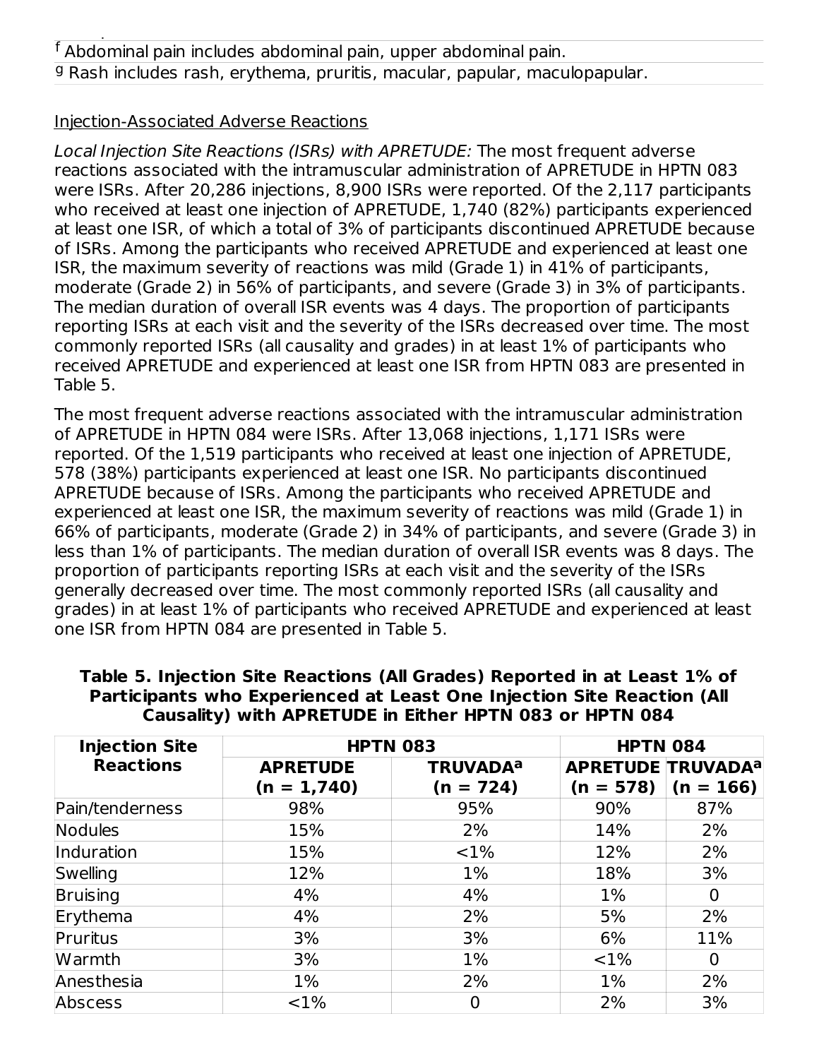[f] Abdominal pain includes abdominal pain, upper abdominal pain.

[g] Rash includes rash, erythema, pruritis, macular, papular, maculopapular.

Injection-Associated Adverse Reactions

*Local Injection Site Reactions (ISRs) with APRETUDE:* The most frequent adverse reactions associated with the intramuscular administration of APRETUDE in HPTN 083 were ISRs. After 20,286 injections, 8,900 ISRs were reported. Of the 2,117 participants who received at least one injection of APRETUDE, 1,740 (82%) participants experienced at least one ISR, of which a total of 3% of participants discontinued APRETUDE because of ISRs. Among the participants who received APRETUDE and experienced at least one ISR, the maximum severity of reactions was mild (Grade 1) in 41% of participants, moderate (Grade 2) in 56% of participants, and severe (Grade 3) in 3% of participants. The median duration of overall ISR events was 4 days. The proportion of participants reporting ISRs at each visit and the severity of the ISRs decreased over time. The most commonly reported ISRs (all causality and grades) in at least 1% of participants who received APRETUDE and experienced at least one ISR from HPTN 083 are presented in Table 5.

The most frequent adverse reactions associated with the intramuscular administration of APRETUDE in HPTN 084 were ISRs. After 13,068 injections, 1,171 ISRs were reported. Of the 1,519 participants who received at least one injection of APRETUDE, 578 (38%) participants experienced at least one ISR. No participants discontinued APRETUDE because of ISRs. Among the participants who received APRETUDE and experienced at least one ISR, the maximum severity of reactions was mild (Grade 1) in 66% of participants, moderate (Grade 2) in 34% of participants, and severe (Grade 3) in less than 1% of participants. The median duration of overall ISR events was 8 days. The proportion of participants reporting ISRs at each visit and the severity of the ISRs generally decreased over time. The most commonly reported ISRs (all causality and grades) in at least 1% of participants who received APRETUDE and experienced at least one ISR from HPTN 084 are presented in Table 5.

**Table 5. Injection Site Reactions (All Grades) Reported in at Least 1% of Participants who Experienced at Least One Injection Site Reaction (All Causality) with APRETUDE in Either HPTN 083 or HPTN 084**

| Injection Site Reactions | HPTN 083 | | HPTN 084 | |
|---|---|---|---|---|
| | APRETUDE (n = 1,740) | TRUVADA[a] (n = 724) | APRETUDE (n = 578) | TRUVADA[a] (n = 166) |
| Pain/tenderness | 98% | 95% | 90% | 87% |
| Nodules | 15% | 2% | 14% | 2% |
| Induration | 15% | <1% | 12% | 2% |
| Swelling | 12% | 1% | 18% | 3% |
| Bruising | 4% | 4% | 1% | 0 |
| Erythema | 4% | 2% | 5% | 2% |
| Pruritus | 3% | 3% | 6% | 11% |
| Warmth | 3% | 1% | <1% | 0 |
| Anesthesia | 1% | 2% | 1% | 2% |
| Abscess | <1% | 0 | 2% | 3% |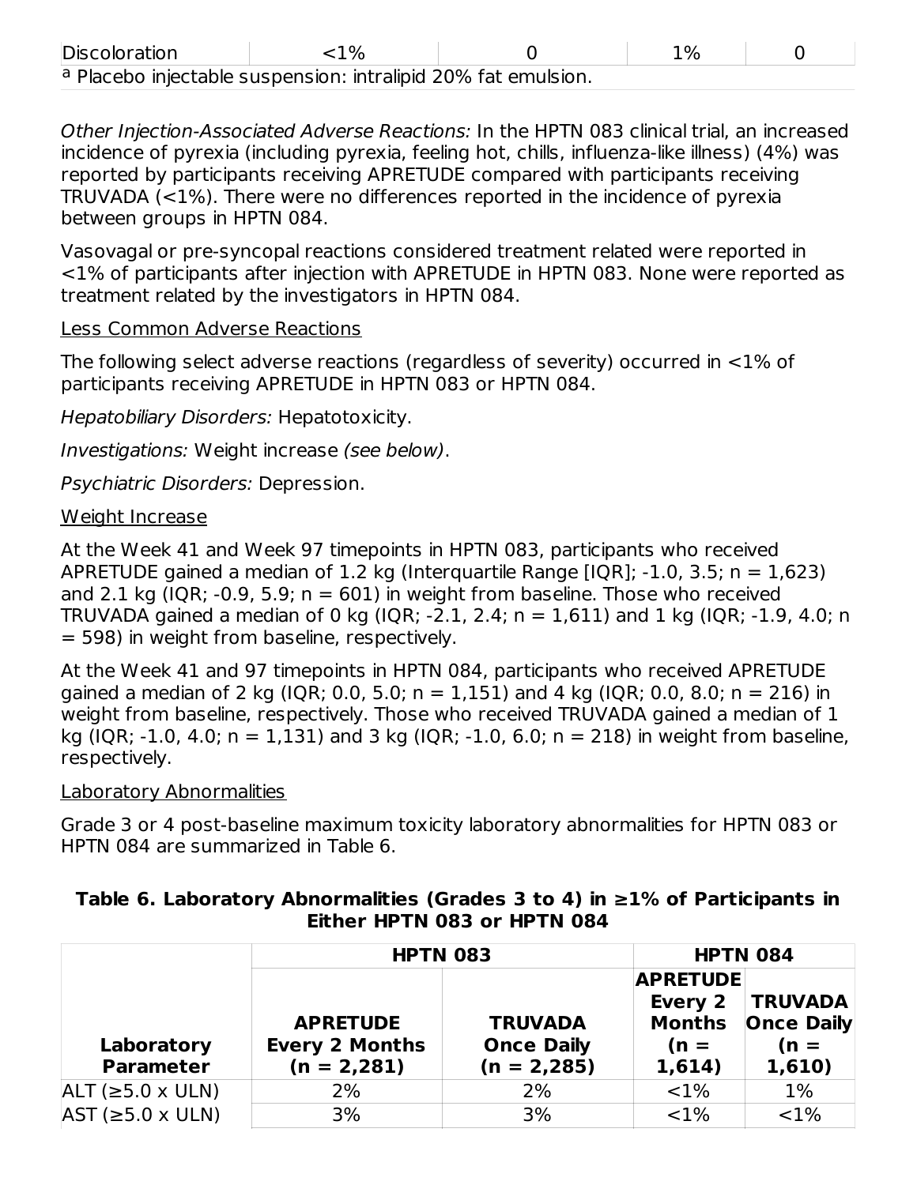| Discoloration | <1% | 0 | 1% | 0 |
|---|---|---|---|---|

[a] Placebo injectable suspension: intralipid 20% fat emulsion.

*Other Injection-Associated Adverse Reactions:* In the HPTN 083 clinical trial, an increased incidence of pyrexia (including pyrexia, feeling hot, chills, influenza-like illness) (4%) was reported by participants receiving APRETUDE compared with participants receiving TRUVADA (<1%). There were no differences reported in the incidence of pyrexia between groups in HPTN 084.

Vasovagal or pre-syncopal reactions considered treatment related were reported in <1% of participants after injection with APRETUDE in HPTN 083. None were reported as treatment related by the investigators in HPTN 084.

Less Common Adverse Reactions

The following select adverse reactions (regardless of severity) occurred in <1% of participants receiving APRETUDE in HPTN 083 or HPTN 084.

*Hepatobiliary Disorders:* Hepatotoxicity.

*Investigations:* Weight increase *(see below)*.

*Psychiatric Disorders:* Depression.

Weight Increase

At the Week 41 and Week 97 timepoints in HPTN 083, participants who received APRETUDE gained a median of 1.2 kg (Interquartile Range [IQR]; -1.0, 3.5; n = 1,623) and 2.1 kg (IQR; -0.9, 5.9; n = 601) in weight from baseline. Those who received TRUVADA gained a median of 0 kg (IQR; -2.1, 2.4; n = 1,611) and 1 kg (IQR; -1.9, 4.0; n = 598) in weight from baseline, respectively.

At the Week 41 and 97 timepoints in HPTN 084, participants who received APRETUDE gained a median of 2 kg (IQR; 0.0, 5.0; n = 1,151) and 4 kg (IQR; 0.0, 8.0; n = 216) in weight from baseline, respectively. Those who received TRUVADA gained a median of 1 kg (IQR; -1.0, 4.0; n = 1,131) and 3 kg (IQR; -1.0, 6.0; n = 218) in weight from baseline, respectively.

Laboratory Abnormalities

Grade 3 or 4 post-baseline maximum toxicity laboratory abnormalities for HPTN 083 or HPTN 084 are summarized in Table 6.

**Table 6. Laboratory Abnormalities (Grades 3 to 4) in ≥1% of Participants in Either HPTN 083 or HPTN 084**

| | **HPTN 083** | | **HPTN 084** | |
|---|---|---|---|---|
| **Laboratory Parameter** | **APRETUDE Every 2 Months (n = 2,281)** | **TRUVADA Once Daily (n = 2,285)** | **APRETUDE Every 2 Months (n = 1,614)** | **TRUVADA Once Daily (n = 1,610)** |
| ALT (≥5.0 x ULN) | 2% | 2% | <1% | 1% |
| AST (≥5.0 x ULN) | 3% | 3% | <1% | <1% |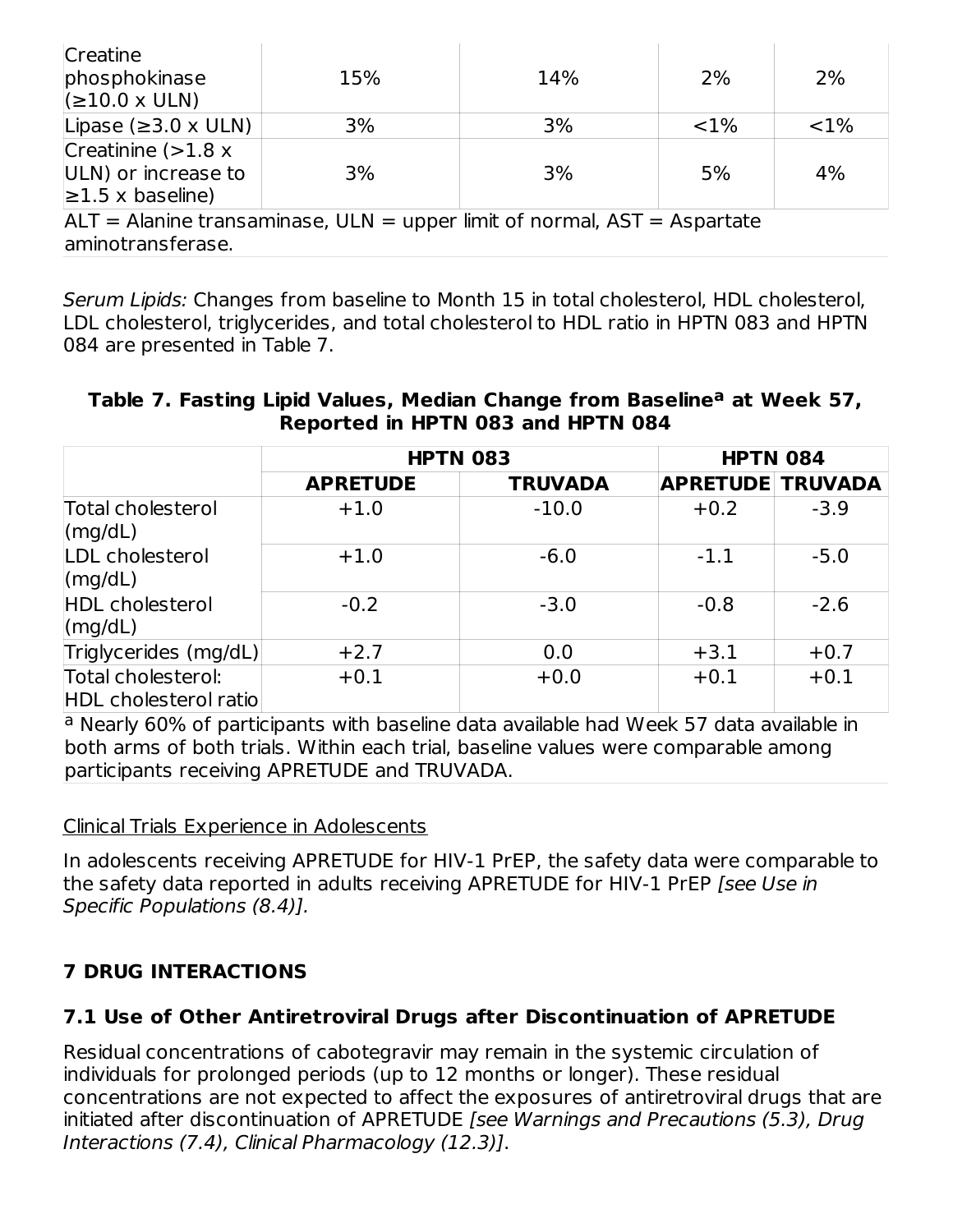| | | | | |
|---|---|---|---|---|
| Creatine phosphokinase (≥10.0 x ULN) | 15% | 14% | 2% | 2% |
| Lipase (≥3.0 x ULN) | 3% | 3% | <1% | <1% |
| Creatinine (>1.8 x ULN) or increase to ≥1.5 x baseline) | 3% | 3% | 5% | 4% |

ALT = Alanine transaminase, ULN = upper limit of normal, AST = Aspartate aminotransferase.

*Serum Lipids:* Changes from baseline to Month 15 in total cholesterol, HDL cholesterol, LDL cholesterol, triglycerides, and total cholesterol to HDL ratio in HPTN 083 and HPTN 084 are presented in Table 7.

**Table 7. Fasting Lipid Values, Median Change from Baseline[a] at Week 57, Reported in HPTN 083 and HPTN 084**

| | HPTN 083 | | HPTN 084 | |
|---|---|---|---|---|
| | **APRETUDE** | **TRUVADA** | **APRETUDE** | **TRUVADA** |
| Total cholesterol (mg/dL) | +1.0 | -10.0 | +0.2 | -3.9 |
| LDL cholesterol (mg/dL) | +1.0 | -6.0 | -1.1 | -5.0 |
| HDL cholesterol (mg/dL) | -0.2 | -3.0 | -0.8 | -2.6 |
| Triglycerides (mg/dL) | +2.7 | 0.0 | +3.1 | +0.7 |
| Total cholesterol: HDL cholesterol ratio | +0.1 | +0.0 | +0.1 | +0.1 |

[a] Nearly 60% of participants with baseline data available had Week 57 data available in both arms of both trials. Within each trial, baseline values were comparable among participants receiving APRETUDE and TRUVADA.

Clinical Trials Experience in Adolescents

In adolescents receiving APRETUDE for HIV-1 PrEP, the safety data were comparable to the safety data reported in adults receiving APRETUDE for HIV-1 PrEP *[see Use in Specific Populations (8.4)].*

## 7 DRUG INTERACTIONS

### 7.1 Use of Other Antiretroviral Drugs after Discontinuation of APRETUDE

Residual concentrations of cabotegravir may remain in the systemic circulation of individuals for prolonged periods (up to 12 months or longer). These residual concentrations are not expected to affect the exposures of antiretroviral drugs that are initiated after discontinuation of APRETUDE *[see Warnings and Precautions (5.3), Drug Interactions (7.4), Clinical Pharmacology (12.3)]*.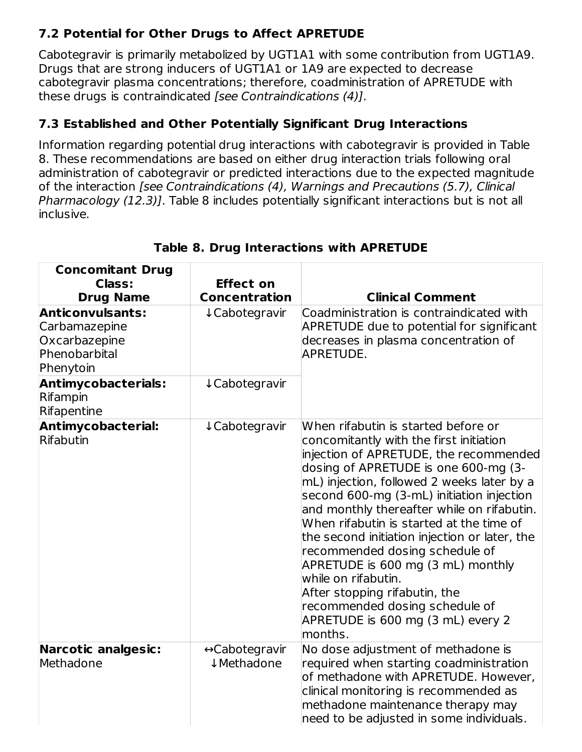### 7.2 Potential for Other Drugs to Affect APRETUDE

Cabotegravir is primarily metabolized by UGT1A1 with some contribution from UGT1A9. Drugs that are strong inducers of UGT1A1 or 1A9 are expected to decrease cabotegravir plasma concentrations; therefore, coadministration of APRETUDE with these drugs is contraindicated *[see Contraindications (4)]*.

### 7.3 Established and Other Potentially Significant Drug Interactions

Information regarding potential drug interactions with cabotegravir is provided in Table 8. These recommendations are based on either drug interaction trials following oral administration of cabotegravir or predicted interactions due to the expected magnitude of the interaction *[see Contraindications (4), Warnings and Precautions (5.7), Clinical Pharmacology (12.3)]*. Table 8 includes potentially significant interactions but is not all inclusive.

**Table 8. Drug Interactions with APRETUDE**

| Concomitant Drug Class: Drug Name | Effect on Concentration | Clinical Comment |
|---|---|---|
| **Anticonvulsants:** Carbamazepine Oxcarbazepine Phenobarbital Phenytoin | ↓Cabotegravir | Coadministration is contraindicated with APRETUDE due to potential for significant decreases in plasma concentration of APRETUDE. |
| **Antimycobacterials:** Rifampin Rifapentine | ↓Cabotegravir | |
| **Antimycobacterial:** Rifabutin | ↓Cabotegravir | When rifabutin is started before or concomitantly with the first initiation injection of APRETUDE, the recommended dosing of APRETUDE is one 600-mg (3-mL) injection, followed 2 weeks later by a second 600-mg (3-mL) initiation injection and monthly thereafter while on rifabutin. When rifabutin is started at the time of the second initiation injection or later, the recommended dosing schedule of APRETUDE is 600 mg (3 mL) monthly while on rifabutin. After stopping rifabutin, the recommended dosing schedule of APRETUDE is 600 mg (3 mL) every 2 months. |
| **Narcotic analgesic:** Methadone | ↔Cabotegravir ↓Methadone | No dose adjustment of methadone is required when starting coadministration of methadone with APRETUDE. However, clinical monitoring is recommended as methadone maintenance therapy may need to be adjusted in some individuals. |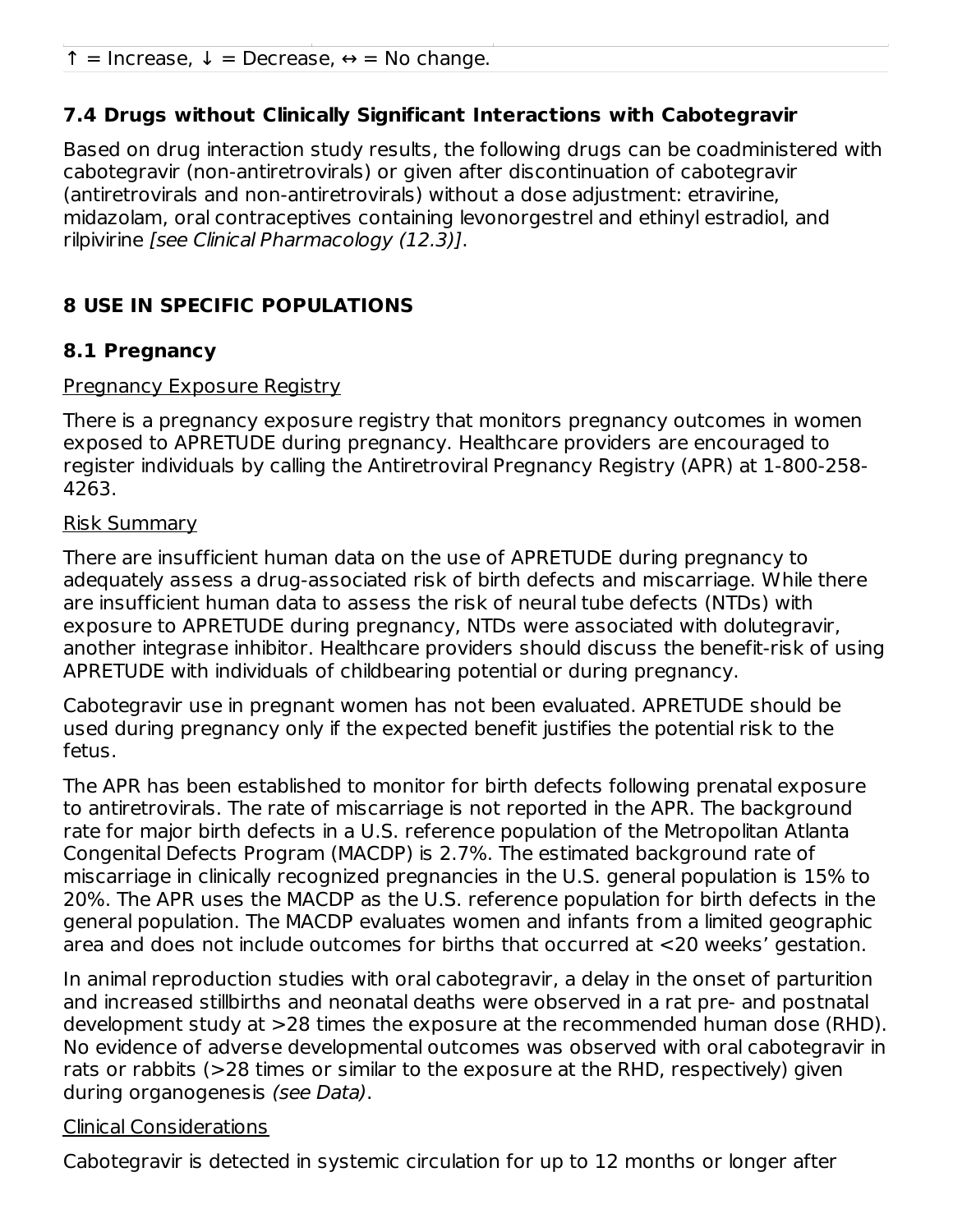↑ = Increase, ↓ = Decrease, ↔ = No change.

### 7.4 Drugs without Clinically Significant Interactions with Cabotegravir

Based on drug interaction study results, the following drugs can be coadministered with cabotegravir (non-antiretrovirals) or given after discontinuation of cabotegravir (antiretrovirals and non-antiretrovirals) without a dose adjustment: etravirine, midazolam, oral contraceptives containing levonorgestrel and ethinyl estradiol, and rilpivirine *[see Clinical Pharmacology (12.3)]*.

## 8 USE IN SPECIFIC POPULATIONS

### 8.1 Pregnancy

Pregnancy Exposure Registry

There is a pregnancy exposure registry that monitors pregnancy outcomes in women exposed to APRETUDE during pregnancy. Healthcare providers are encouraged to register individuals by calling the Antiretroviral Pregnancy Registry (APR) at 1-800-258-4263.

Risk Summary

There are insufficient human data on the use of APRETUDE during pregnancy to adequately assess a drug-associated risk of birth defects and miscarriage. While there are insufficient human data to assess the risk of neural tube defects (NTDs) with exposure to APRETUDE during pregnancy, NTDs were associated with dolutegravir, another integrase inhibitor. Healthcare providers should discuss the benefit-risk of using APRETUDE with individuals of childbearing potential or during pregnancy.

Cabotegravir use in pregnant women has not been evaluated. APRETUDE should be used during pregnancy only if the expected benefit justifies the potential risk to the fetus.

The APR has been established to monitor for birth defects following prenatal exposure to antiretrovirals. The rate of miscarriage is not reported in the APR. The background rate for major birth defects in a U.S. reference population of the Metropolitan Atlanta Congenital Defects Program (MACDP) is 2.7%. The estimated background rate of miscarriage in clinically recognized pregnancies in the U.S. general population is 15% to 20%. The APR uses the MACDP as the U.S. reference population for birth defects in the general population. The MACDP evaluates women and infants from a limited geographic area and does not include outcomes for births that occurred at <20 weeks' gestation.

In animal reproduction studies with oral cabotegravir, a delay in the onset of parturition and increased stillbirths and neonatal deaths were observed in a rat pre- and postnatal development study at >28 times the exposure at the recommended human dose (RHD). No evidence of adverse developmental outcomes was observed with oral cabotegravir in rats or rabbits (>28 times or similar to the exposure at the RHD, respectively) given during organogenesis *(see Data)*.

Clinical Considerations

Cabotegravir is detected in systemic circulation for up to 12 months or longer after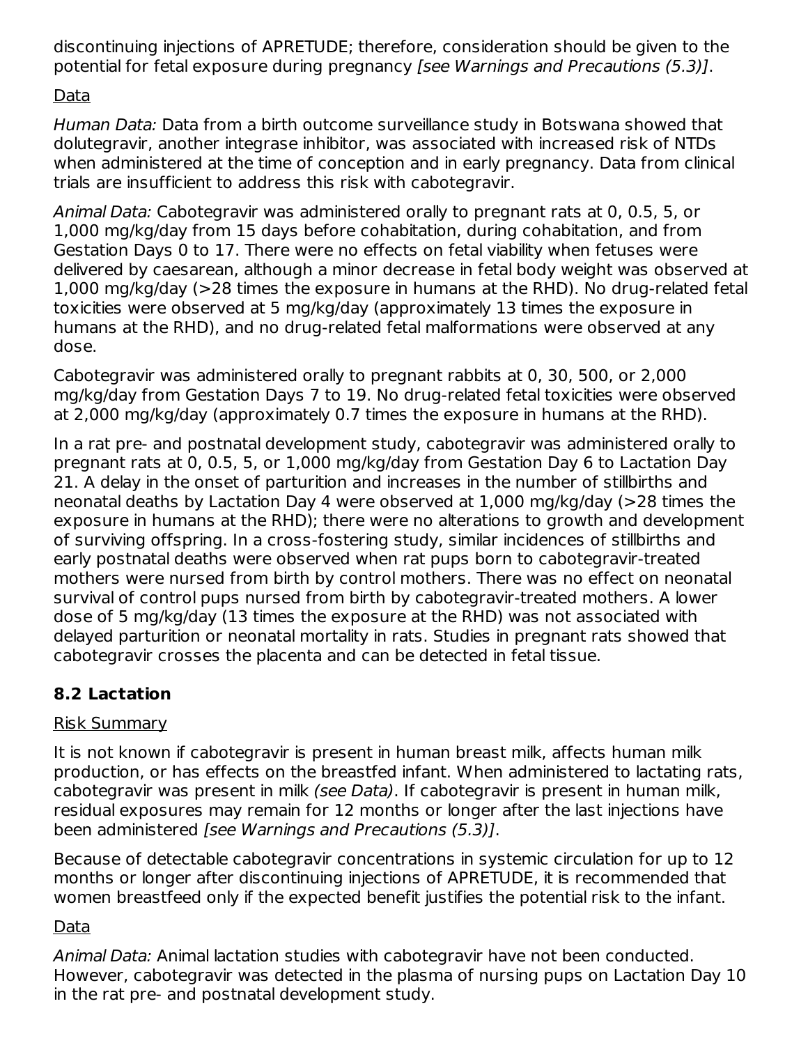discontinuing injections of APRETUDE; therefore, consideration should be given to the potential for fetal exposure during pregnancy *[see Warnings and Precautions (5.3)]*.

Data

*Human Data:* Data from a birth outcome surveillance study in Botswana showed that dolutegravir, another integrase inhibitor, was associated with increased risk of NTDs when administered at the time of conception and in early pregnancy. Data from clinical trials are insufficient to address this risk with cabotegravir.

*Animal Data:* Cabotegravir was administered orally to pregnant rats at 0, 0.5, 5, or 1,000 mg/kg/day from 15 days before cohabitation, during cohabitation, and from Gestation Days 0 to 17. There were no effects on fetal viability when fetuses were delivered by caesarean, although a minor decrease in fetal body weight was observed at 1,000 mg/kg/day (>28 times the exposure in humans at the RHD). No drug-related fetal toxicities were observed at 5 mg/kg/day (approximately 13 times the exposure in humans at the RHD), and no drug-related fetal malformations were observed at any dose.

Cabotegravir was administered orally to pregnant rabbits at 0, 30, 500, or 2,000 mg/kg/day from Gestation Days 7 to 19. No drug-related fetal toxicities were observed at 2,000 mg/kg/day (approximately 0.7 times the exposure in humans at the RHD).

In a rat pre- and postnatal development study, cabotegravir was administered orally to pregnant rats at 0, 0.5, 5, or 1,000 mg/kg/day from Gestation Day 6 to Lactation Day 21. A delay in the onset of parturition and increases in the number of stillbirths and neonatal deaths by Lactation Day 4 were observed at 1,000 mg/kg/day (>28 times the exposure in humans at the RHD); there were no alterations to growth and development of surviving offspring. In a cross-fostering study, similar incidences of stillbirths and early postnatal deaths were observed when rat pups born to cabotegravir-treated mothers were nursed from birth by control mothers. There was no effect on neonatal survival of control pups nursed from birth by cabotegravir-treated mothers. A lower dose of 5 mg/kg/day (13 times the exposure at the RHD) was not associated with delayed parturition or neonatal mortality in rats. Studies in pregnant rats showed that cabotegravir crosses the placenta and can be detected in fetal tissue.

## 8.2 Lactation

Risk Summary

It is not known if cabotegravir is present in human breast milk, affects human milk production, or has effects on the breastfed infant. When administered to lactating rats, cabotegravir was present in milk *(see Data)*. If cabotegravir is present in human milk, residual exposures may remain for 12 months or longer after the last injections have been administered *[see Warnings and Precautions (5.3)]*.

Because of detectable cabotegravir concentrations in systemic circulation for up to 12 months or longer after discontinuing injections of APRETUDE, it is recommended that women breastfeed only if the expected benefit justifies the potential risk to the infant.

Data

*Animal Data:* Animal lactation studies with cabotegravir have not been conducted. However, cabotegravir was detected in the plasma of nursing pups on Lactation Day 10 in the rat pre- and postnatal development study.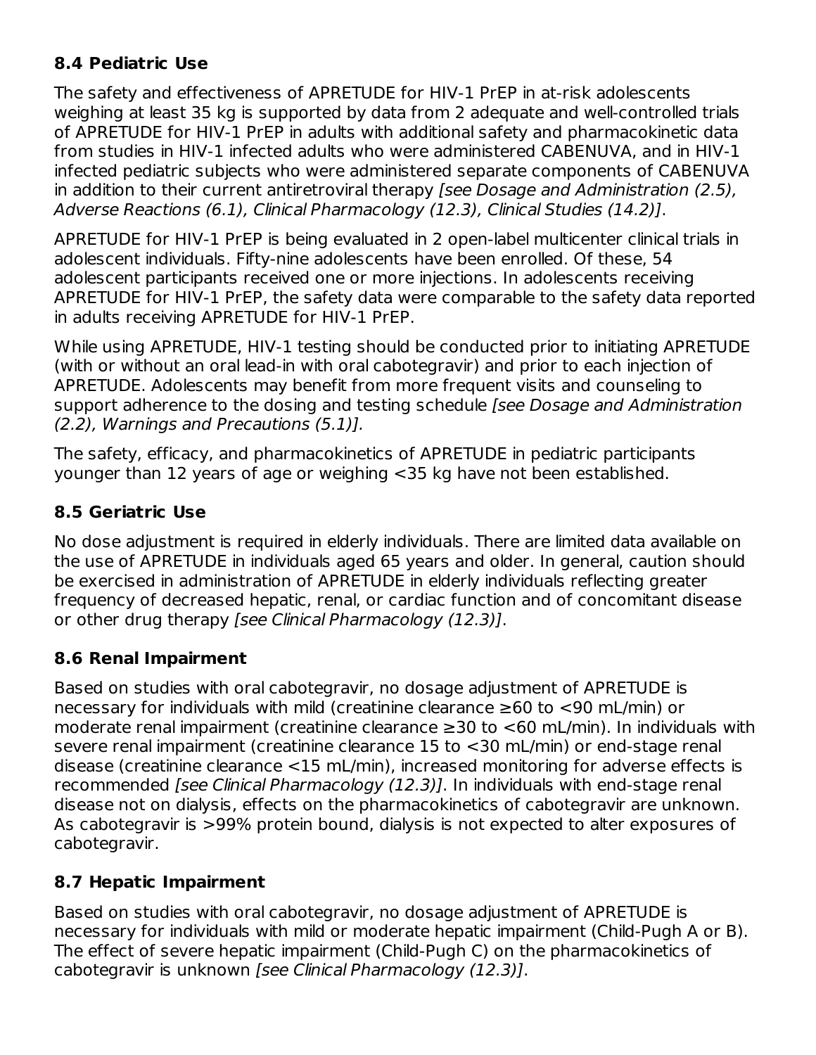### 8.4 Pediatric Use

The safety and effectiveness of APRETUDE for HIV-1 PrEP in at-risk adolescents weighing at least 35 kg is supported by data from 2 adequate and well-controlled trials of APRETUDE for HIV-1 PrEP in adults with additional safety and pharmacokinetic data from studies in HIV-1 infected adults who were administered CABENUVA, and in HIV-1 infected pediatric subjects who were administered separate components of CABENUVA in addition to their current antiretroviral therapy *[see Dosage and Administration (2.5), Adverse Reactions (6.1), Clinical Pharmacology (12.3), Clinical Studies (14.2)]*.

APRETUDE for HIV-1 PrEP is being evaluated in 2 open-label multicenter clinical trials in adolescent individuals. Fifty-nine adolescents have been enrolled. Of these, 54 adolescent participants received one or more injections. In adolescents receiving APRETUDE for HIV-1 PrEP, the safety data were comparable to the safety data reported in adults receiving APRETUDE for HIV-1 PrEP.

While using APRETUDE, HIV-1 testing should be conducted prior to initiating APRETUDE (with or without an oral lead-in with oral cabotegravir) and prior to each injection of APRETUDE. Adolescents may benefit from more frequent visits and counseling to support adherence to the dosing and testing schedule *[see Dosage and Administration (2.2), Warnings and Precautions (5.1)].*

The safety, efficacy, and pharmacokinetics of APRETUDE in pediatric participants younger than 12 years of age or weighing <35 kg have not been established.

### 8.5 Geriatric Use

No dose adjustment is required in elderly individuals. There are limited data available on the use of APRETUDE in individuals aged 65 years and older. In general, caution should be exercised in administration of APRETUDE in elderly individuals reflecting greater frequency of decreased hepatic, renal, or cardiac function and of concomitant disease or other drug therapy *[see Clinical Pharmacology (12.3)]*.

### 8.6 Renal Impairment

Based on studies with oral cabotegravir, no dosage adjustment of APRETUDE is necessary for individuals with mild (creatinine clearance ≥60 to <90 mL/min) or moderate renal impairment (creatinine clearance ≥30 to <60 mL/min). In individuals with severe renal impairment (creatinine clearance 15 to <30 mL/min) or end-stage renal disease (creatinine clearance <15 mL/min), increased monitoring for adverse effects is recommended *[see Clinical Pharmacology (12.3)]*. In individuals with end-stage renal disease not on dialysis, effects on the pharmacokinetics of cabotegravir are unknown. As cabotegravir is >99% protein bound, dialysis is not expected to alter exposures of cabotegravir.

### 8.7 Hepatic Impairment

Based on studies with oral cabotegravir, no dosage adjustment of APRETUDE is necessary for individuals with mild or moderate hepatic impairment (Child-Pugh A or B). The effect of severe hepatic impairment (Child-Pugh C) on the pharmacokinetics of cabotegravir is unknown *[see Clinical Pharmacology (12.3)]*.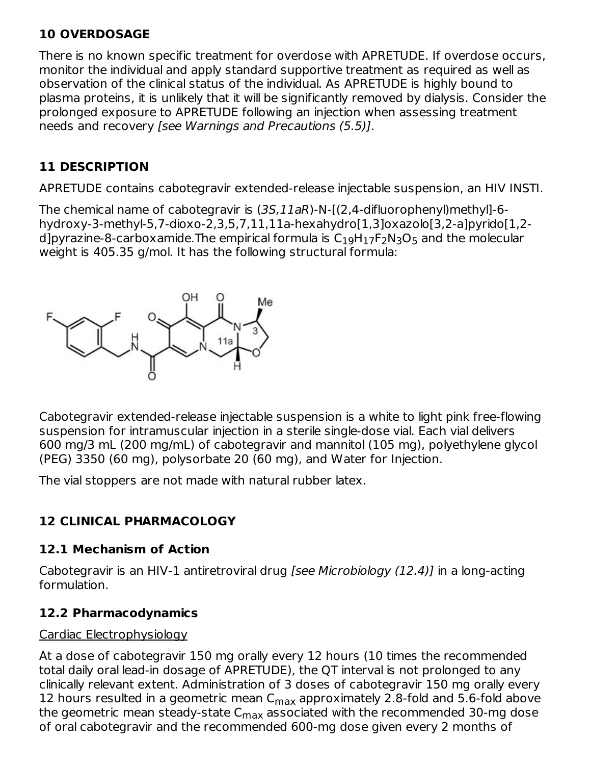## 10 OVERDOSAGE

There is no known specific treatment for overdose with APRETUDE. If overdose occurs, monitor the individual and apply standard supportive treatment as required as well as observation of the clinical status of the individual. As APRETUDE is highly bound to plasma proteins, it is unlikely that it will be significantly removed by dialysis. Consider the prolonged exposure to APRETUDE following an injection when assessing treatment needs and recovery *[see Warnings and Precautions (5.5)]*.

## 11 DESCRIPTION

APRETUDE contains cabotegravir extended-release injectable suspension, an HIV INSTI.

The chemical name of cabotegravir is (*3S,11aR*)-N-[(2,4-difluorophenyl)methyl]-6-hydroxy-3-methyl-5,7-dioxo-2,3,5,7,11,11a-hexahydro[1,3]oxazolo[3,2-a]pyrido[1,2-d]pyrazine-8-carboxamide.The empirical formula is $C_{19}H_{17}F_2N_3O_5$ and the molecular weight is 405.35 g/mol. It has the following structural formula:

Cabotegravir extended-release injectable suspension is a white to light pink free-flowing suspension for intramuscular injection in a sterile single-dose vial. Each vial delivers 600 mg/3 mL (200 mg/mL) of cabotegravir and mannitol (105 mg), polyethylene glycol (PEG) 3350 (60 mg), polysorbate 20 (60 mg), and Water for Injection.

The vial stoppers are not made with natural rubber latex.

## 12 CLINICAL PHARMACOLOGY

### 12.1 Mechanism of Action

Cabotegravir is an HIV-1 antiretroviral drug *[see Microbiology (12.4)]* in a long-acting formulation.

### 12.2 Pharmacodynamics

Cardiac Electrophysiology

At a dose of cabotegravir 150 mg orally every 12 hours (10 times the recommended total daily oral lead-in dosage of APRETUDE), the QT interval is not prolonged to any clinically relevant extent. Administration of 3 doses of cabotegravir 150 mg orally every 12 hours resulted in a geometric mean $C_{max}$ approximately 2.8-fold and 5.6-fold above the geometric mean steady-state $C_{max}$ associated with the recommended 30-mg dose of oral cabotegravir and the recommended 600-mg dose given every 2 months of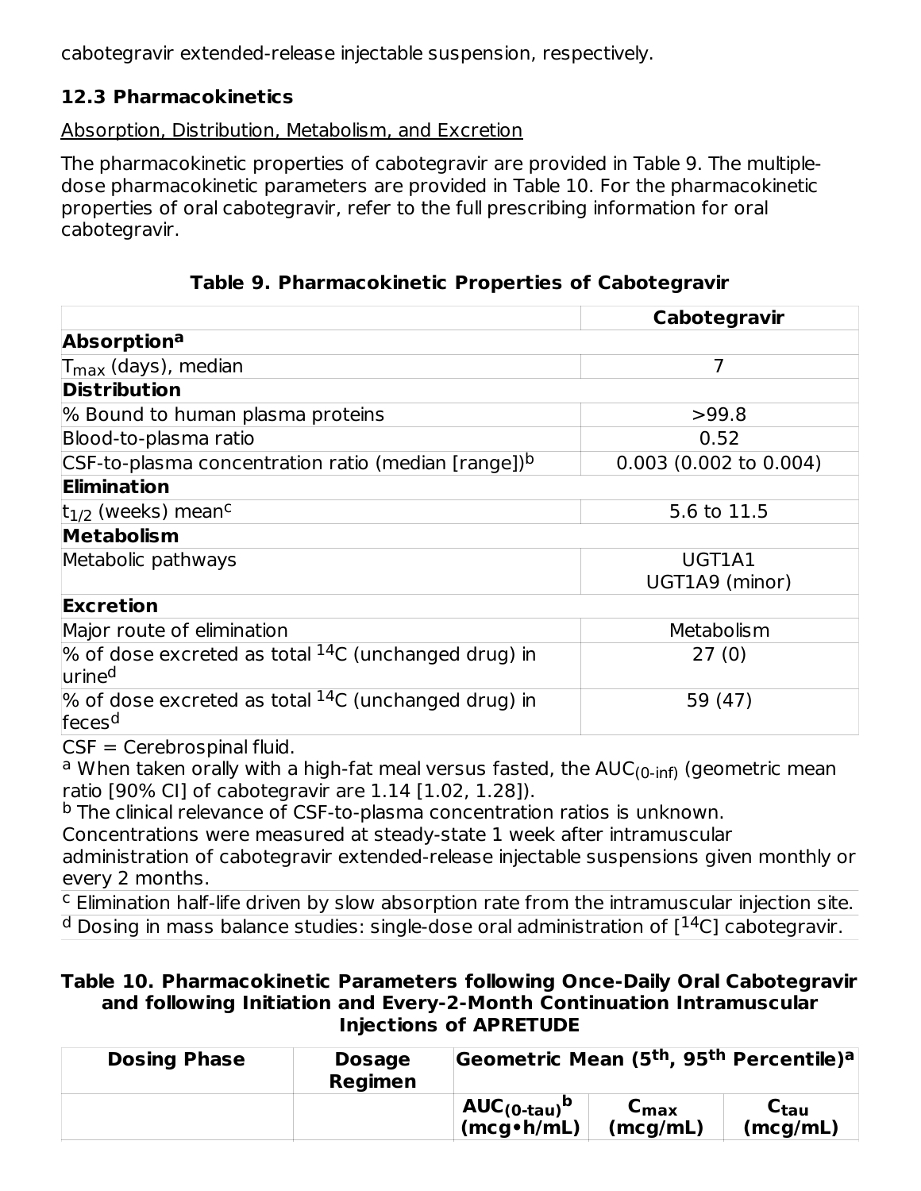cabotegravir extended-release injectable suspension, respectively.

### 12.3 Pharmacokinetics

Absorption, Distribution, Metabolism, and Excretion

The pharmacokinetic properties of cabotegravir are provided in Table 9. The multiple-dose pharmacokinetic parameters are provided in Table 10. For the pharmacokinetic properties of oral cabotegravir, refer to the full prescribing information for oral cabotegravir.

**Table 9. Pharmacokinetic Properties of Cabotegravir**

| | Cabotegravir |
|---|---|
| **Absorption**[a] | |
| $T_{max}$ (days), median | 7 |
| **Distribution** | |
| % Bound to human plasma proteins | >99.8 |
| Blood-to-plasma ratio | 0.52 |
| CSF-to-plasma concentration ratio (median [range])[b] | 0.003 (0.002 to 0.004) |
| **Elimination** | |
| $t_{1/2}$ (weeks) mean[c] | 5.6 to 11.5 |
| **Metabolism** | |
| Metabolic pathways | UGT1A1<br>UGT1A9 (minor) |
| **Excretion** | |
| Major route of elimination | Metabolism |
| % of dose excreted as total $^{14}C$ (unchanged drug) in urine[d] | 27 (0) |
| % of dose excreted as total $^{14}C$ (unchanged drug) in feces[d] | 59 (47) |

CSF = Cerebrospinal fluid.

[a] When taken orally with a high-fat meal versus fasted, the $AUC_{(0\text{-inf})}$ (geometric mean ratio [90% CI] of cabotegravir are 1.14 [1.02, 1.28]).

[b] The clinical relevance of CSF-to-plasma concentration ratios is unknown. Concentrations were measured at steady-state 1 week after intramuscular administration of cabotegravir extended-release injectable suspensions given monthly or every 2 months.

[c] Elimination half-life driven by slow absorption rate from the intramuscular injection site.

[d] Dosing in mass balance studies: single-dose oral administration of [$^{14}C$] cabotegravir.

**Table 10. Pharmacokinetic Parameters following Once-Daily Oral Cabotegravir and following Initiation and Every-2-Month Continuation Intramuscular Injections of APRETUDE**

| Dosing Phase | Dosage Regimen | Geometric Mean (5th, 95th Percentile)[a] | | |
|---|---|---|---|---|
| | | $AUC_{(0\text{-tau})}$[b] (mcg•h/mL) | $C_{max}$ (mcg/mL) | $C_{tau}$ (mcg/mL) |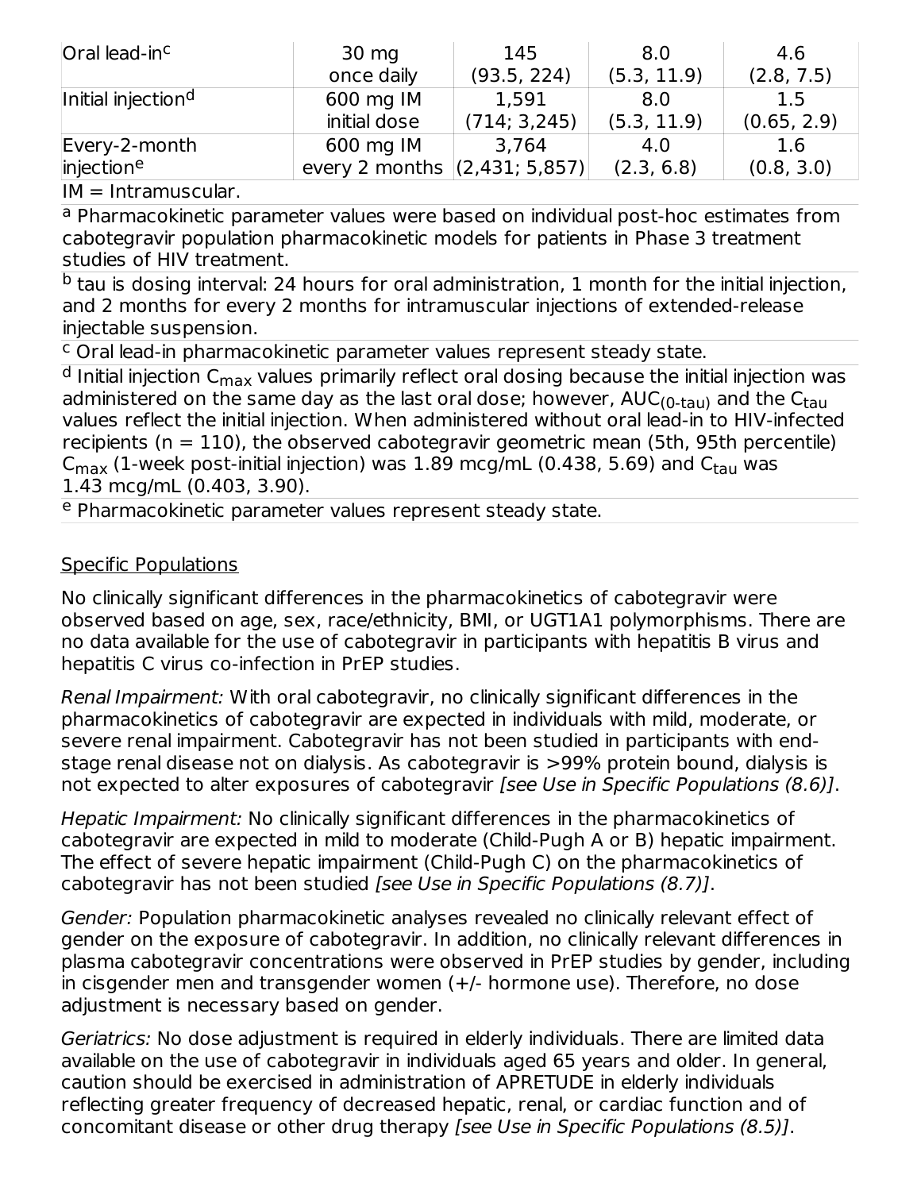| Oral lead-in[c] | 30 mg once daily | 145 (93.5, 224) | 8.0 (5.3, 11.9) | 4.6 (2.8, 7.5) |
| --- | --- | --- | --- | --- |
| Initial injection[d] | 600 mg IM initial dose | 1,591 (714; 3,245) | 8.0 (5.3, 11.9) | 1.5 (0.65, 2.9) |
| Every-2-month injection[e] | 600 mg IM every 2 months | 3,764 (2,431; 5,857) | 4.0 (2.3, 6.8) | 1.6 (0.8, 3.0) |

IM = Intramuscular.

[a] Pharmacokinetic parameter values were based on individual post-hoc estimates from cabotegravir population pharmacokinetic models for patients in Phase 3 treatment studies of HIV treatment.

[b] tau is dosing interval: 24 hours for oral administration, 1 month for the initial injection, and 2 months for every 2 months for intramuscular injections of extended-release injectable suspension.

[c] Oral lead-in pharmacokinetic parameter values represent steady state.

[d] Initial injection $C_{max}$ values primarily reflect oral dosing because the initial injection was administered on the same day as the last oral dose; however, $AUC_{(0\text{-}tau)}$ and the $C_{tau}$ values reflect the initial injection. When administered without oral lead-in to HIV-infected recipients (n = 110), the observed cabotegravir geometric mean (5th, 95th percentile) $C_{max}$ (1-week post-initial injection) was 1.89 mcg/mL (0.438, 5.69) and $C_{tau}$ was 1.43 mcg/mL (0.403, 3.90).

[e] Pharmacokinetic parameter values represent steady state.

Specific Populations

No clinically significant differences in the pharmacokinetics of cabotegravir were observed based on age, sex, race/ethnicity, BMI, or UGT1A1 polymorphisms. There are no data available for the use of cabotegravir in participants with hepatitis B virus and hepatitis C virus co-infection in PrEP studies.

*Renal Impairment:* With oral cabotegravir, no clinically significant differences in the pharmacokinetics of cabotegravir are expected in individuals with mild, moderate, or severe renal impairment. Cabotegravir has not been studied in participants with end-stage renal disease not on dialysis. As cabotegravir is >99% protein bound, dialysis is not expected to alter exposures of cabotegravir *[see Use in Specific Populations (8.6)]*.

*Hepatic Impairment:* No clinically significant differences in the pharmacokinetics of cabotegravir are expected in mild to moderate (Child-Pugh A or B) hepatic impairment. The effect of severe hepatic impairment (Child-Pugh C) on the pharmacokinetics of cabotegravir has not been studied *[see Use in Specific Populations (8.7)]*.

*Gender:* Population pharmacokinetic analyses revealed no clinically relevant effect of gender on the exposure of cabotegravir. In addition, no clinically relevant differences in plasma cabotegravir concentrations were observed in PrEP studies by gender, including in cisgender men and transgender women (+/- hormone use). Therefore, no dose adjustment is necessary based on gender.

*Geriatrics:* No dose adjustment is required in elderly individuals. There are limited data available on the use of cabotegravir in individuals aged 65 years and older. In general, caution should be exercised in administration of APRETUDE in elderly individuals reflecting greater frequency of decreased hepatic, renal, or cardiac function and of concomitant disease or other drug therapy *[see Use in Specific Populations (8.5)]*.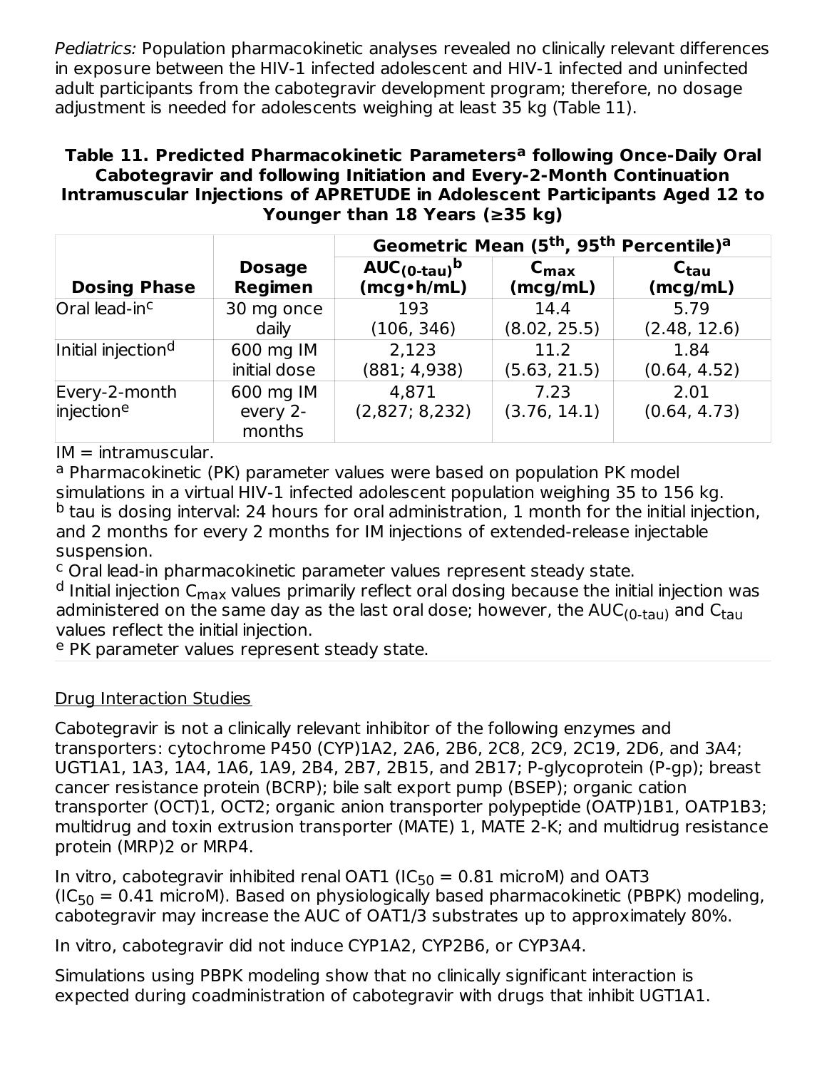*Pediatrics:* Population pharmacokinetic analyses revealed no clinically relevant differences in exposure between the HIV-1 infected adolescent and HIV-1 infected and uninfected adult participants from the cabotegravir development program; therefore, no dosage adjustment is needed for adolescents weighing at least 35 kg (Table 11).

**Table 11. Predicted Pharmacokinetic Parameters[a] following Once-Daily Oral Cabotegravir and following Initiation and Every-2-Month Continuation Intramuscular Injections of APRETUDE in Adolescent Participants Aged 12 to Younger than 18 Years (≥35 kg)**

| | | Geometric Mean ($5^{th}$, $95^{th}$ Percentile)[a] | | |
|---|---|---|---|---|
| **Dosing Phase** | **Dosage Regimen** | $AUC_{(0\text{-}tau)}$[b] (mcg•h/mL) | $C_{max}$ (mcg/mL) | $C_{tau}$ (mcg/mL) |
| Oral lead-in[c] | 30 mg once daily | 193 (106, 346) | 14.4 (8.02, 25.5) | 5.79 (2.48, 12.6) |
| Initial injection[d] | 600 mg IM initial dose | 2,123 (881; 4,938) | 11.2 (5.63, 21.5) | 1.84 (0.64, 4.52) |
| Every-2-month injection[e] | 600 mg IM every 2-months | 4,871 (2,827; 8,232) | 7.23 (3.76, 14.1) | 2.01 (0.64, 4.73) |

IM = intramuscular.

[a] Pharmacokinetic (PK) parameter values were based on population PK model simulations in a virtual HIV-1 infected adolescent population weighing 35 to 156 kg.

[b] tau is dosing interval: 24 hours for oral administration, 1 month for the initial injection, and 2 months for every 2 months for IM injections of extended-release injectable suspension.

[c] Oral lead-in pharmacokinetic parameter values represent steady state.

[d] Initial injection $C_{max}$ values primarily reflect oral dosing because the initial injection was administered on the same day as the last oral dose; however, the $AUC_{(0\text{-}tau)}$ and $C_{tau}$ values reflect the initial injection.

[e] PK parameter values represent steady state.

Drug Interaction Studies

Cabotegravir is not a clinically relevant inhibitor of the following enzymes and transporters: cytochrome P450 (CYP)1A2, 2A6, 2B6, 2C8, 2C9, 2C19, 2D6, and 3A4; UGT1A1, 1A3, 1A4, 1A6, 1A9, 2B4, 2B7, 2B15, and 2B17; P-glycoprotein (P-gp); breast cancer resistance protein (BCRP); bile salt export pump (BSEP); organic cation transporter (OCT)1, OCT2; organic anion transporter polypeptide (OATP)1B1, OATP1B3; multidrug and toxin extrusion transporter (MATE) 1, MATE 2-K; and multidrug resistance protein (MRP)2 or MRP4.

In vitro, cabotegravir inhibited renal OAT1 ($IC_{50}$ = 0.81 microM) and OAT3 ($IC_{50}$ = 0.41 microM). Based on physiologically based pharmacokinetic (PBPK) modeling, cabotegravir may increase the AUC of OAT1/3 substrates up to approximately 80%.

In vitro, cabotegravir did not induce CYP1A2, CYP2B6, or CYP3A4.

Simulations using PBPK modeling show that no clinically significant interaction is expected during coadministration of cabotegravir with drugs that inhibit UGT1A1.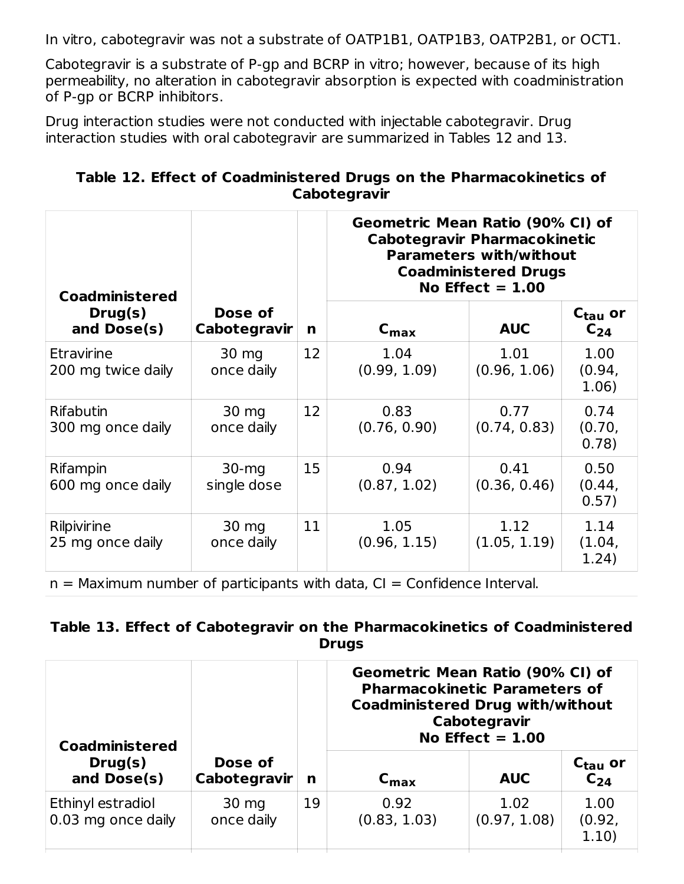In vitro, cabotegravir was not a substrate of OATP1B1, OATP1B3, OATP2B1, or OCT1.

Cabotegravir is a substrate of P-gp and BCRP in vitro; however, because of its high permeability, no alteration in cabotegravir absorption is expected with coadministration of P-gp or BCRP inhibitors.

Drug interaction studies were not conducted with injectable cabotegravir. Drug interaction studies with oral cabotegravir are summarized in Tables 12 and 13.

**Table 12. Effect of Coadministered Drugs on the Pharmacokinetics of Cabotegravir**

| Coadministered Drug(s) and Dose(s) | Dose of Cabotegravir | n | Geometric Mean Ratio (90% CI) of Cabotegravir Pharmacokinetic Parameters with/without Coadministered Drugs No Effect = 1.00 | | |
|---|---|---|---|---|---|
| | | | $C_{max}$ | AUC | $C_{tau}$ or $C_{24}$ |
| Etravirine 200 mg twice daily | 30 mg once daily | 12 | 1.04 (0.99, 1.09) | 1.01 (0.96, 1.06) | 1.00 (0.94, 1.06) |
| Rifabutin 300 mg once daily | 30 mg once daily | 12 | 0.83 (0.76, 0.90) | 0.77 (0.74, 0.83) | 0.74 (0.70, 0.78) |
| Rifampin 600 mg once daily | 30-mg single dose | 15 | 0.94 (0.87, 1.02) | 0.41 (0.36, 0.46) | 0.50 (0.44, 0.57) |
| Rilpivirine 25 mg once daily | 30 mg once daily | 11 | 1.05 (0.96, 1.15) | 1.12 (1.05, 1.19) | 1.14 (1.04, 1.24) |

n = Maximum number of participants with data, CI = Confidence Interval.

**Table 13. Effect of Cabotegravir on the Pharmacokinetics of Coadministered Drugs**

| Coadministered Drug(s) and Dose(s) | Dose of Cabotegravir | n | Geometric Mean Ratio (90% CI) of Pharmacokinetic Parameters of Coadministered Drug with/without Cabotegravir No Effect = 1.00 | | |
|---|---|---|---|---|---|
| | | | $C_{max}$ | AUC | $C_{tau}$ or $C_{24}$ |
| Ethinyl estradiol 0.03 mg once daily | 30 mg once daily | 19 | 0.92 (0.83, 1.03) | 1.02 (0.97, 1.08) | 1.00 (0.92, 1.10) |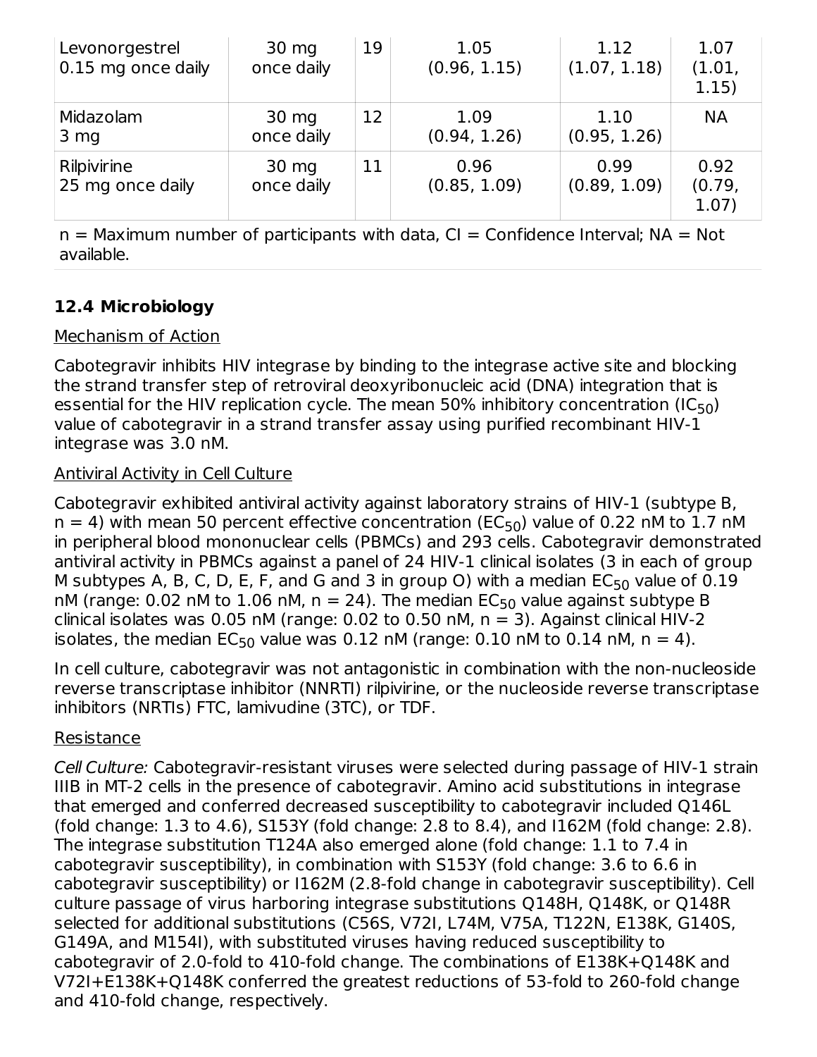| Levonorgestrel 0.15 mg once daily | 30 mg once daily | 19 | 1.05 (0.96, 1.15) | 1.12 (1.07, 1.18) | 1.07 (1.01, 1.15) |
|---|---|---|---|---|---|
| Midazolam 3 mg | 30 mg once daily | 12 | 1.09 (0.94, 1.26) | 1.10 (0.95, 1.26) | NA |
| Rilpivirine 25 mg once daily | 30 mg once daily | 11 | 0.96 (0.85, 1.09) | 0.99 (0.89, 1.09) | 0.92 (0.79, 1.07) |

n = Maximum number of participants with data, CI = Confidence Interval; NA = Not available.

### 12.4 Microbiology

Mechanism of Action

Cabotegravir inhibits HIV integrase by binding to the integrase active site and blocking the strand transfer step of retroviral deoxyribonucleic acid (DNA) integration that is essential for the HIV replication cycle. The mean 50% inhibitory concentration ($IC_{50}$) value of cabotegravir in a strand transfer assay using purified recombinant HIV-1 integrase was 3.0 nM.

Antiviral Activity in Cell Culture

Cabotegravir exhibited antiviral activity against laboratory strains of HIV-1 (subtype B, n = 4) with mean 50 percent effective concentration ($EC_{50}$) value of 0.22 nM to 1.7 nM in peripheral blood mononuclear cells (PBMCs) and 293 cells. Cabotegravir demonstrated antiviral activity in PBMCs against a panel of 24 HIV-1 clinical isolates (3 in each of group M subtypes A, B, C, D, E, F, and G and 3 in group O) with a median $EC_{50}$ value of 0.19 nM (range: 0.02 nM to 1.06 nM, n = 24). The median $EC_{50}$ value against subtype B clinical isolates was 0.05 nM (range: 0.02 to 0.50 nM, n = 3). Against clinical HIV-2 isolates, the median $EC_{50}$ value was 0.12 nM (range: 0.10 nM to 0.14 nM, n = 4).

In cell culture, cabotegravir was not antagonistic in combination with the non-nucleoside reverse transcriptase inhibitor (NNRTI) rilpivirine, or the nucleoside reverse transcriptase inhibitors (NRTIs) FTC, lamivudine (3TC), or TDF.

Resistance

*Cell Culture:* Cabotegravir-resistant viruses were selected during passage of HIV-1 strain IIIB in MT-2 cells in the presence of cabotegravir. Amino acid substitutions in integrase that emerged and conferred decreased susceptibility to cabotegravir included Q146L (fold change: 1.3 to 4.6), S153Y (fold change: 2.8 to 8.4), and I162M (fold change: 2.8). The integrase substitution T124A also emerged alone (fold change: 1.1 to 7.4 in cabotegravir susceptibility), in combination with S153Y (fold change: 3.6 to 6.6 in cabotegravir susceptibility) or I162M (2.8-fold change in cabotegravir susceptibility). Cell culture passage of virus harboring integrase substitutions Q148H, Q148K, or Q148R selected for additional substitutions (C56S, V72I, L74M, V75A, T122N, E138K, G140S, G149A, and M154I), with substituted viruses having reduced susceptibility to cabotegravir of 2.0-fold to 410-fold change. The combinations of E138K+Q148K and V72I+E138K+Q148K conferred the greatest reductions of 53-fold to 260-fold change and 410-fold change, respectively.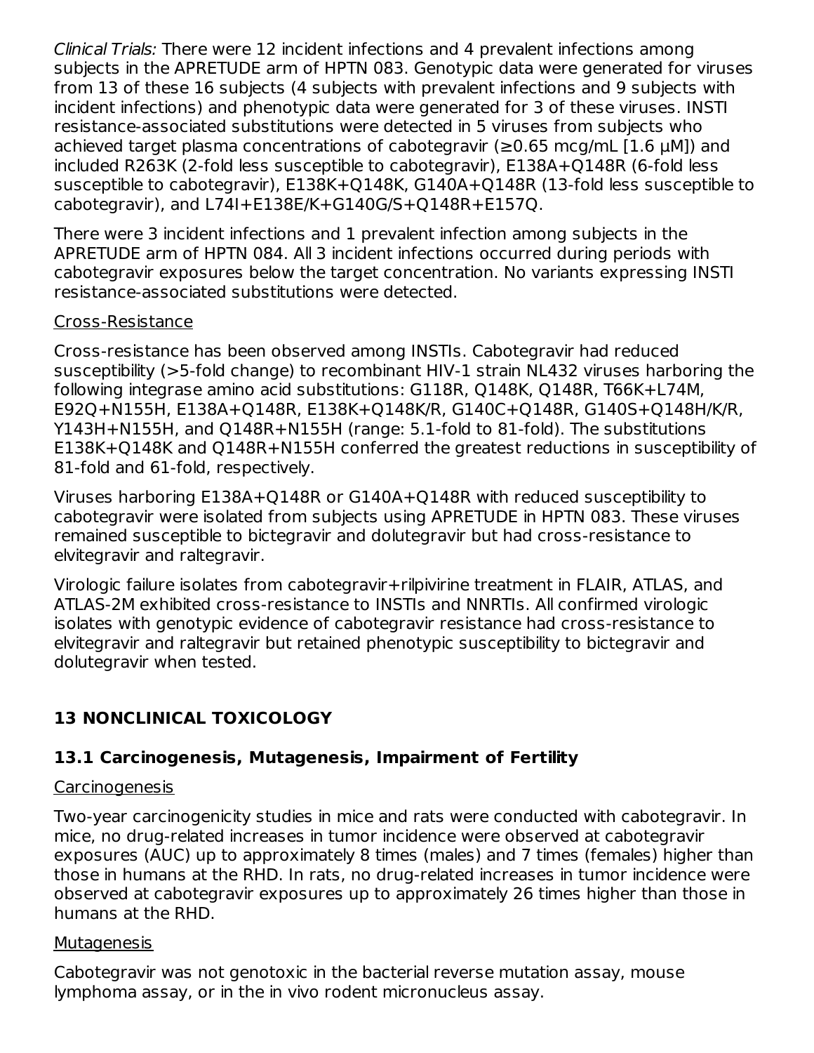*Clinical Trials:* There were 12 incident infections and 4 prevalent infections among subjects in the APRETUDE arm of HPTN 083. Genotypic data were generated for viruses from 13 of these 16 subjects (4 subjects with prevalent infections and 9 subjects with incident infections) and phenotypic data were generated for 3 of these viruses. INSTI resistance-associated substitutions were detected in 5 viruses from subjects who achieved target plasma concentrations of cabotegravir (≥0.65 mcg/mL [1.6 µM]) and included R263K (2-fold less susceptible to cabotegravir), E138A+Q148R (6-fold less susceptible to cabotegravir), E138K+Q148K, G140A+Q148R (13-fold less susceptible to cabotegravir), and L74I+E138E/K+G140G/S+Q148R+E157Q.

There were 3 incident infections and 1 prevalent infection among subjects in the APRETUDE arm of HPTN 084. All 3 incident infections occurred during periods with cabotegravir exposures below the target concentration. No variants expressing INSTI resistance-associated substitutions were detected.

Cross-Resistance

Cross-resistance has been observed among INSTIs. Cabotegravir had reduced susceptibility (>5-fold change) to recombinant HIV-1 strain NL432 viruses harboring the following integrase amino acid substitutions: G118R, Q148K, Q148R, T66K+L74M, E92Q+N155H, E138A+Q148R, E138K+Q148K/R, G140C+Q148R, G140S+Q148H/K/R, Y143H+N155H, and Q148R+N155H (range: 5.1-fold to 81-fold). The substitutions E138K+Q148K and Q148R+N155H conferred the greatest reductions in susceptibility of 81-fold and 61-fold, respectively.

Viruses harboring E138A+Q148R or G140A+Q148R with reduced susceptibility to cabotegravir were isolated from subjects using APRETUDE in HPTN 083. These viruses remained susceptible to bictegravir and dolutegravir but had cross-resistance to elvitegravir and raltegravir.

Virologic failure isolates from cabotegravir+rilpivirine treatment in FLAIR, ATLAS, and ATLAS-2M exhibited cross-resistance to INSTIs and NNRTIs. All confirmed virologic isolates with genotypic evidence of cabotegravir resistance had cross-resistance to elvitegravir and raltegravir but retained phenotypic susceptibility to bictegravir and dolutegravir when tested.

# 13 NONCLINICAL TOXICOLOGY

## 13.1 Carcinogenesis, Mutagenesis, Impairment of Fertility

Carcinogenesis

Two-year carcinogenicity studies in mice and rats were conducted with cabotegravir. In mice, no drug-related increases in tumor incidence were observed at cabotegravir exposures (AUC) up to approximately 8 times (males) and 7 times (females) higher than those in humans at the RHD. In rats, no drug-related increases in tumor incidence were observed at cabotegravir exposures up to approximately 26 times higher than those in humans at the RHD.

Mutagenesis

Cabotegravir was not genotoxic in the bacterial reverse mutation assay, mouse lymphoma assay, or in the in vivo rodent micronucleus assay.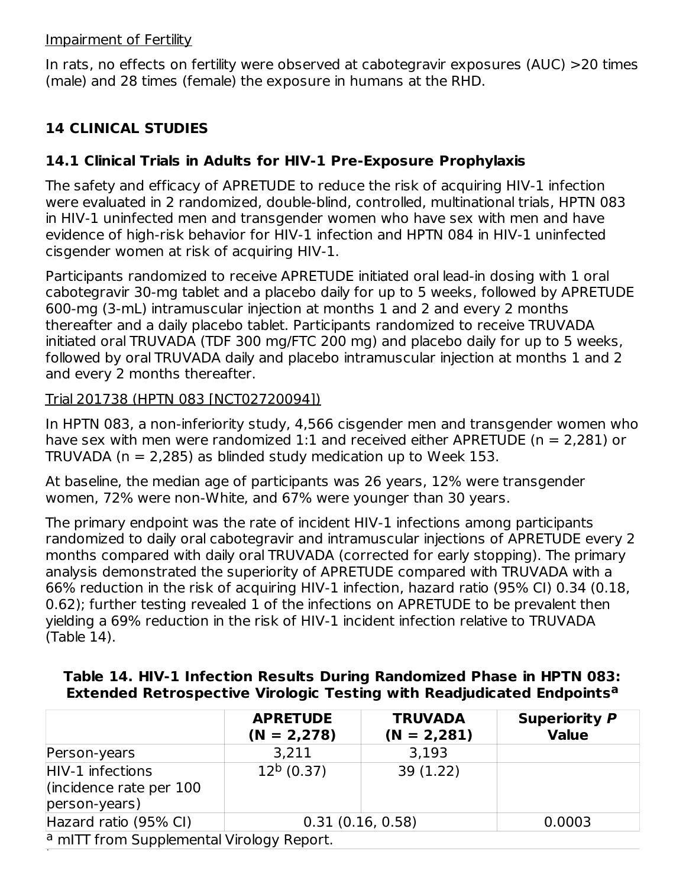Impairment of Fertility

In rats, no effects on fertility were observed at cabotegravir exposures (AUC) >20 times (male) and 28 times (female) the exposure in humans at the RHD.

## 14 CLINICAL STUDIES

### 14.1 Clinical Trials in Adults for HIV-1 Pre-Exposure Prophylaxis

The safety and efficacy of APRETUDE to reduce the risk of acquiring HIV-1 infection were evaluated in 2 randomized, double-blind, controlled, multinational trials, HPTN 083 in HIV-1 uninfected men and transgender women who have sex with men and have evidence of high-risk behavior for HIV-1 infection and HPTN 084 in HIV-1 uninfected cisgender women at risk of acquiring HIV-1.

Participants randomized to receive APRETUDE initiated oral lead-in dosing with 1 oral cabotegravir 30-mg tablet and a placebo daily for up to 5 weeks, followed by APRETUDE 600-mg (3-mL) intramuscular injection at months 1 and 2 and every 2 months thereafter and a daily placebo tablet. Participants randomized to receive TRUVADA initiated oral TRUVADA (TDF 300 mg/FTC 200 mg) and placebo daily for up to 5 weeks, followed by oral TRUVADA daily and placebo intramuscular injection at months 1 and 2 and every 2 months thereafter.

Trial 201738 (HPTN 083 [NCT02720094])

In HPTN 083, a non-inferiority study, 4,566 cisgender men and transgender women who have sex with men were randomized 1:1 and received either APRETUDE (n = 2,281) or TRUVADA (n = 2,285) as blinded study medication up to Week 153.

At baseline, the median age of participants was 26 years, 12% were transgender women, 72% were non-White, and 67% were younger than 30 years.

The primary endpoint was the rate of incident HIV-1 infections among participants randomized to daily oral cabotegravir and intramuscular injections of APRETUDE every 2 months compared with daily oral TRUVADA (corrected for early stopping). The primary analysis demonstrated the superiority of APRETUDE compared with TRUVADA with a 66% reduction in the risk of acquiring HIV-1 infection, hazard ratio (95% CI) 0.34 (0.18, 0.62); further testing revealed 1 of the infections on APRETUDE to be prevalent then yielding a 69% reduction in the risk of HIV-1 incident infection relative to TRUVADA (Table 14).

**Table 14. HIV-1 Infection Results During Randomized Phase in HPTN 083: Extended Retrospective Virologic Testing with Readjudicated Endpoints[a]**

| | APRETUDE (N = 2,278) | TRUVADA (N = 2,281) | Superiority *P* Value |
|---|---|---|---|
| Person-years | 3,211 | 3,193 | |
| HIV-1 infections (incidence rate per 100 person-years) | 12[b] (0.37) | 39 (1.22) | |
| Hazard ratio (95% CI) | 0.31 (0.16, 0.58) | | 0.0003 |

[a] mITT from Supplemental Virology Report.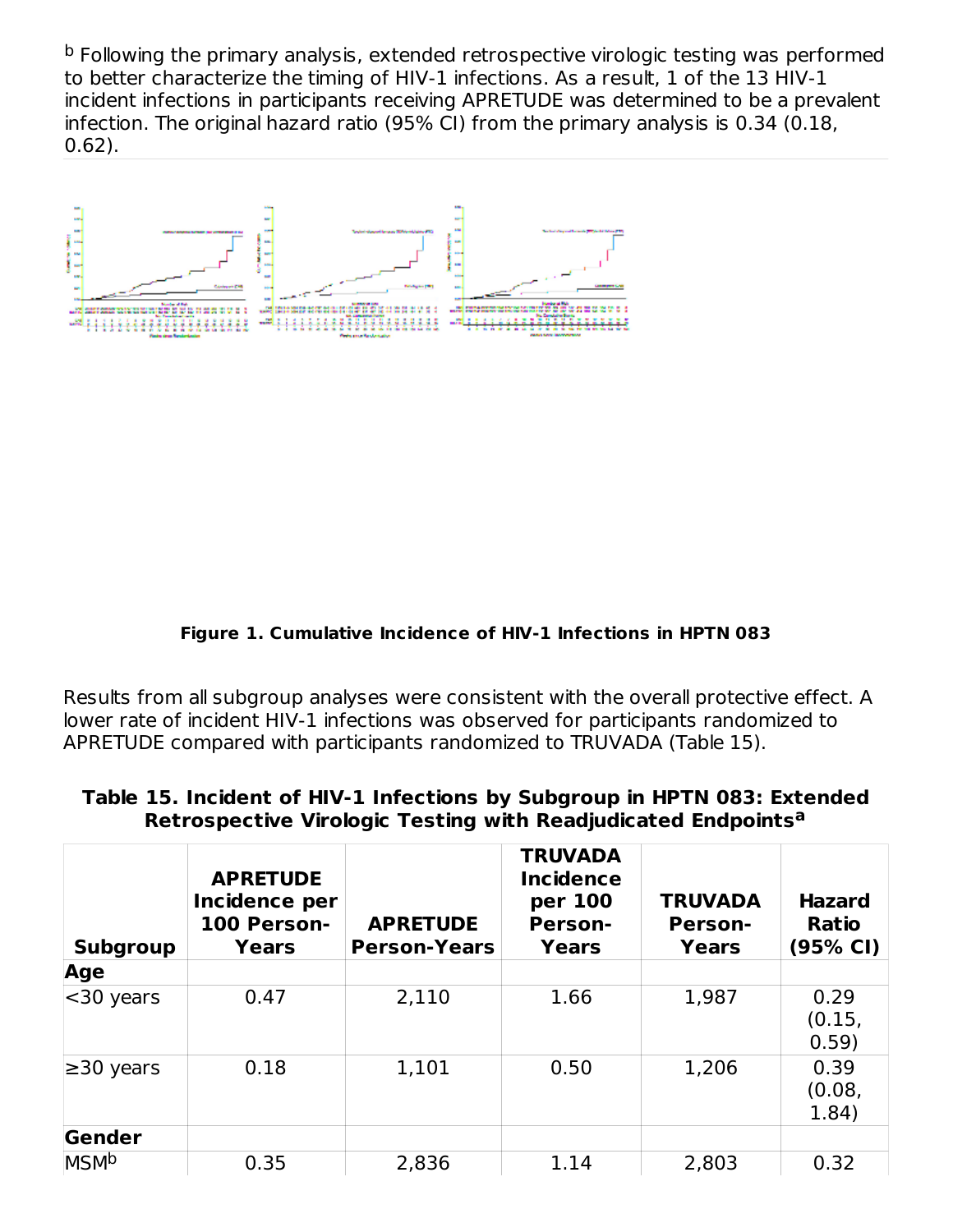[b] Following the primary analysis, extended retrospective virologic testing was performed to better characterize the timing of HIV-1 infections. As a result, 1 of the 13 HIV-1 incident infections in participants receiving APRETUDE was determined to be a prevalent infection. The original hazard ratio (95% CI) from the primary analysis is 0.34 (0.18, 0.62).

**Figure 1. Cumulative Incidence of HIV-1 Infections in HPTN 083**

Results from all subgroup analyses were consistent with the overall protective effect. A lower rate of incident HIV-1 infections was observed for participants randomized to APRETUDE compared with participants randomized to TRUVADA (Table 15).

**Table 15. Incident of HIV-1 Infections by Subgroup in HPTN 083: Extended Retrospective Virologic Testing with Readjudicated Endpoints[a]**

| Subgroup | APRETUDE Incidence per 100 Person-Years | APRETUDE Person-Years | TRUVADA Incidence per 100 Person-Years | TRUVADA Person-Years | Hazard Ratio (95% CI) |
|---|---|---|---|---|---|
| **Age** | | | | | |
| <30 years | 0.47 | 2,110 | 1.66 | 1,987 | 0.29 (0.15, 0.59) |
| ≥30 years | 0.18 | 1,101 | 0.50 | 1,206 | 0.39 (0.08, 1.84) |
| **Gender** | | | | | |
| MSM[b] | 0.35 | 2,836 | 1.14 | 2,803 | 0.32 |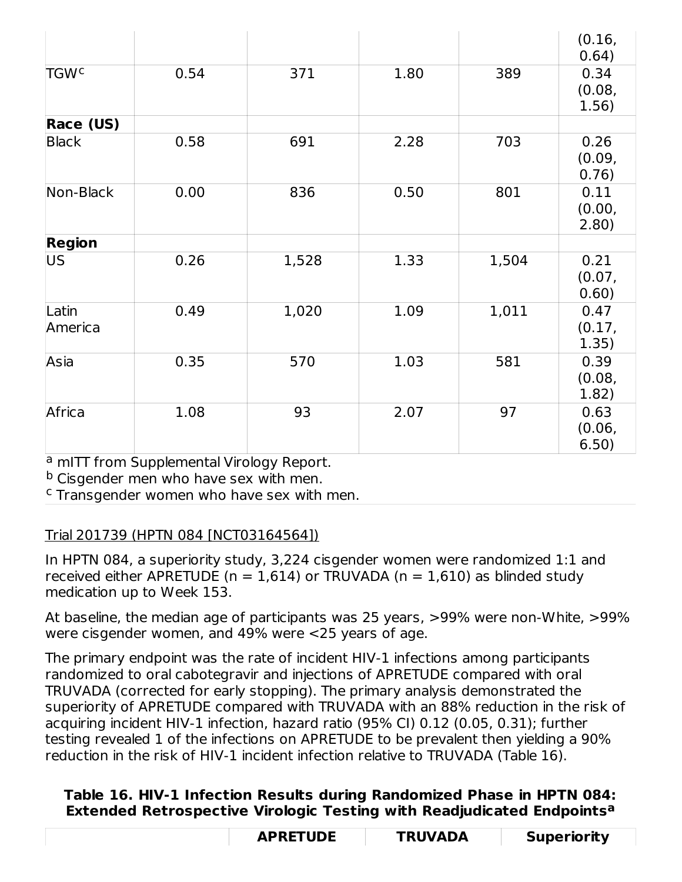| | | | | | (0.16, 0.64) |
|---|---|---|---|---|---|
| TGW[c] | 0.54 | 371 | 1.80 | 389 | 0.34 (0.08, 1.56) |
| **Race (US)** | | | | | |
| Black | 0.58 | 691 | 2.28 | 703 | 0.26 (0.09, 0.76) |
| Non-Black | 0.00 | 836 | 0.50 | 801 | 0.11 (0.00, 2.80) |
| **Region** | | | | | |
| US | 0.26 | 1,528 | 1.33 | 1,504 | 0.21 (0.07, 0.60) |
| Latin America | 0.49 | 1,020 | 1.09 | 1,011 | 0.47 (0.17, 1.35) |
| Asia | 0.35 | 570 | 1.03 | 581 | 0.39 (0.08, 1.82) |
| Africa | 1.08 | 93 | 2.07 | 97 | 0.63 (0.06, 6.50) |

[a] mITT from Supplemental Virology Report.
[b] Cisgender men who have sex with men.
[c] Transgender women who have sex with men.

Trial 201739 (HPTN 084 [NCT03164564])

In HPTN 084, a superiority study, 3,224 cisgender women were randomized 1:1 and received either APRETUDE (n = 1,614) or TRUVADA (n = 1,610) as blinded study medication up to Week 153.

At baseline, the median age of participants was 25 years, >99% were non-White, >99% were cisgender women, and 49% were <25 years of age.

The primary endpoint was the rate of incident HIV-1 infections among participants randomized to oral cabotegravir and injections of APRETUDE compared with oral TRUVADA (corrected for early stopping). The primary analysis demonstrated the superiority of APRETUDE compared with TRUVADA with an 88% reduction in the risk of acquiring incident HIV-1 infection, hazard ratio (95% CI) 0.12 (0.05, 0.31); further testing revealed 1 of the infections on APRETUDE to be prevalent then yielding a 90% reduction in the risk of HIV-1 incident infection relative to TRUVADA (Table 16).

**Table 16. HIV-1 Infection Results during Randomized Phase in HPTN 084: Extended Retrospective Virologic Testing with Readjudicated Endpoints[a]**

| | APRETUDE | TRUVADA | Superiority |
|---|---|---|---|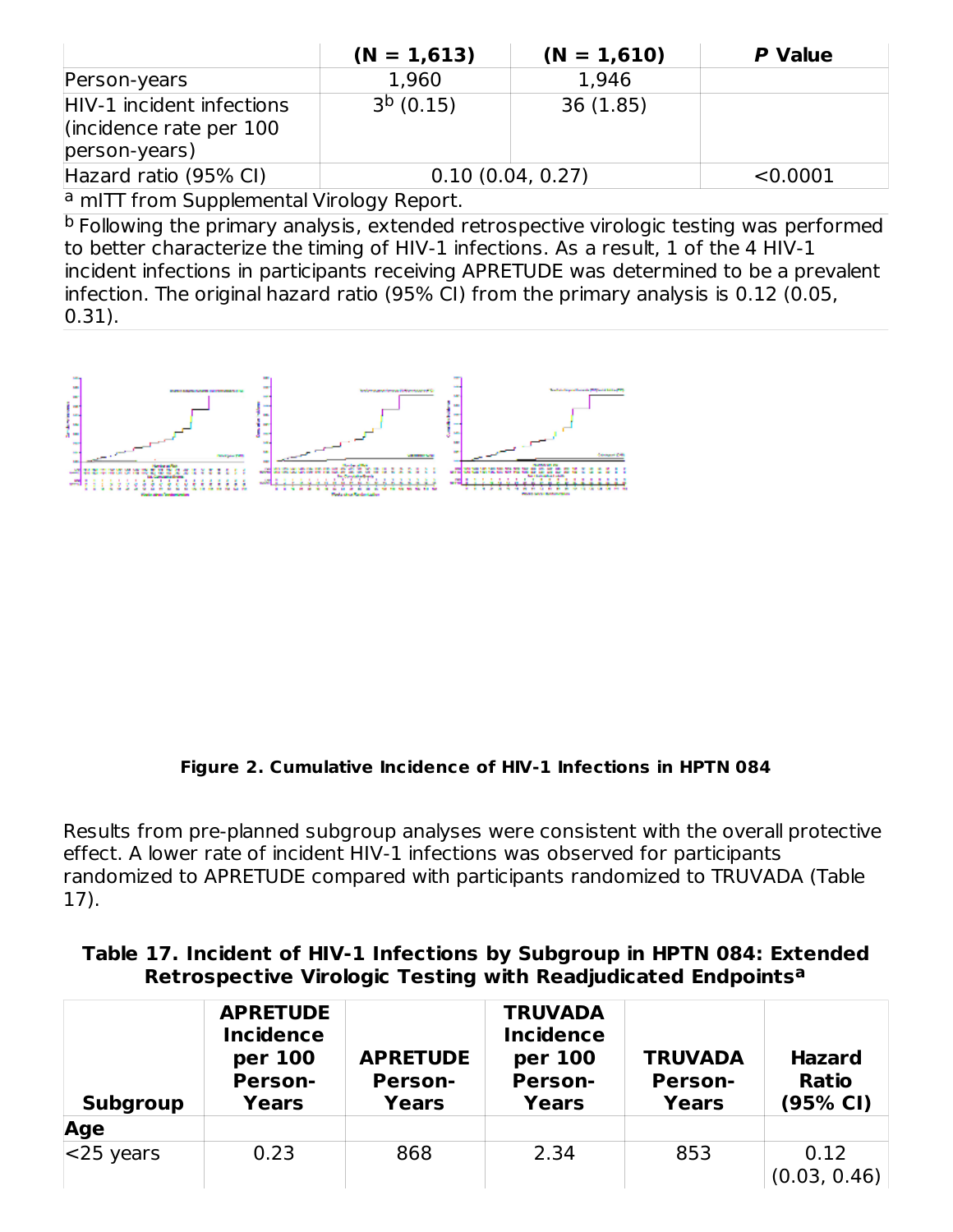|  | (N = 1,613) | (N = 1,610) | *P* Value |
| --- | --- | --- | --- |
| Person-years | 1,960 | 1,946 |  |
| HIV-1 incident infections (incidence rate per 100 person-years) | 3[b] (0.15) | 36 (1.85) |  |
| Hazard ratio (95% CI) | 0.10 (0.04, 0.27) |  | <0.0001 |

[a] mITT from Supplemental Virology Report.

[b] Following the primary analysis, extended retrospective virologic testing was performed to better characterize the timing of HIV-1 infections. As a result, 1 of the 4 HIV-1 incident infections in participants receiving APRETUDE was determined to be a prevalent infection. The original hazard ratio (95% CI) from the primary analysis is 0.12 (0.05, 0.31).

**Figure 2. Cumulative Incidence of HIV-1 Infections in HPTN 084**

Results from pre-planned subgroup analyses were consistent with the overall protective effect. A lower rate of incident HIV-1 infections was observed for participants randomized to APRETUDE compared with participants randomized to TRUVADA (Table 17).

**Table 17. Incident of HIV-1 Infections by Subgroup in HPTN 084: Extended Retrospective Virologic Testing with Readjudicated Endpoints[a]**

| Subgroup | APRETUDE Incidence per 100 Person-Years | APRETUDE Person-Years | TRUVADA Incidence per 100 Person-Years | TRUVADA Person-Years | Hazard Ratio (95% CI) |
| --- | --- | --- | --- | --- | --- |
| **Age** |  |  |  |  |  |
| <25 years | 0.23 | 868 | 2.34 | 853 | 0.12 (0.03, 0.46) |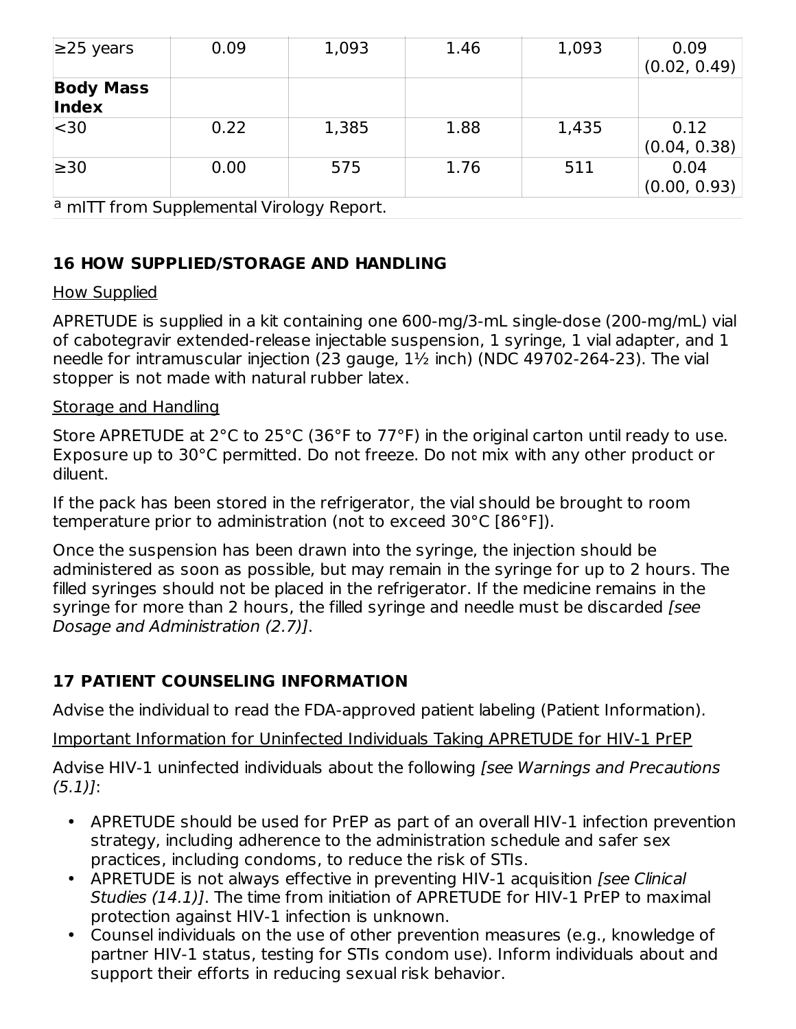| | | | | | |
|---|---|---|---|---|---|
| ≥25 years | 0.09 | 1,093 | 1.46 | 1,093 | 0.09 (0.02, 0.49) |
| **Body Mass Index** | | | | | |
| <30 | 0.22 | 1,385 | 1.88 | 1,435 | 0.12 (0.04, 0.38) |
| ≥30 | 0.00 | 575 | 1.76 | 511 | 0.04 (0.00, 0.93) |

[a] mITT from Supplemental Virology Report.

## 16 HOW SUPPLIED/STORAGE AND HANDLING

How Supplied

APRETUDE is supplied in a kit containing one 600-mg/3-mL single-dose (200-mg/mL) vial of cabotegravir extended-release injectable suspension, 1 syringe, 1 vial adapter, and 1 needle for intramuscular injection (23 gauge, 1½ inch) (NDC 49702-264-23). The vial stopper is not made with natural rubber latex.

Storage and Handling

Store APRETUDE at 2°C to 25°C (36°F to 77°F) in the original carton until ready to use. Exposure up to 30°C permitted. Do not freeze. Do not mix with any other product or diluent.

If the pack has been stored in the refrigerator, the vial should be brought to room temperature prior to administration (not to exceed 30°C [86°F]).

Once the suspension has been drawn into the syringe, the injection should be administered as soon as possible, but may remain in the syringe for up to 2 hours. The filled syringes should not be placed in the refrigerator. If the medicine remains in the syringe for more than 2 hours, the filled syringe and needle must be discarded *[see Dosage and Administration (2.7)]*.

## 17 PATIENT COUNSELING INFORMATION

Advise the individual to read the FDA-approved patient labeling (Patient Information).

Important Information for Uninfected Individuals Taking APRETUDE for HIV-1 PrEP

Advise HIV-1 uninfected individuals about the following *[see Warnings and Precautions (5.1)]*:

- APRETUDE should be used for PrEP as part of an overall HIV-1 infection prevention strategy, including adherence to the administration schedule and safer sex practices, including condoms, to reduce the risk of STIs.
- APRETUDE is not always effective in preventing HIV-1 acquisition *[see Clinical Studies (14.1)]*. The time from initiation of APRETUDE for HIV-1 PrEP to maximal protection against HIV-1 infection is unknown.
- Counsel individuals on the use of other prevention measures (e.g., knowledge of partner HIV-1 status, testing for STIs condom use). Inform individuals about and support their efforts in reducing sexual risk behavior.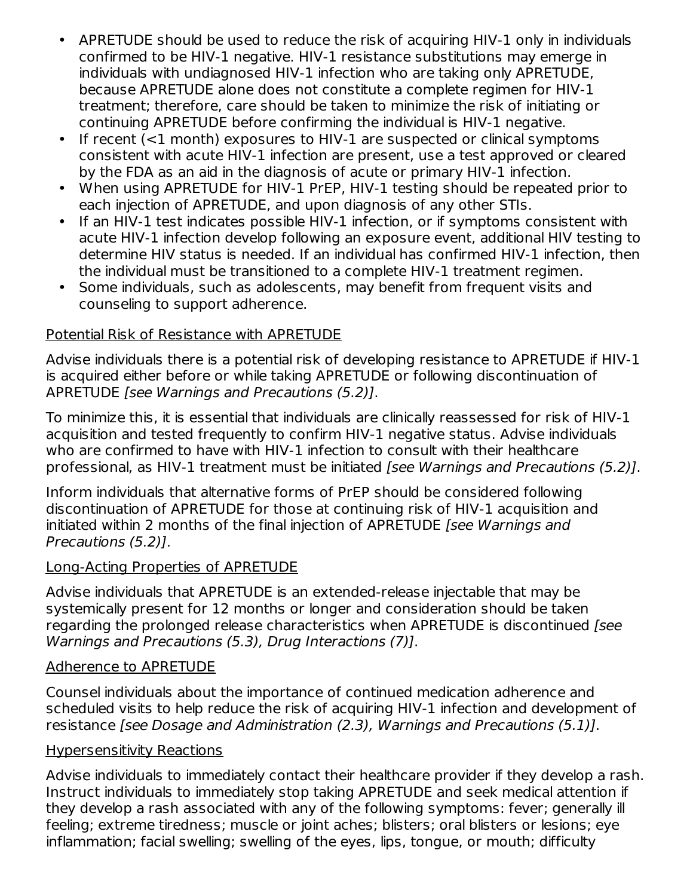- APRETUDE should be used to reduce the risk of acquiring HIV-1 only in individuals confirmed to be HIV-1 negative. HIV-1 resistance substitutions may emerge in individuals with undiagnosed HIV-1 infection who are taking only APRETUDE, because APRETUDE alone does not constitute a complete regimen for HIV-1 treatment; therefore, care should be taken to minimize the risk of initiating or continuing APRETUDE before confirming the individual is HIV-1 negative.
- If recent (<1 month) exposures to HIV-1 are suspected or clinical symptoms consistent with acute HIV-1 infection are present, use a test approved or cleared by the FDA as an aid in the diagnosis of acute or primary HIV-1 infection.
- When using APRETUDE for HIV-1 PrEP, HIV-1 testing should be repeated prior to each injection of APRETUDE, and upon diagnosis of any other STIs.
- If an HIV-1 test indicates possible HIV-1 infection, or if symptoms consistent with acute HIV-1 infection develop following an exposure event, additional HIV testing to determine HIV status is needed. If an individual has confirmed HIV-1 infection, then the individual must be transitioned to a complete HIV-1 treatment regimen.
- Some individuals, such as adolescents, may benefit from frequent visits and counseling to support adherence.

Potential Risk of Resistance with APRETUDE

Advise individuals there is a potential risk of developing resistance to APRETUDE if HIV-1 is acquired either before or while taking APRETUDE or following discontinuation of APRETUDE *[see Warnings and Precautions (5.2)]*.

To minimize this, it is essential that individuals are clinically reassessed for risk of HIV-1 acquisition and tested frequently to confirm HIV-1 negative status. Advise individuals who are confirmed to have with HIV-1 infection to consult with their healthcare professional, as HIV-1 treatment must be initiated *[see Warnings and Precautions (5.2)]*.

Inform individuals that alternative forms of PrEP should be considered following discontinuation of APRETUDE for those at continuing risk of HIV-1 acquisition and initiated within 2 months of the final injection of APRETUDE *[see Warnings and Precautions (5.2)]*.

Long-Acting Properties of APRETUDE

Advise individuals that APRETUDE is an extended-release injectable that may be systemically present for 12 months or longer and consideration should be taken regarding the prolonged release characteristics when APRETUDE is discontinued *[see Warnings and Precautions (5.3), Drug Interactions (7)]*.

Adherence to APRETUDE

Counsel individuals about the importance of continued medication adherence and scheduled visits to help reduce the risk of acquiring HIV-1 infection and development of resistance *[see Dosage and Administration (2.3), Warnings and Precautions (5.1)]*.

Hypersensitivity Reactions

Advise individuals to immediately contact their healthcare provider if they develop a rash. Instruct individuals to immediately stop taking APRETUDE and seek medical attention if they develop a rash associated with any of the following symptoms: fever; generally ill feeling; extreme tiredness; muscle or joint aches; blisters; oral blisters or lesions; eye inflammation; facial swelling; swelling of the eyes, lips, tongue, or mouth; difficulty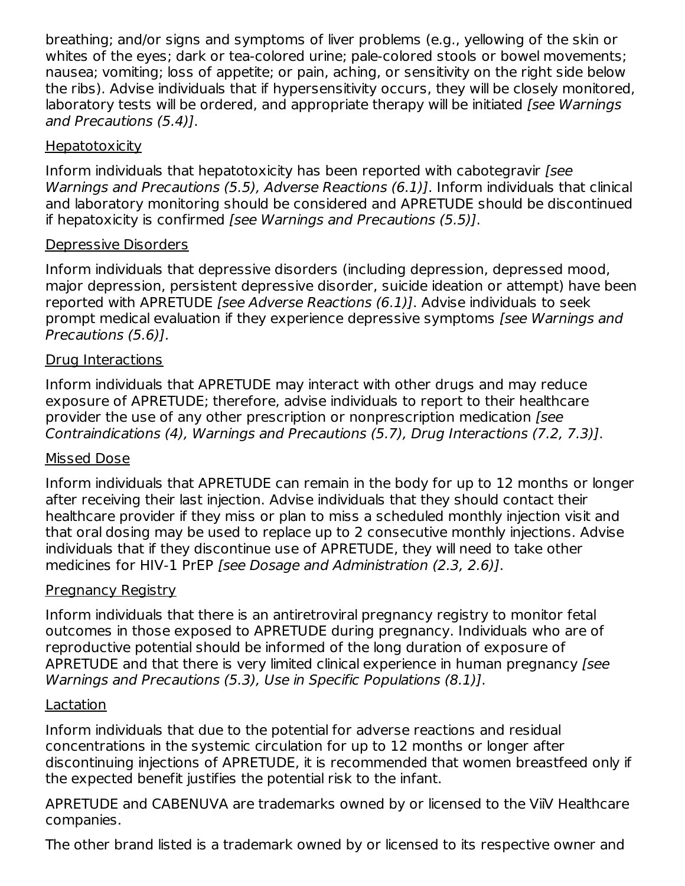breathing; and/or signs and symptoms of liver problems (e.g., yellowing of the skin or whites of the eyes; dark or tea-colored urine; pale-colored stools or bowel movements; nausea; vomiting; loss of appetite; or pain, aching, or sensitivity on the right side below the ribs). Advise individuals that if hypersensitivity occurs, they will be closely monitored, laboratory tests will be ordered, and appropriate therapy will be initiated *[see Warnings and Precautions (5.4)]*.

Hepatotoxicity

Inform individuals that hepatotoxicity has been reported with cabotegravir *[see Warnings and Precautions (5.5), Adverse Reactions (6.1)]*. Inform individuals that clinical and laboratory monitoring should be considered and APRETUDE should be discontinued if hepatotoxicity is confirmed *[see Warnings and Precautions (5.5)]*.

Depressive Disorders

Inform individuals that depressive disorders (including depression, depressed mood, major depression, persistent depressive disorder, suicide ideation or attempt) have been reported with APRETUDE *[see Adverse Reactions (6.1)]*. Advise individuals to seek prompt medical evaluation if they experience depressive symptoms *[see Warnings and Precautions (5.6)]*.

Drug Interactions

Inform individuals that APRETUDE may interact with other drugs and may reduce exposure of APRETUDE; therefore, advise individuals to report to their healthcare provider the use of any other prescription or nonprescription medication *[see Contraindications (4), Warnings and Precautions (5.7), Drug Interactions (7.2, 7.3)]*.

Missed Dose

Inform individuals that APRETUDE can remain in the body for up to 12 months or longer after receiving their last injection. Advise individuals that they should contact their healthcare provider if they miss or plan to miss a scheduled monthly injection visit and that oral dosing may be used to replace up to 2 consecutive monthly injections. Advise individuals that if they discontinue use of APRETUDE, they will need to take other medicines for HIV-1 PrEP *[see Dosage and Administration (2.3, 2.6)]*.

Pregnancy Registry

Inform individuals that there is an antiretroviral pregnancy registry to monitor fetal outcomes in those exposed to APRETUDE during pregnancy. Individuals who are of reproductive potential should be informed of the long duration of exposure of APRETUDE and that there is very limited clinical experience in human pregnancy *[see Warnings and Precautions (5.3), Use in Specific Populations (8.1)]*.

Lactation

Inform individuals that due to the potential for adverse reactions and residual concentrations in the systemic circulation for up to 12 months or longer after discontinuing injections of APRETUDE, it is recommended that women breastfeed only if the expected benefit justifies the potential risk to the infant.

APRETUDE and CABENUVA are trademarks owned by or licensed to the ViiV Healthcare companies.

The other brand listed is a trademark owned by or licensed to its respective owner and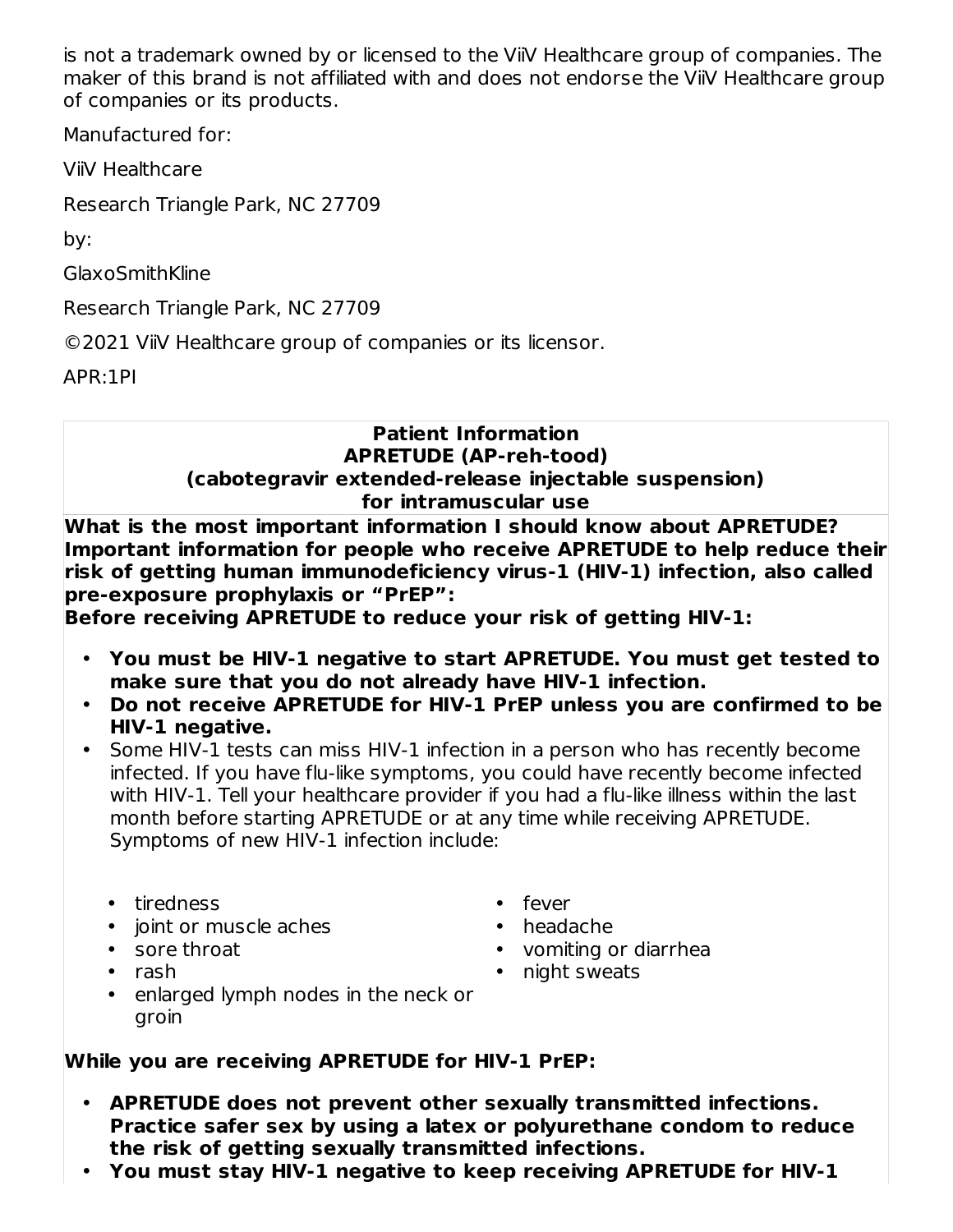is not a trademark owned by or licensed to the ViiV Healthcare group of companies. The maker of this brand is not affiliated with and does not endorse the ViiV Healthcare group of companies or its products.

Manufactured for:

ViiV Healthcare

Research Triangle Park, NC 27709

by:

GlaxoSmithKline

Research Triangle Park, NC 27709

©2021 ViiV Healthcare group of companies or its licensor.

APR:1PI

**Patient Information**
**APRETUDE (AP-reh-tood)**
**(cabotegravir extended-release injectable suspension)**
**for intramuscular use**

**What is the most important information I should know about APRETUDE?**
**Important information for people who receive APRETUDE to help reduce their risk of getting human immunodeficiency virus-1 (HIV-1) infection, also called pre-exposure prophylaxis or "PrEP":**
**Before receiving APRETUDE to reduce your risk of getting HIV-1:**

- **You must be HIV-1 negative to start APRETUDE. You must get tested to make sure that you do not already have HIV-1 infection.**
- **Do not receive APRETUDE for HIV-1 PrEP unless you are confirmed to be HIV-1 negative.**
- Some HIV-1 tests can miss HIV-1 infection in a person who has recently become infected. If you have flu-like symptoms, you could have recently become infected with HIV-1. Tell your healthcare provider if you had a flu-like illness within the last month before starting APRETUDE or at any time while receiving APRETUDE. Symptoms of new HIV-1 infection include:
  - tiredness
  - joint or muscle aches
  - sore throat
  - rash
  - enlarged lymph nodes in the neck or groin
  - fever
  - headache
  - vomiting or diarrhea
  - night sweats

**While you are receiving APRETUDE for HIV-1 PrEP:**

- **APRETUDE does not prevent other sexually transmitted infections. Practice safer sex by using a latex or polyurethane condom to reduce the risk of getting sexually transmitted infections.**
- **You must stay HIV-1 negative to keep receiving APRETUDE for HIV-1**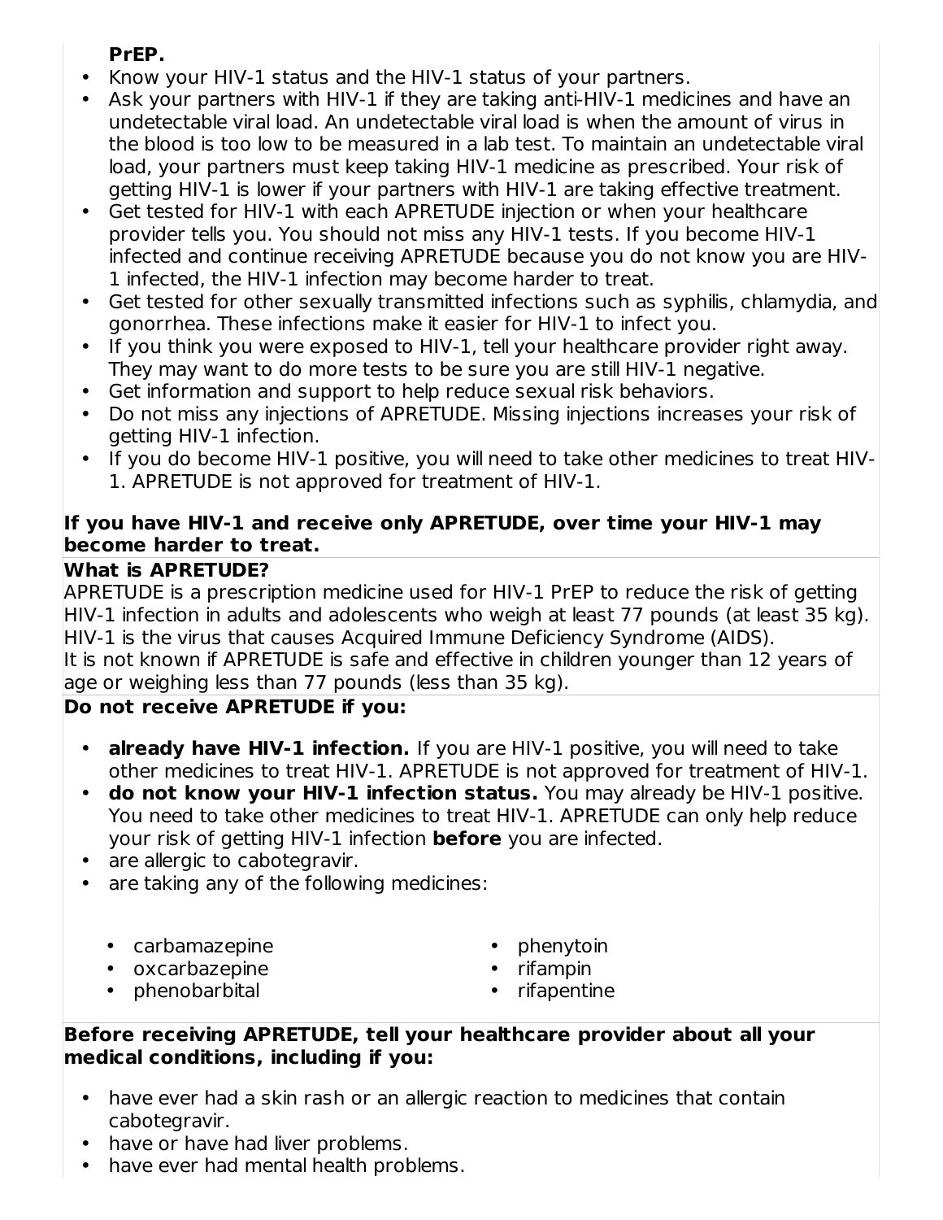**PrEP.**

- Know your HIV-1 status and the HIV-1 status of your partners.
- Ask your partners with HIV-1 if they are taking anti-HIV-1 medicines and have an undetectable viral load. An undetectable viral load is when the amount of virus in the blood is too low to be measured in a lab test. To maintain an undetectable viral load, your partners must keep taking HIV-1 medicine as prescribed. Your risk of getting HIV-1 is lower if your partners with HIV-1 are taking effective treatment.
- Get tested for HIV-1 with each APRETUDE injection or when your healthcare provider tells you. You should not miss any HIV-1 tests. If you become HIV-1 infected and continue receiving APRETUDE because you do not know you are HIV-1 infected, the HIV-1 infection may become harder to treat.
- Get tested for other sexually transmitted infections such as syphilis, chlamydia, and gonorrhea. These infections make it easier for HIV-1 to infect you.
- If you think you were exposed to HIV-1, tell your healthcare provider right away. They may want to do more tests to be sure you are still HIV-1 negative.
- Get information and support to help reduce sexual risk behaviors.
- Do not miss any injections of APRETUDE. Missing injections increases your risk of getting HIV-1 infection.
- If you do become HIV-1 positive, you will need to take other medicines to treat HIV-1. APRETUDE is not approved for treatment of HIV-1.

**If you have HIV-1 and receive only APRETUDE, over time your HIV-1 may become harder to treat.**

**What is APRETUDE?**

APRETUDE is a prescription medicine used for HIV-1 PrEP to reduce the risk of getting HIV-1 infection in adults and adolescents who weigh at least 77 pounds (at least 35 kg). HIV-1 is the virus that causes Acquired Immune Deficiency Syndrome (AIDS).

It is not known if APRETUDE is safe and effective in children younger than 12 years of age or weighing less than 77 pounds (less than 35 kg).

**Do not receive APRETUDE if you:**

- **already have HIV-1 infection.** If you are HIV-1 positive, you will need to take other medicines to treat HIV-1. APRETUDE is not approved for treatment of HIV-1.
- **do not know your HIV-1 infection status.** You may already be HIV-1 positive. You need to take other medicines to treat HIV-1. APRETUDE can only help reduce your risk of getting HIV-1 infection **before** you are infected.
- are allergic to cabotegravir.
- are taking any of the following medicines:
  - carbamazepine
  - oxcarbazepine
  - phenobarbital
  - phenytoin
  - rifampin
  - rifapentine

**Before receiving APRETUDE, tell your healthcare provider about all your medical conditions, including if you:**

- have ever had a skin rash or an allergic reaction to medicines that contain cabotegravir.
- have or have had liver problems.
- have ever had mental health problems.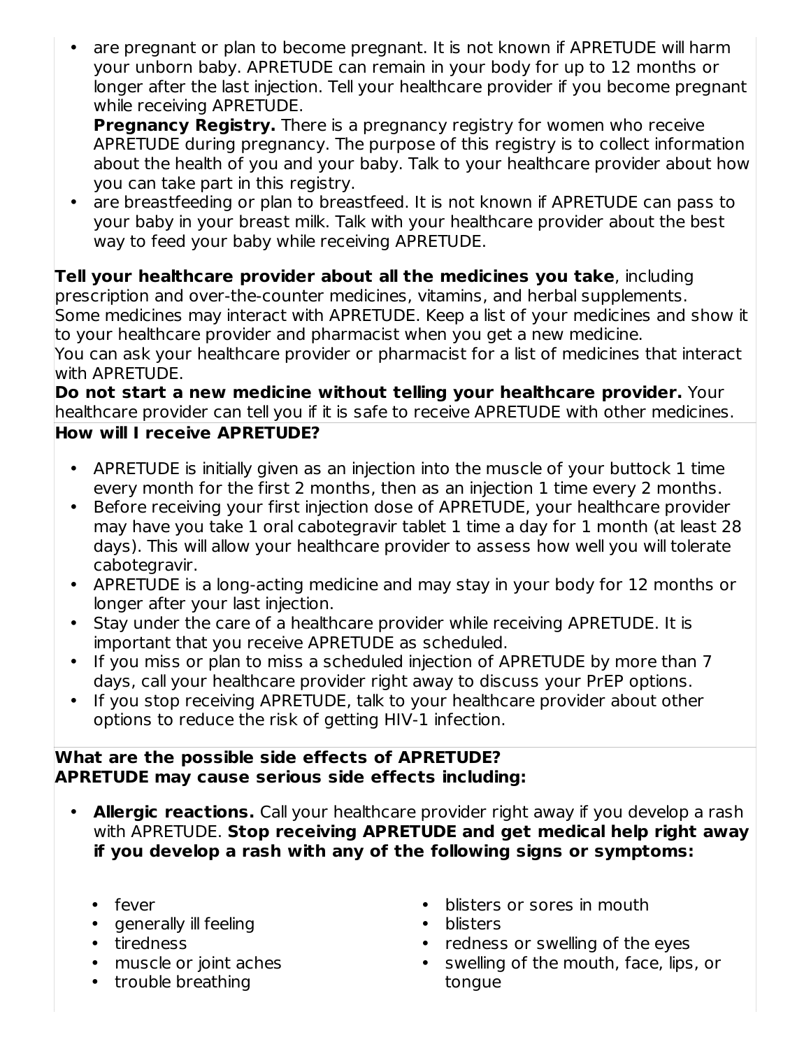- are pregnant or plan to become pregnant. It is not known if APRETUDE will harm your unborn baby. APRETUDE can remain in your body for up to 12 months or longer after the last injection. Tell your healthcare provider if you become pregnant while receiving APRETUDE.
  **Pregnancy Registry.** There is a pregnancy registry for women who receive APRETUDE during pregnancy. The purpose of this registry is to collect information about the health of you and your baby. Talk to your healthcare provider about how you can take part in this registry.
- are breastfeeding or plan to breastfeed. It is not known if APRETUDE can pass to your baby in your breast milk. Talk with your healthcare provider about the best way to feed your baby while receiving APRETUDE.

**Tell your healthcare provider about all the medicines you take**, including prescription and over-the-counter medicines, vitamins, and herbal supplements.
Some medicines may interact with APRETUDE. Keep a list of your medicines and show it to your healthcare provider and pharmacist when you get a new medicine.
You can ask your healthcare provider or pharmacist for a list of medicines that interact with APRETUDE.
**Do not start a new medicine without telling your healthcare provider.** Your healthcare provider can tell you if it is safe to receive APRETUDE with other medicines.

**How will I receive APRETUDE?**

- APRETUDE is initially given as an injection into the muscle of your buttock 1 time every month for the first 2 months, then as an injection 1 time every 2 months.
- Before receiving your first injection dose of APRETUDE, your healthcare provider may have you take 1 oral cabotegravir tablet 1 time a day for 1 month (at least 28 days). This will allow your healthcare provider to assess how well you will tolerate cabotegravir.
- APRETUDE is a long-acting medicine and may stay in your body for 12 months or longer after your last injection.
- Stay under the care of a healthcare provider while receiving APRETUDE. It is important that you receive APRETUDE as scheduled.
- If you miss or plan to miss a scheduled injection of APRETUDE by more than 7 days, call your healthcare provider right away to discuss your PrEP options.
- If you stop receiving APRETUDE, talk to your healthcare provider about other options to reduce the risk of getting HIV-1 infection.

**What are the possible side effects of APRETUDE?**
**APRETUDE may cause serious side effects including:**

- **Allergic reactions.** Call your healthcare provider right away if you develop a rash with APRETUDE. **Stop receiving APRETUDE and get medical help right away if you develop a rash with any of the following signs or symptoms:**
  - fever
  - generally ill feeling
  - tiredness
  - muscle or joint aches
  - trouble breathing
  - blisters or sores in mouth
  - blisters
  - redness or swelling of the eyes
  - swelling of the mouth, face, lips, or tongue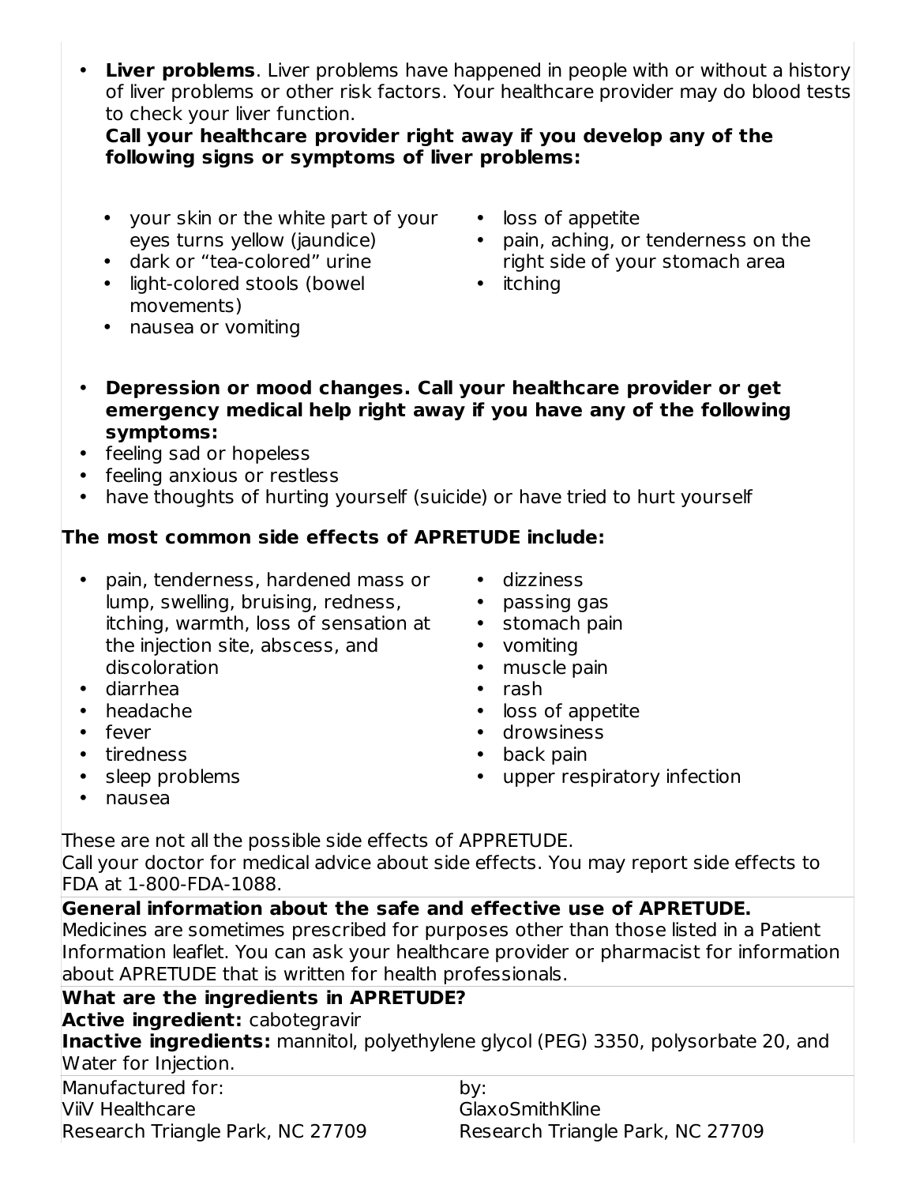- **Liver problems**. Liver problems have happened in people with or without a history of liver problems or other risk factors. Your healthcare provider may do blood tests to check your liver function.
**Call your healthcare provider right away if you develop any of the following signs or symptoms of liver problems:**
  - your skin or the white part of your eyes turns yellow (jaundice)
  - dark or "tea-colored" urine
  - light-colored stools (bowel movements)
  - nausea or vomiting
  - loss of appetite
  - pain, aching, or tenderness on the right side of your stomach area
  - itching
- **Depression or mood changes. Call your healthcare provider or get emergency medical help right away if you have any of the following symptoms:**
- feeling sad or hopeless
- feeling anxious or restless
- have thoughts of hurting yourself (suicide) or have tried to hurt yourself

**The most common side effects of APRETUDE include:**

- pain, tenderness, hardened mass or lump, swelling, bruising, redness, itching, warmth, loss of sensation at the injection site, abscess, and discoloration
- diarrhea
- headache
- fever
- tiredness
- sleep problems
- nausea
- dizziness
- passing gas
- stomach pain
- vomiting
- muscle pain
- rash
- loss of appetite
- drowsiness
- back pain
- upper respiratory infection

These are not all the possible side effects of APPRETUDE.
Call your doctor for medical advice about side effects. You may report side effects to FDA at 1-800-FDA-1088.

**General information about the safe and effective use of APRETUDE.**
Medicines are sometimes prescribed for purposes other than those listed in a Patient Information leaflet. You can ask your healthcare provider or pharmacist for information about APRETUDE that is written for health professionals.

**What are the ingredients in APRETUDE?**
**Active ingredient:** cabotegravir
**Inactive ingredients:** mannitol, polyethylene glycol (PEG) 3350, polysorbate 20, and Water for Injection.

| Manufactured for: | by: |
|---|---|
| ViiV Healthcare | GlaxoSmithKline |
| Research Triangle Park, NC 27709 | Research Triangle Park, NC 27709 |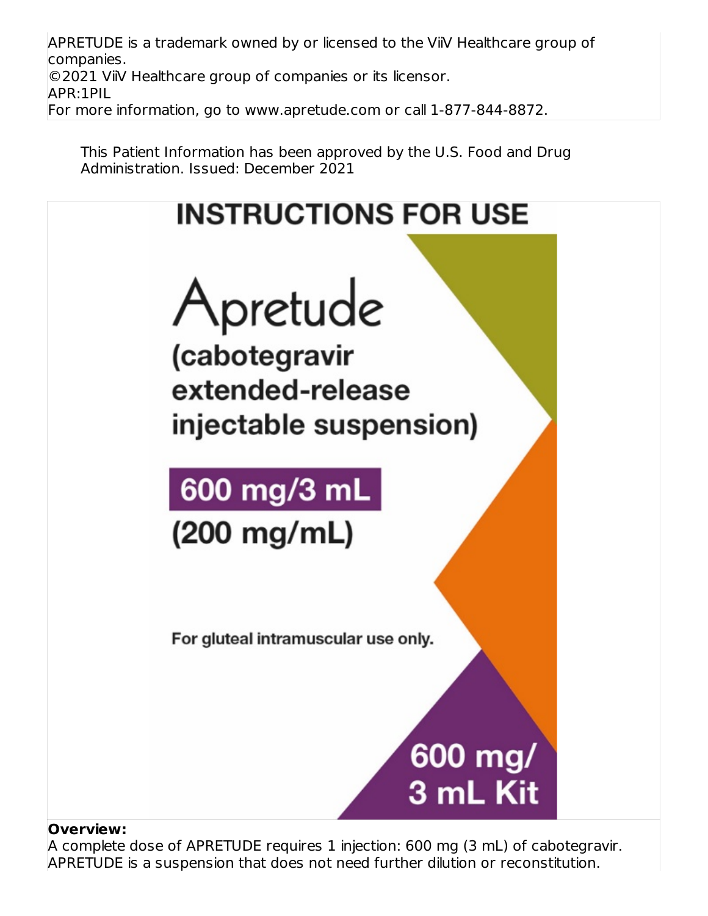APRETUDE is a trademark owned by or licensed to the ViiV Healthcare group of companies.
©2021 ViiV Healthcare group of companies or its licensor.
APR:1PIL
For more information, go to www.apretude.com or call 1-877-844-8872.

This Patient Information has been approved by the U.S. Food and Drug Administration. Issued: December 2021

# INSTRUCTIONS FOR USE

Apretude

(cabotegravir extended-release injectable suspension)

600 mg/3 mL

(200 mg/mL)

For gluteal intramuscular use only.

600 mg/ 3 mL Kit

**Overview:**

A complete dose of APRETUDE requires 1 injection: 600 mg (3 mL) of cabotegravir.
APRETUDE is a suspension that does not need further dilution or reconstitution.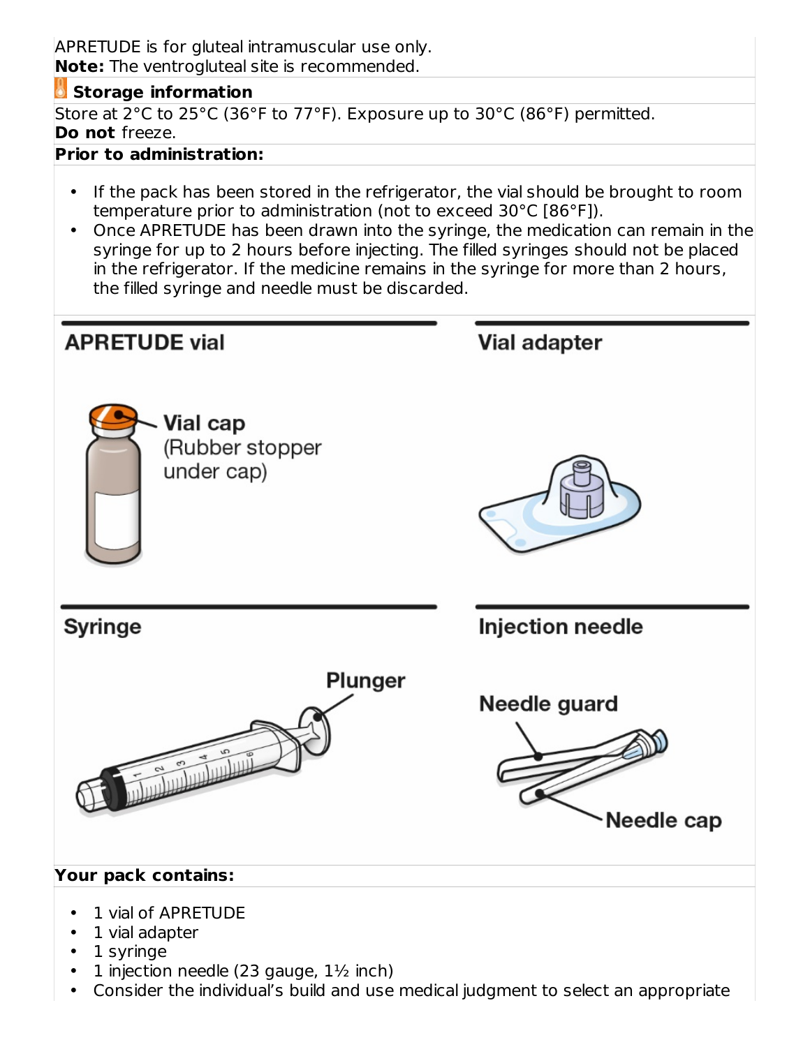APRETUDE is for gluteal intramuscular use only.
**Note:** The ventrogluteal site is recommended.

**Storage information**

Store at 2°C to 25°C (36°F to 77°F). Exposure up to 30°C (86°F) permitted.
**Do not** freeze.

**Prior to administration:**

- If the pack has been stored in the refrigerator, the vial should be brought to room temperature prior to administration (not to exceed 30°C [86°F]).
- Once APRETUDE has been drawn into the syringe, the medication can remain in the syringe for up to 2 hours before injecting. The filled syringes should not be placed in the refrigerator. If the medicine remains in the syringe for more than 2 hours, the filled syringe and needle must be discarded.

**APRETUDE vial**

Vial cap (Rubber stopper under cap)

**Vial adapter**

**Syringe**

Plunger

**Injection needle**

Needle guard

Needle cap

**Your pack contains:**

- 1 vial of APRETUDE
- 1 vial adapter
- 1 syringe
- 1 injection needle (23 gauge, 1½ inch)
- Consider the individual's build and use medical judgment to select an appropriate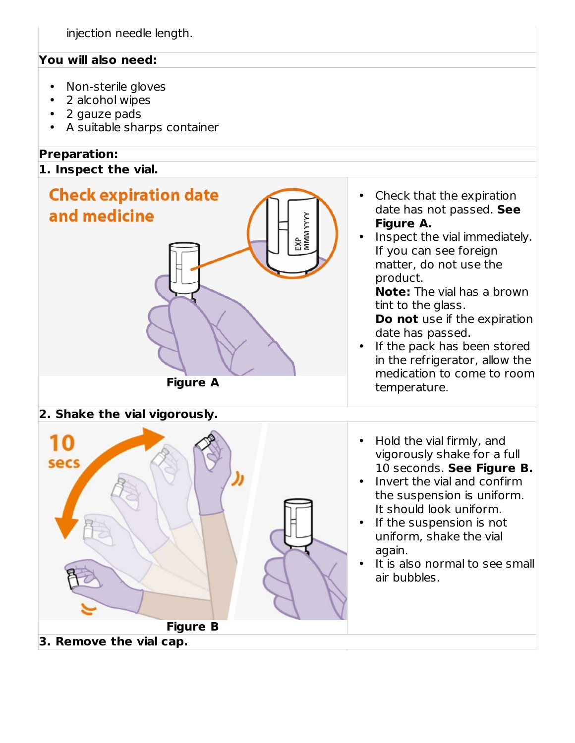injection needle length.

**You will also need:**

- Non-sterile gloves
- 2 alcohol wipes
- 2 gauze pads
- A suitable sharps container

**Preparation:**

**1. Inspect the vial.**

Check expiration date and medicine

EXP MMM YYYY

Figure A

- Check that the expiration date has not passed. **See Figure A.**
- Inspect the vial immediately. If you can see foreign matter, do not use the product.
  **Note:** The vial has a brown tint to the glass.
  **Do not** use if the expiration date has passed.
- If the pack has been stored in the refrigerator, allow the medication to come to room temperature.

**2. Shake the vial vigorously.**

10 secs

Figure B

- Hold the vial firmly, and vigorously shake for a full 10 seconds. **See Figure B.**
- Invert the vial and confirm the suspension is uniform. It should look uniform.
- If the suspension is not uniform, shake the vial again.
- It is also normal to see small air bubbles.

**3. Remove the vial cap.**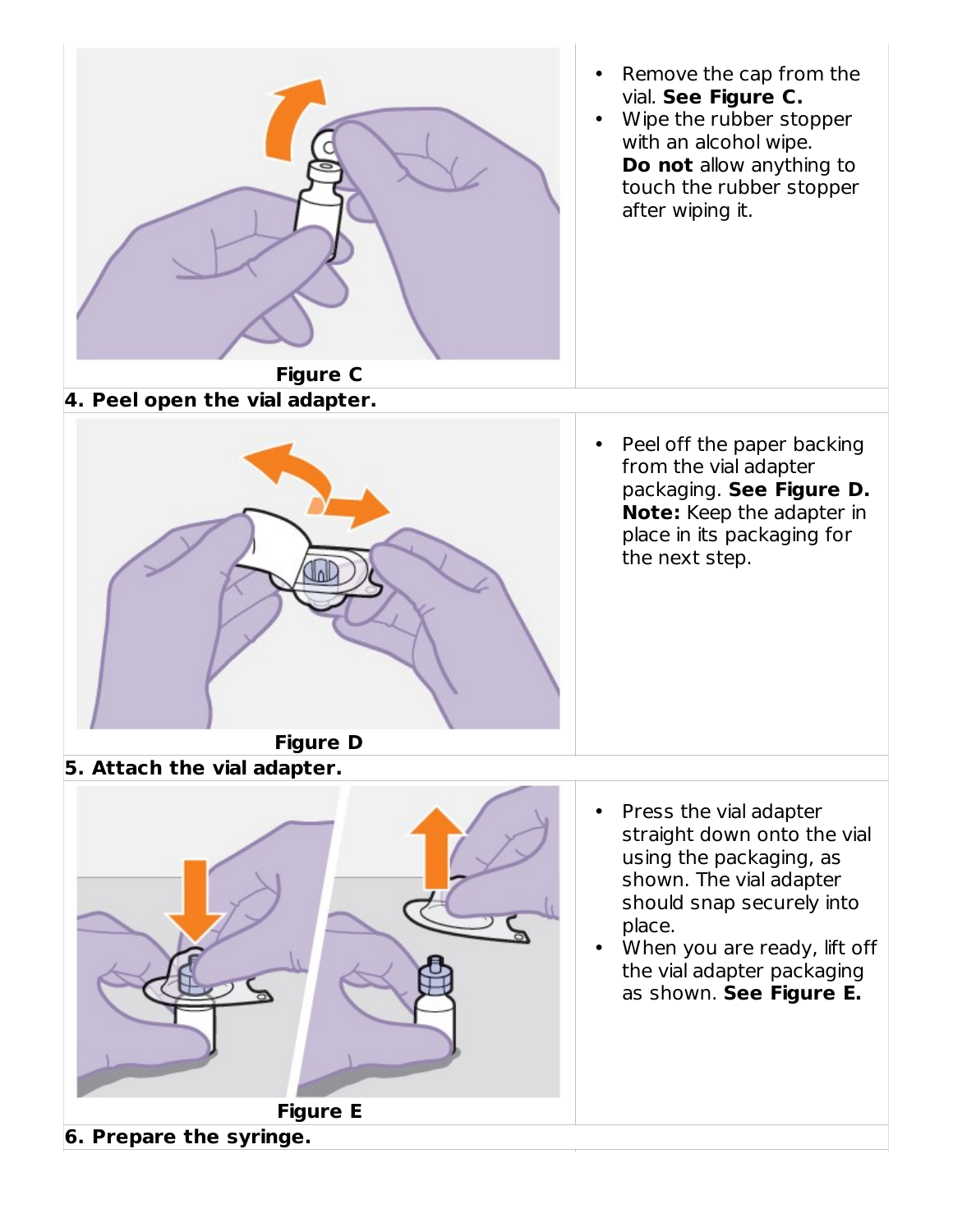Figure C

- Remove the cap from the vial. **See Figure C.**
- Wipe the rubber stopper with an alcohol wipe. **Do not** allow anything to touch the rubber stopper after wiping it.

**4. Peel open the vial adapter.**

Figure D

- Peel off the paper backing from the vial adapter packaging. **See Figure D.** **Note:** Keep the adapter in place in its packaging for the next step.

**5. Attach the vial adapter.**

Figure E

- Press the vial adapter straight down onto the vial using the packaging, as shown. The vial adapter should snap securely into place.
- When you are ready, lift off the vial adapter packaging as shown. **See Figure E.**

**6. Prepare the syringe.**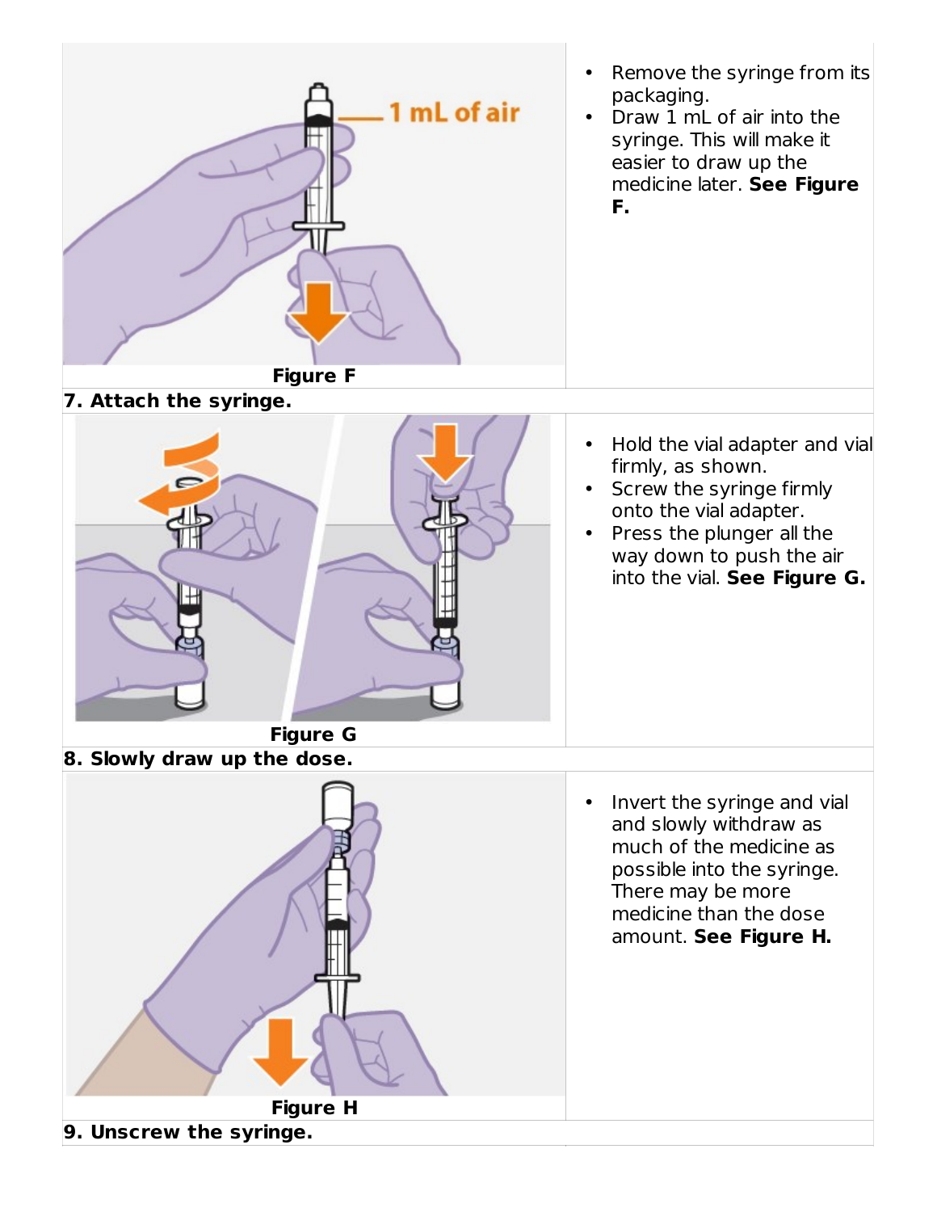- Remove the syringe from its packaging.
- Draw 1 mL of air into the syringe. This will make it easier to draw up the medicine later. **See Figure F.**

Figure F

**7. Attach the syringe.**

- Hold the vial adapter and vial firmly, as shown.
- Screw the syringe firmly onto the vial adapter.
- Press the plunger all the way down to push the air into the vial. **See Figure G.**

Figure G

**8. Slowly draw up the dose.**

- Invert the syringe and vial and slowly withdraw as much of the medicine as possible into the syringe. There may be more medicine than the dose amount. **See Figure H.**

Figure H

**9. Unscrew the syringe.**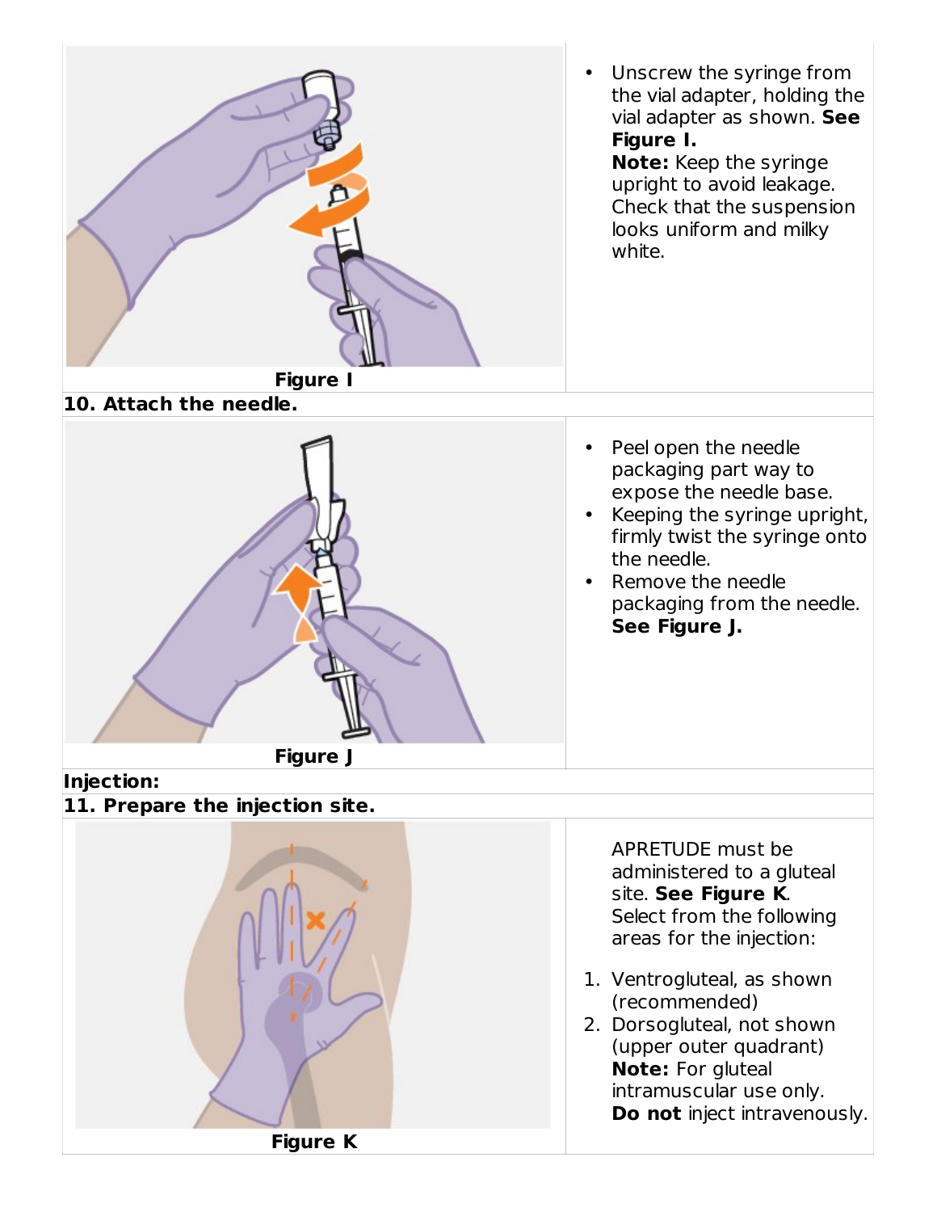Figure I

- Unscrew the syringe from the vial adapter, holding the vial adapter as shown. **See Figure I.**
  **Note:** Keep the syringe upright to avoid leakage. Check that the suspension looks uniform and milky white.

**10. Attach the needle.**

Figure J

- Peel open the needle packaging part way to expose the needle base.
- Keeping the syringe upright, firmly twist the syringe onto the needle.
- Remove the needle packaging from the needle. **See Figure J.**

**Injection:**

**11. Prepare the injection site.**

Figure K

APRETUDE must be administered to a gluteal site. **See Figure K**. Select from the following areas for the injection:

1. Ventrogluteal, as shown (recommended)
2. Dorsogluteal, not shown (upper outer quadrant)
   **Note:** For gluteal intramuscular use only.
   **Do not** inject intravenously.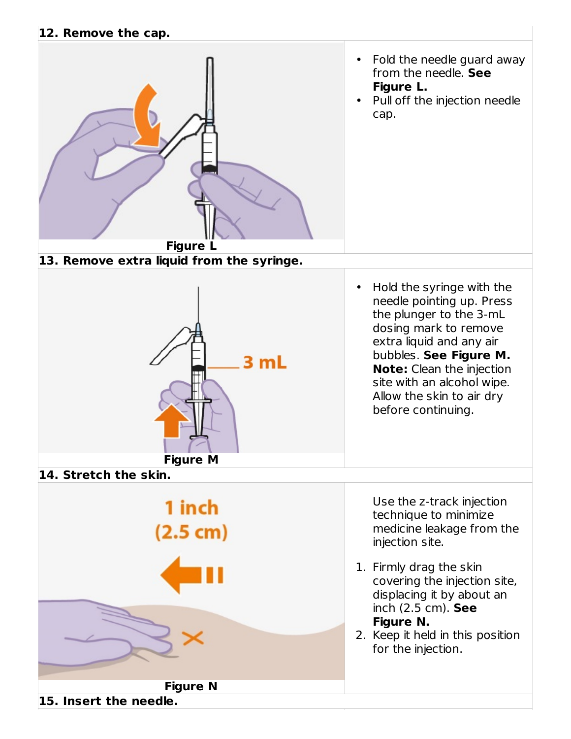**12. Remove the cap.**

Figure L

- Fold the needle guard away from the needle. **See Figure L.**
- Pull off the injection needle cap.

**13. Remove extra liquid from the syringe.**

Figure M

- Hold the syringe with the needle pointing up. Press the plunger to the 3-mL dosing mark to remove extra liquid and any air bubbles. **See Figure M.** **Note:** Clean the injection site with an alcohol wipe. Allow the skin to air dry before continuing.

**14. Stretch the skin.**

Figure N

Use the z-track injection technique to minimize medicine leakage from the injection site.

1. Firmly drag the skin covering the injection site, displacing it by about an inch (2.5 cm). **See Figure N.**
2. Keep it held in this position for the injection.

**15. Insert the needle.**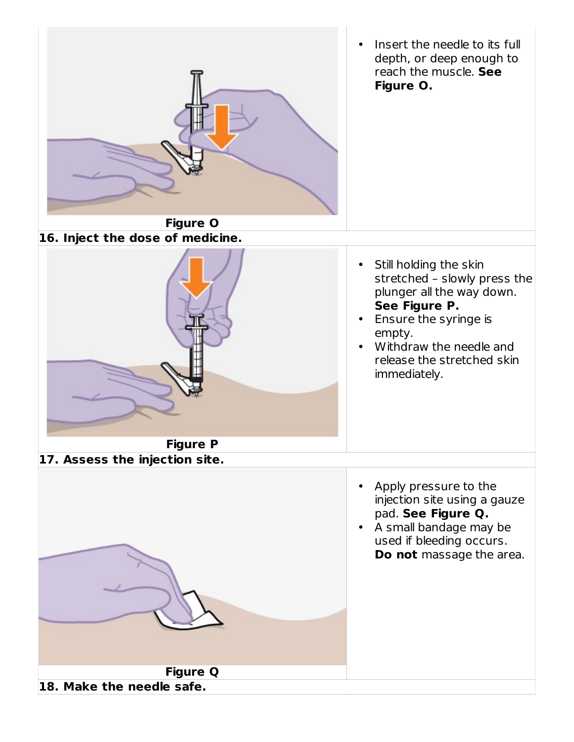- Insert the needle to its full depth, or deep enough to reach the muscle. **See Figure O.**

Figure O

**16. Inject the dose of medicine.**

- Still holding the skin stretched – slowly press the plunger all the way down. **See Figure P.**
- Ensure the syringe is empty.
- Withdraw the needle and release the stretched skin immediately.

Figure P

**17. Assess the injection site.**

- Apply pressure to the injection site using a gauze pad. **See Figure Q.**
- A small bandage may be used if bleeding occurs. **Do not** massage the area.

Figure Q

**18. Make the needle safe.**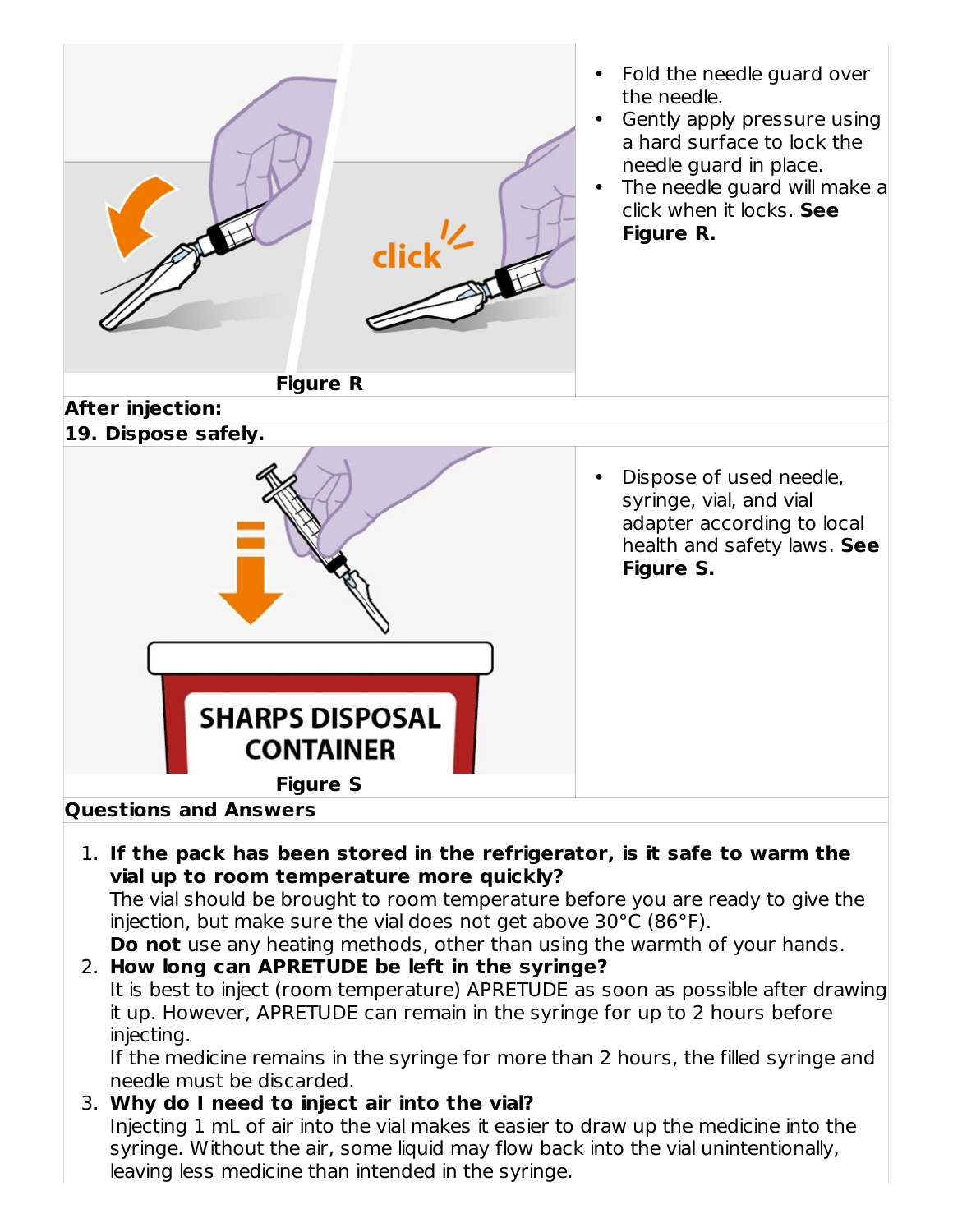- Fold the needle guard over the needle.
- Gently apply pressure using a hard surface to lock the needle guard in place.
- The needle guard will make a click when it locks. **See Figure R.**

**Figure R**

**After injection:**

**19. Dispose safely.**

- Dispose of used needle, syringe, vial, and vial adapter according to local health and safety laws. **See Figure S.**

**Figure S**

**Questions and Answers**

1. **If the pack has been stored in the refrigerator, is it safe to warm the vial up to room temperature more quickly?**
   The vial should be brought to room temperature before you are ready to give the injection, but make sure the vial does not get above 30°C (86°F).
   **Do not** use any heating methods, other than using the warmth of your hands.
2. **How long can APRETUDE be left in the syringe?**
   It is best to inject (room temperature) APRETUDE as soon as possible after drawing it up. However, APRETUDE can remain in the syringe for up to 2 hours before injecting.
   If the medicine remains in the syringe for more than 2 hours, the filled syringe and needle must be discarded.
3. **Why do I need to inject air into the vial?**
   Injecting 1 mL of air into the vial makes it easier to draw up the medicine into the syringe. Without the air, some liquid may flow back into the vial unintentionally, leaving less medicine than intended in the syringe.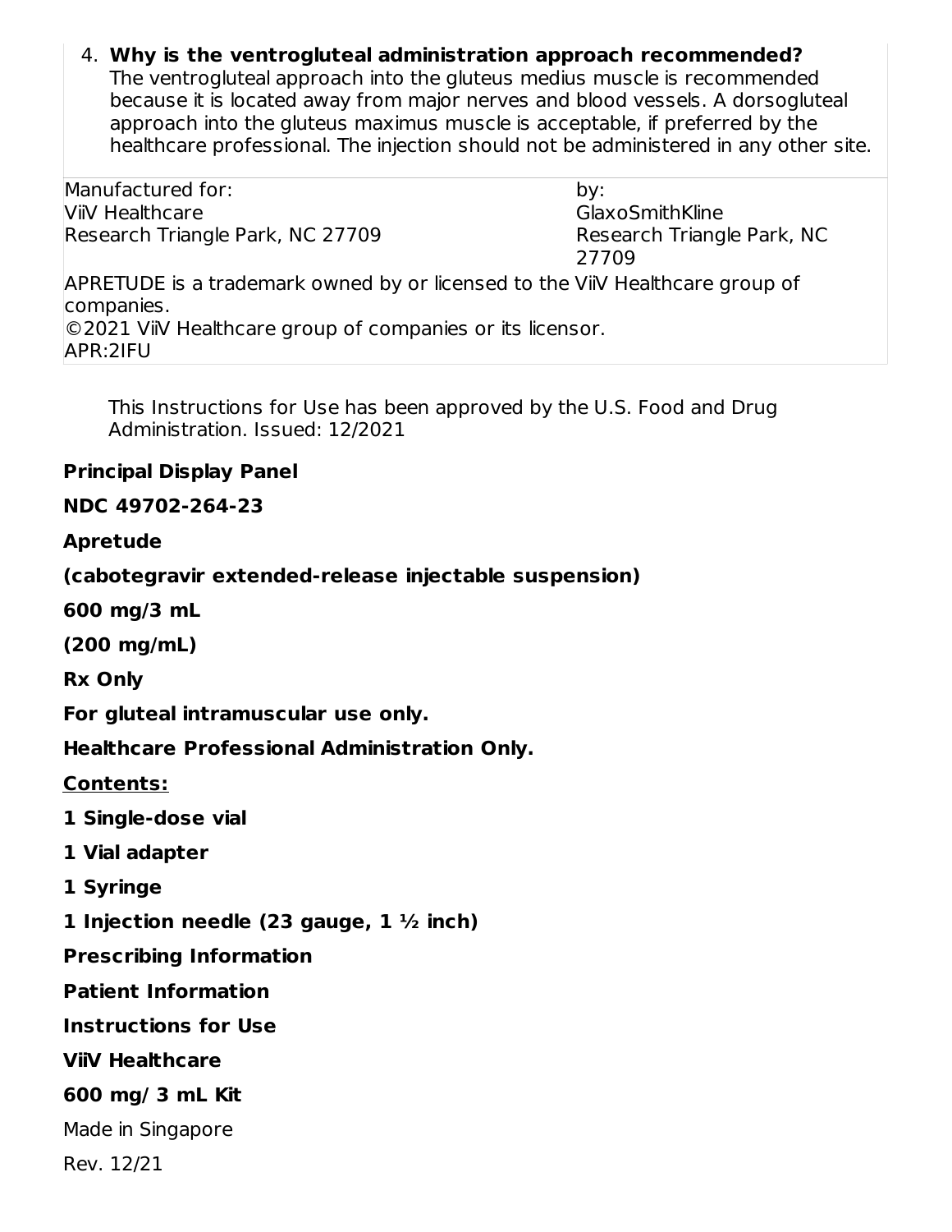4. **Why is the ventrogluteal administration approach recommended?**
   The ventrogluteal approach into the gluteus medius muscle is recommended because it is located away from major nerves and blood vessels. A dorsogluteal approach into the gluteus maximus muscle is acceptable, if preferred by the healthcare professional. The injection should not be administered in any other site.

| Manufactured for: ViiV Healthcare Research Triangle Park, NC 27709 | by: GlaxoSmithKline Research Triangle Park, NC 27709 |
| --- | --- |
| APRETUDE is a trademark owned by or licensed to the ViiV Healthcare group of companies. ©2021 ViiV Healthcare group of companies or its licensor. APR:2IFU | |

This Instructions for Use has been approved by the U.S. Food and Drug Administration. Issued: 12/2021

**Principal Display Panel**

**NDC 49702-264-23**

**Apretude**

**(cabotegravir extended-release injectable suspension)**

**600 mg/3 mL**

**(200 mg/mL)**

**Rx Only**

**For gluteal intramuscular use only.**

**Healthcare Professional Administration Only.**

**Contents:**

**1 Single-dose vial**

**1 Vial adapter**

**1 Syringe**

**1 Injection needle (23 gauge, 1 ½ inch)**

**Prescribing Information**

**Patient Information**

**Instructions for Use**

**ViiV Healthcare**

**600 mg/ 3 mL Kit**

Made in Singapore

Rev. 12/21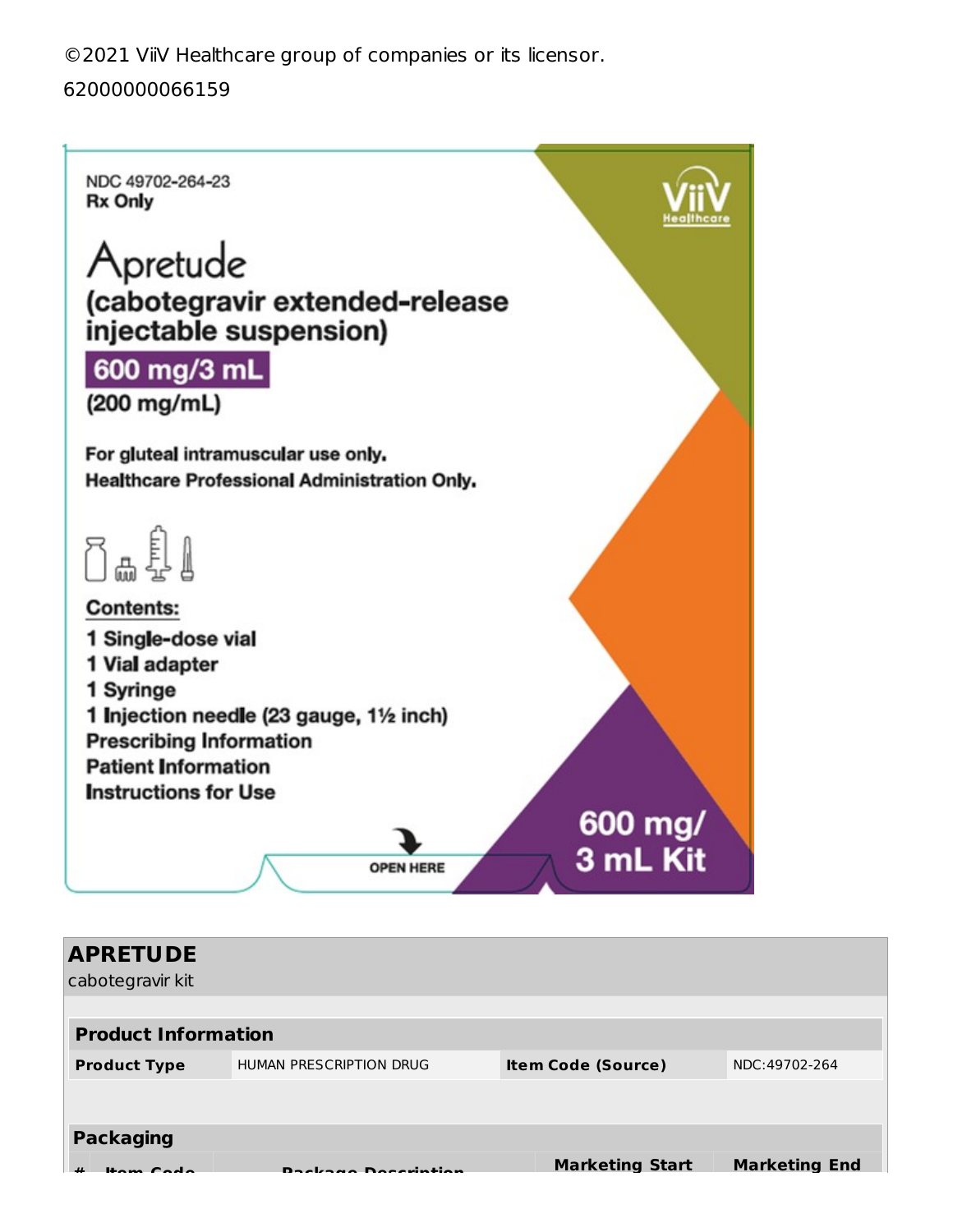©2021 ViiV Healthcare group of companies or its licensor.

62000000066159

NDC 49702-264-23

Rx Only

ViiV Healthcare

# Apretude

**(cabotegravir extended-release injectable suspension)**

**600 mg/3 mL**

**(200 mg/mL)**

**For gluteal intramuscular use only.**

**Healthcare Professional Administration Only.**

**Contents:**

**1 Single-dose vial**

**1 Vial adapter**

**1 Syringe**

**1 Injection needle (23 gauge, 1½ inch)**

**Prescribing Information**

**Patient Information**

**Instructions for Use**

OPEN HERE

**600 mg/ 3 mL Kit**

## APRETUDE

cabotegravir kit

| **Product Information** | | | |
|---|---|---|---|
| **Product Type** | HUMAN PRESCRIPTION DRUG | **Item Code (Source)** | NDC:49702-264 |

| **Packaging** | | | | |
|---|---|---|---|---|
| **#** | **Item Code** | **Package Description** | **Marketing Start** | **Marketing End** |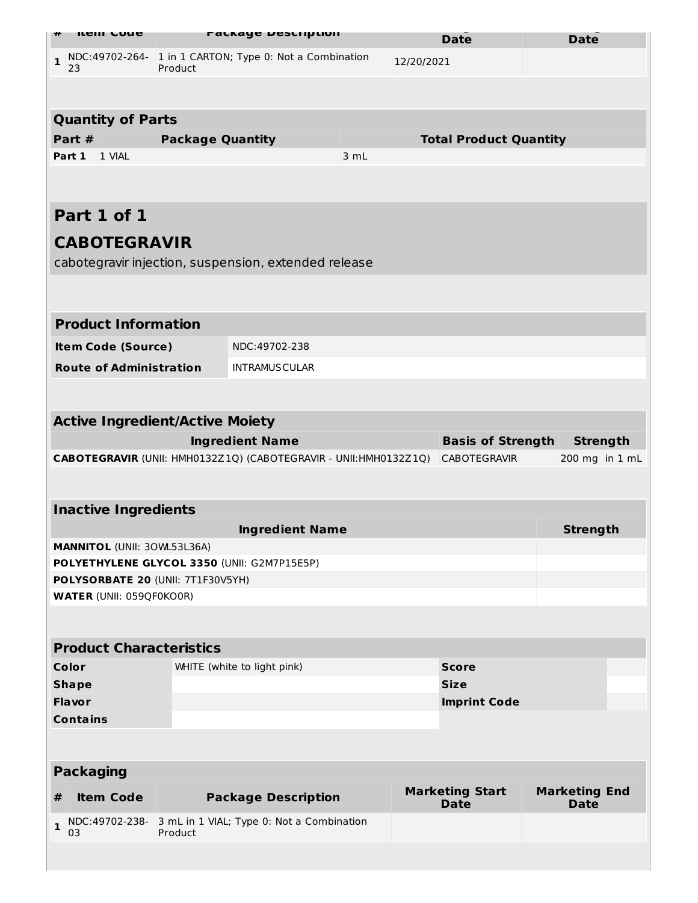| # | Item Code | Package Description | Marketing Start Date | Marketing End Date |
|---|---|---|---|---|
| 1 | NDC:49702-264-23 | 1 in 1 CARTON; Type 0: Not a Combination Product | 12/20/2021 | |

| Quantity of Parts | | |
|---|---|---|
| **Part #** | **Package Quantity** | **Total Product Quantity** |
| **Part 1** | 1 VIAL | 3 mL |

## Part 1 of 1

## CABOTEGRAVIR

cabotegravir injection, suspension, extended release

| Product Information | |
|---|---|
| **Item Code (Source)** | NDC:49702-238 |
| **Route of Administration** | INTRAMUSCULAR |

| Active Ingredient/Active Moiety | | |
|---|---|---|
| **Ingredient Name** | **Basis of Strength** | **Strength** |
| **CABOTEGRAVIR** (UNII: HMH0132Z1Q) (CABOTEGRAVIR - UNII:HMH0132Z1Q) | CABOTEGRAVIR | 200 mg in 1 mL |

| Inactive Ingredients | |
|---|---|
| **Ingredient Name** | **Strength** |
| **MANNITOL** (UNII: 3OWL53L36A) | |
| **POLYETHYLENE GLYCOL 3350** (UNII: G2M7P15E5P) | |
| **POLYSORBATE 20** (UNII: 7T1F30V5YH) | |
| **WATER** (UNII: 059QF0KO0R) | |

| Product Characteristics | | | |
|---|---|---|---|
| **Color** | WHITE (white to light pink) | **Score** | |
| **Shape** | | **Size** | |
| **Flavor** | | **Imprint Code** | |
| **Contains** | | | |

| Packaging | | | | |
|---|---|---|---|---|
| **#** | **Item Code** | **Package Description** | **Marketing Start Date** | **Marketing End Date** |
| 1 | NDC:49702-238-03 | 3 mL in 1 VIAL; Type 0: Not a Combination Product | | |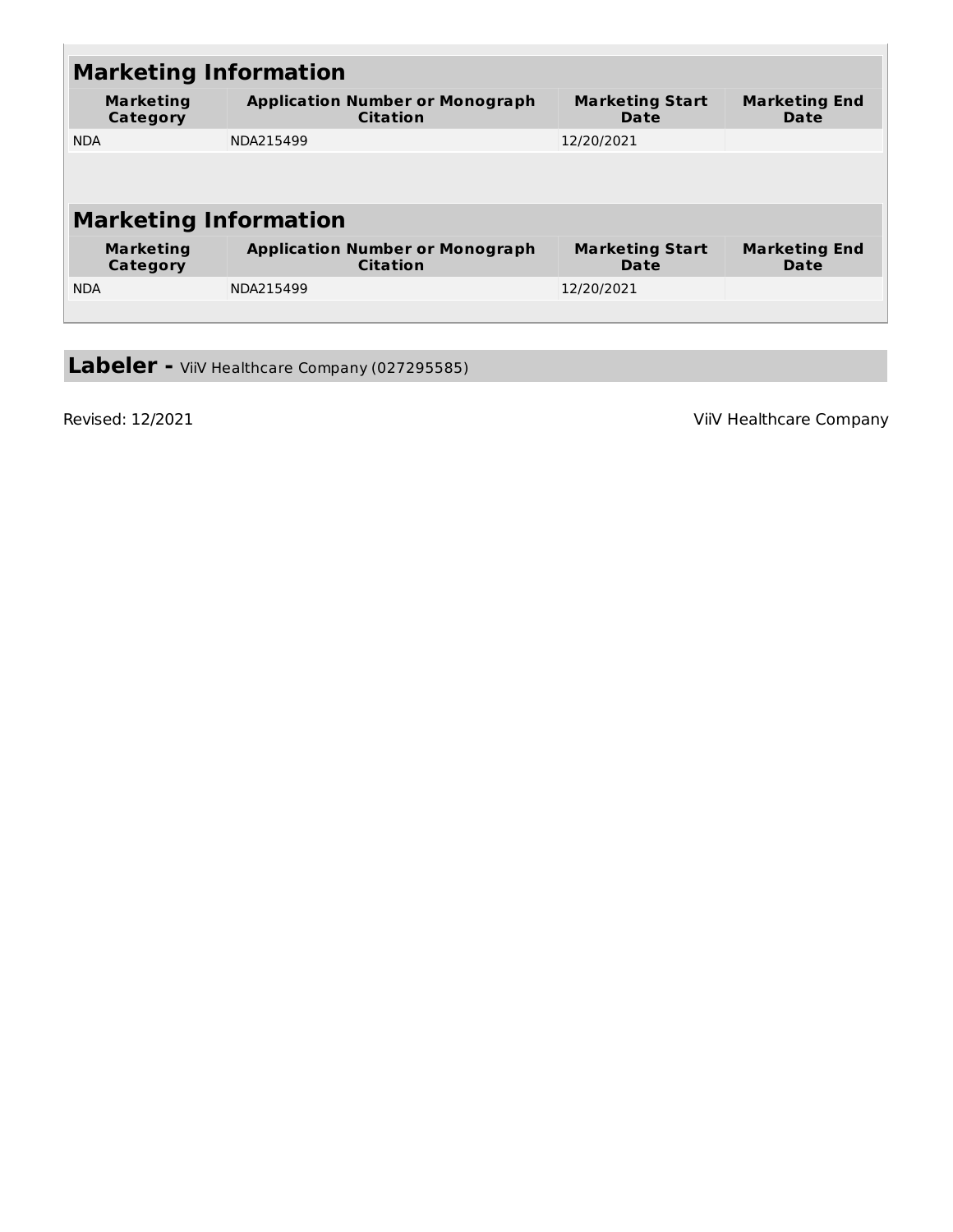## Marketing Information

| Marketing Category | Application Number or Monograph Citation | Marketing Start Date | Marketing End Date |
|---|---|---|---|
| NDA | NDA215499 | 12/20/2021 | |

## Marketing Information

| Marketing Category | Application Number or Monograph Citation | Marketing Start Date | Marketing End Date |
|---|---|---|---|
| NDA | NDA215499 | 12/20/2021 | |

**Labeler -** ViiV Healthcare Company (027295585)

Revised: 12/2021

ViiV Healthcare Company